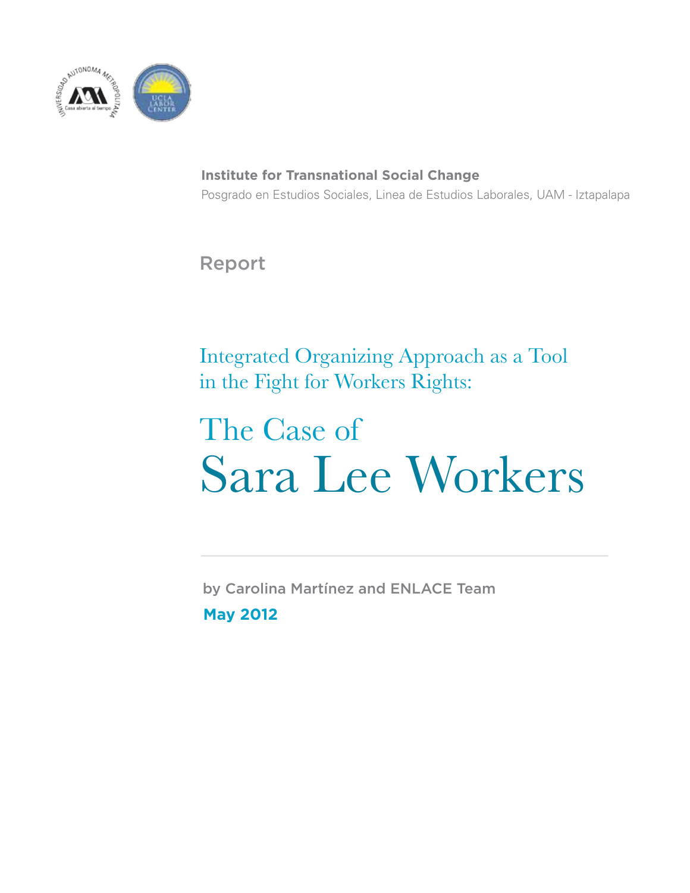**Institute for Transnational Social Change**

Posgrado en Estudios Sociales, Linea de Estudios Laborales, UAM - Iztapalapa

Report

## Integrated Organizing Approach as a Tool in the Fight for Workers Rights:

# The Case of Sara Lee Workers

by Carolina Martínez and ENLACE Team

**May 2012**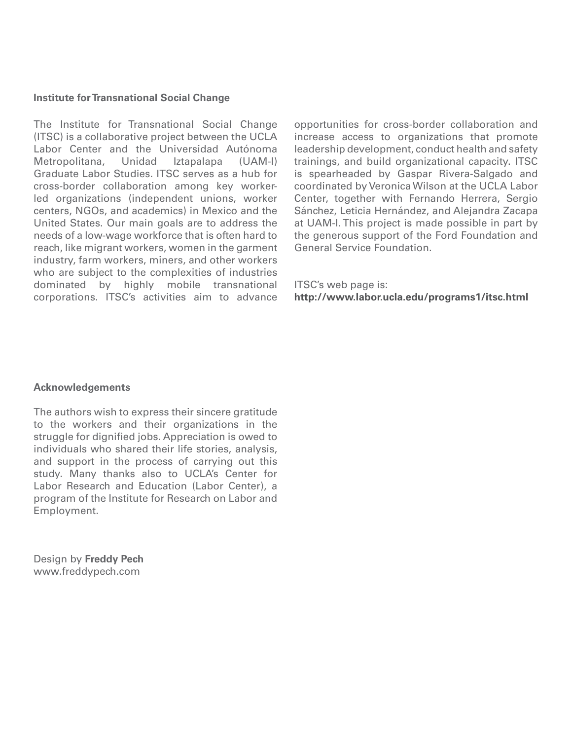## Institute for Transnational Social Change

The Institute for Transnational Social Change (ITSC) is a collaborative project between the UCLA Labor Center and the Universidad Autónoma Metropolitana, Unidad Iztapalapa (UAM-I) Graduate Labor Studies. ITSC serves as a hub for cross-border collaboration among key worker-led organizations (independent unions, worker centers, NGOs, and academics) in Mexico and the United States. Our main goals are to address the needs of a low-wage workforce that is often hard to reach, like migrant workers, women in the garment industry, farm workers, miners, and other workers who are subject to the complexities of industries dominated by highly mobile transnational corporations. ITSC's activities aim to advance opportunities for cross-border collaboration and increase access to organizations that promote leadership development, conduct health and safety trainings, and build organizational capacity. ITSC is spearheaded by Gaspar Rivera-Salgado and coordinated by Veronica Wilson at the UCLA Labor Center, together with Fernando Herrera, Sergio Sánchez, Leticia Hernández, and Alejandra Zacapa at UAM-I. This project is made possible in part by the generous support of the Ford Foundation and General Service Foundation.

ITSC's web page is:
**http://www.labor.ucla.edu/programs1/itsc.html**

## Acknowledgements

The authors wish to express their sincere gratitude to the workers and their organizations in the struggle for dignified jobs. Appreciation is owed to individuals who shared their life stories, analysis, and support in the process of carrying out this study. Many thanks also to UCLA's Center for Labor Research and Education (Labor Center), a program of the Institute for Research on Labor and Employment.

Design by **Freddy Pech**
www.freddypech.com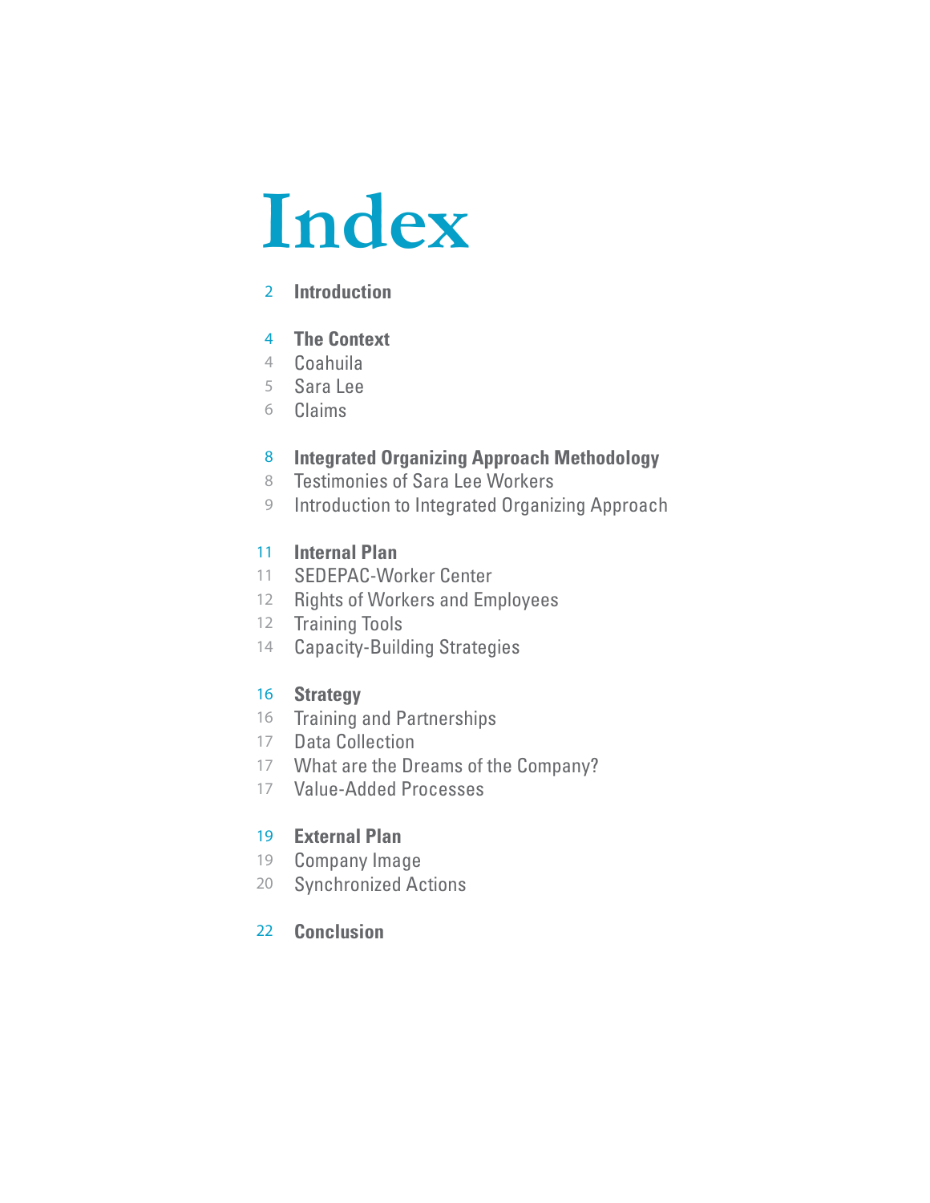# Index

2 **Introduction**

4 **The Context**
4 Coahuila
5 Sara Lee
6 Claims

8 **Integrated Organizing Approach Methodology**
8 Testimonies of Sara Lee Workers
9 Introduction to Integrated Organizing Approach

11 **Internal Plan**
11 SEDEPAC-Worker Center
12 Rights of Workers and Employees
12 Training Tools
14 Capacity-Building Strategies

16 **Strategy**
16 Training and Partnerships
17 Data Collection
17 What are the Dreams of the Company?
17 Value-Added Processes

19 **External Plan**
19 Company Image
20 Synchronized Actions

22 **Conclusion**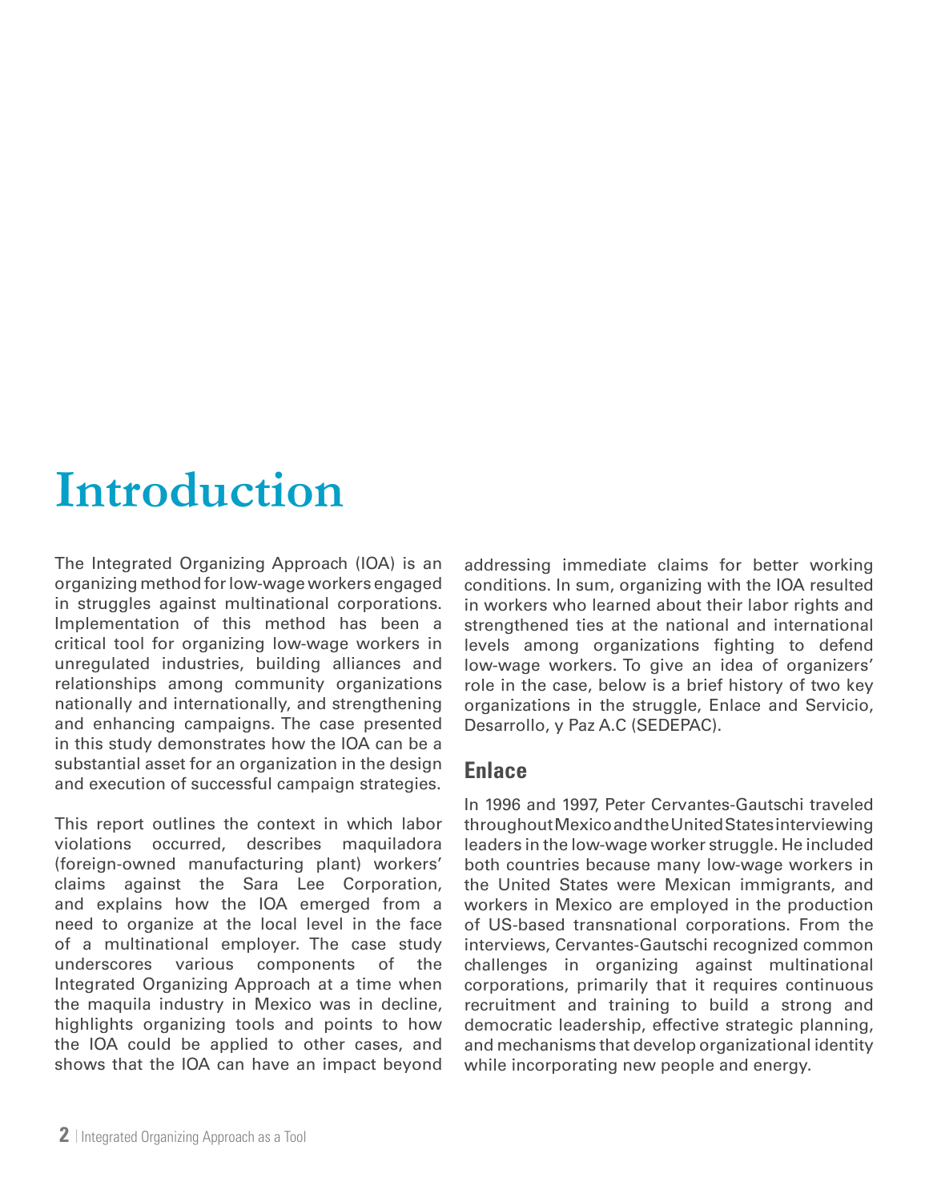# Introduction

The Integrated Organizing Approach (IOA) is an organizing method for low-wage workers engaged in struggles against multinational corporations. Implementation of this method has been a critical tool for organizing low-wage workers in unregulated industries, building alliances and relationships among community organizations nationally and internationally, and strengthening and enhancing campaigns. The case presented in this study demonstrates how the IOA can be a substantial asset for an organization in the design and execution of successful campaign strategies.

This report outlines the context in which labor violations occurred, describes maquiladora (foreign-owned manufacturing plant) workers' claims against the Sara Lee Corporation, and explains how the IOA emerged from a need to organize at the local level in the face of a multinational employer. The case study underscores various components of the Integrated Organizing Approach at a time when the maquila industry in Mexico was in decline, highlights organizing tools and points to how the IOA could be applied to other cases, and shows that the IOA can have an impact beyond addressing immediate claims for better working conditions. In sum, organizing with the IOA resulted in workers who learned about their labor rights and strengthened ties at the national and international levels among organizations fighting to defend low-wage workers. To give an idea of organizers' role in the case, below is a brief history of two key organizations in the struggle, Enlace and Servicio, Desarrollo, y Paz A.C (SEDEPAC).

## Enlace

In 1996 and 1997, Peter Cervantes-Gautschi traveled throughout Mexico and the United States interviewing leaders in the low-wage worker struggle. He included both countries because many low-wage workers in the United States were Mexican immigrants, and workers in Mexico are employed in the production of US-based transnational corporations. From the interviews, Cervantes-Gautschi recognized common challenges in organizing against multinational corporations, primarily that it requires continuous recruitment and training to build a strong and democratic leadership, effective strategic planning, and mechanisms that develop organizational identity while incorporating new people and energy.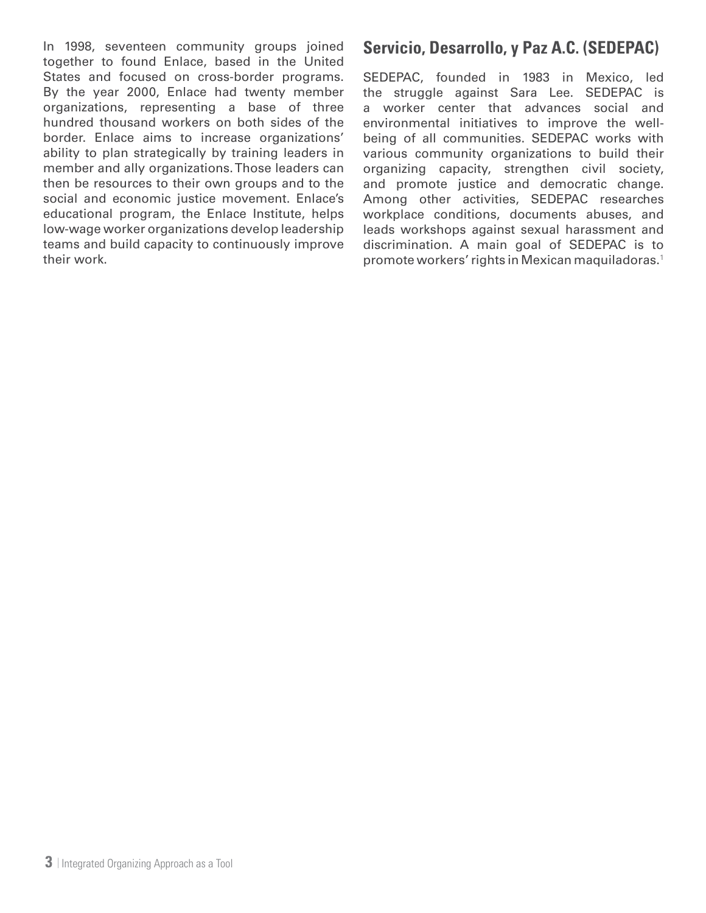In 1998, seventeen community groups joined together to found Enlace, based in the United States and focused on cross-border programs. By the year 2000, Enlace had twenty member organizations, representing a base of three hundred thousand workers on both sides of the border. Enlace aims to increase organizations' ability to plan strategically by training leaders in member and ally organizations. Those leaders can then be resources to their own groups and to the social and economic justice movement. Enlace's educational program, the Enlace Institute, helps low-wage worker organizations develop leadership teams and build capacity to continuously improve their work.

## Servicio, Desarrollo, y Paz A.C. (SEDEPAC)

SEDEPAC, founded in 1983 in Mexico, led the struggle against Sara Lee. SEDEPAC is a worker center that advances social and environmental initiatives to improve the well-being of all communities. SEDEPAC works with various community organizations to build their organizing capacity, strengthen civil society, and promote justice and democratic change. Among other activities, SEDEPAC researches workplace conditions, documents abuses, and leads workshops against sexual harassment and discrimination. A main goal of SEDEPAC is to promote workers' rights in Mexican maquiladoras.[1]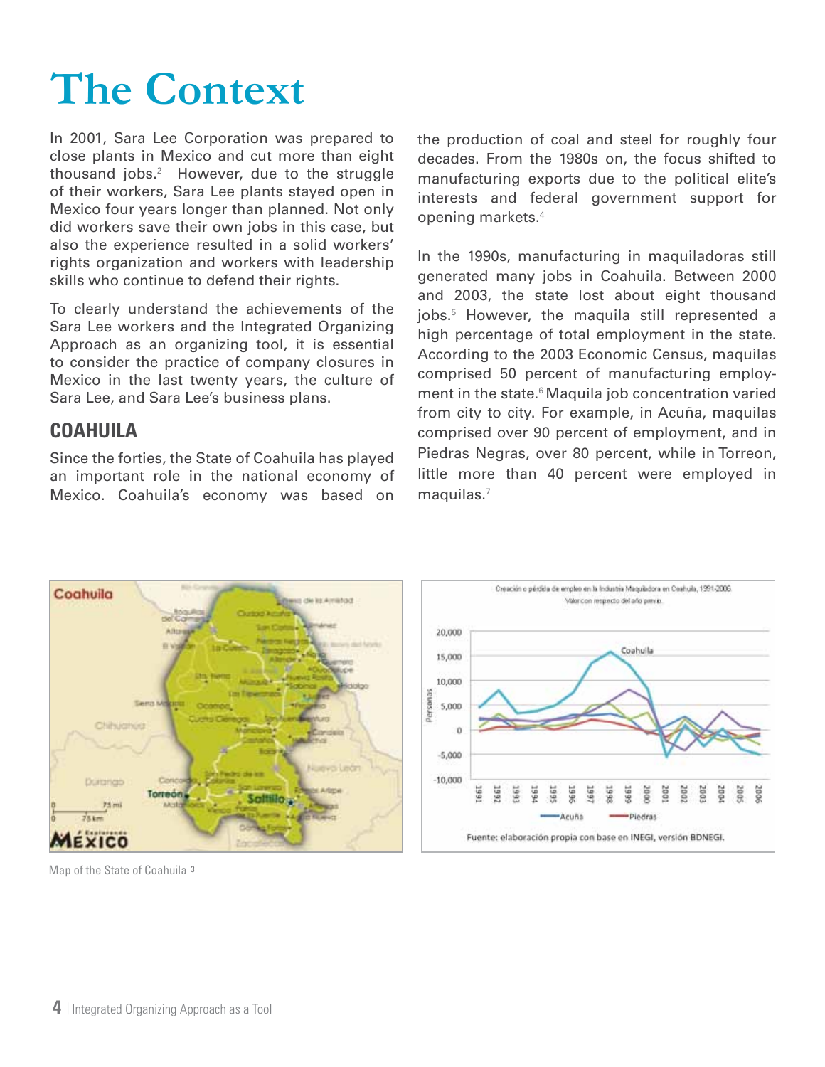# The Context

In 2001, Sara Lee Corporation was prepared to close plants in Mexico and cut more than eight thousand jobs.[2] However, due to the struggle of their workers, Sara Lee plants stayed open in Mexico four years longer than planned. Not only did workers save their own jobs in this case, but also the experience resulted in a solid workers' rights organization and workers with leadership skills who continue to defend their rights.

To clearly understand the achievements of the Sara Lee workers and the Integrated Organizing Approach as an organizing tool, it is essential to consider the practice of company closures in Mexico in the last twenty years, the culture of Sara Lee, and Sara Lee's business plans.

## COAHUILA

Since the forties, the State of Coahuila has played an important role in the national economy of Mexico. Coahuila's economy was based on the production of coal and steel for roughly four decades. From the 1980s on, the focus shifted to manufacturing exports due to the political elite's interests and federal government support for opening markets.[4]

In the 1990s, manufacturing in maquiladoras still generated many jobs in Coahuila. Between 2000 and 2003, the state lost about eight thousand jobs.[5] However, the maquila still represented a high percentage of total employment in the state. According to the 2003 Economic Census, maquilas comprised 50 percent of manufacturing employment in the state.[6] Maquila job concentration varied from city to city. For example, in Acuña, maquilas comprised over 90 percent of employment, and in Piedras Negras, over 80 percent, while in Torreon, little more than 40 percent were employed in maquilas.[7]

Map of the State of Coahuila [3]

Creación o pérdida de empleo en la Industria Maquiladora en Coahuila, 1991-2006
Valor con respecto del año previo.

Fuente: elaboración propia con base en INEGI, versión BDNEGI.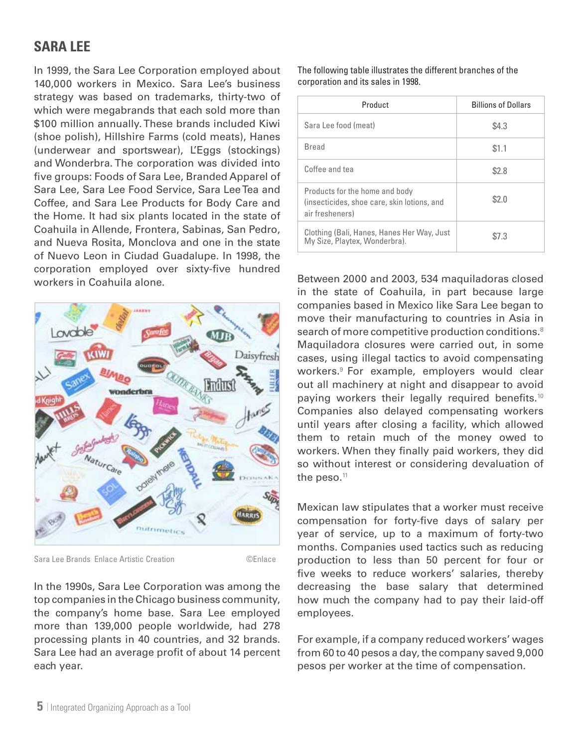## SARA LEE

In 1999, the Sara Lee Corporation employed about 140,000 workers in Mexico. Sara Lee's business strategy was based on trademarks, thirty-two of which were megabrands that each sold more than $100 million annually. These brands included Kiwi (shoe polish), Hillshire Farms (cold meats), Hanes (underwear and sportswear), L'Eggs (stockings) and Wonderbra. The corporation was divided into five groups: Foods of Sara Lee, Branded Apparel of Sara Lee, Sara Lee Food Service, Sara Lee Tea and Coffee, and Sara Lee Products for Body Care and the Home. It had six plants located in the state of Coahuila in Allende, Frontera, Sabinas, San Pedro, and Nueva Rosita, Monclova and one in the state of Nuevo Leon in Ciudad Guadalupe. In 1998, the corporation employed over sixty-five hundred workers in Coahuila alone.

Sara Lee Brands Enlace Artistic Creation ©Enlace

In the 1990s, Sara Lee Corporation was among the top companies in the Chicago business community, the company's home base. Sara Lee employed more than 139,000 people worldwide, had 278 processing plants in 40 countries, and 32 brands. Sara Lee had an average profit of about 14 percent each year.

The following table illustrates the different branches of the corporation and its sales in 1998.

| Product | Billions of Dollars |
|---|---|
| Sara Lee food (meat) | $4.3 |
| Bread | $1.1 |
| Coffee and tea | $2.8 |
| Products for the home and body (insecticides, shoe care, skin lotions, and air fresheners) | $2.0 |
| Clothing (Bali, Hanes, Hanes Her Way, Just My Size, Playtex, Wonderbra). | $7.3 |

Between 2000 and 2003, 534 maquiladoras closed in the state of Coahuila, in part because large companies based in Mexico like Sara Lee began to move their manufacturing to countries in Asia in search of more competitive production conditions.[8] Maquiladora closures were carried out, in some cases, using illegal tactics to avoid compensating workers.[9] For example, employers would clear out all machinery at night and disappear to avoid paying workers their legally required benefits.[10] Companies also delayed compensating workers until years after closing a facility, which allowed them to retain much of the money owed to workers. When they finally paid workers, they did so without interest or considering devaluation of the peso.[11]

Mexican law stipulates that a worker must receive compensation for forty-five days of salary per year of service, up to a maximum of forty-two months. Companies used tactics such as reducing production to less than 50 percent for four or five weeks to reduce workers' salaries, thereby decreasing the base salary that determined how much the company had to pay their laid-off employees.

For example, if a company reduced workers' wages from 60 to 40 pesos a day, the company saved 9,000 pesos per worker at the time of compensation.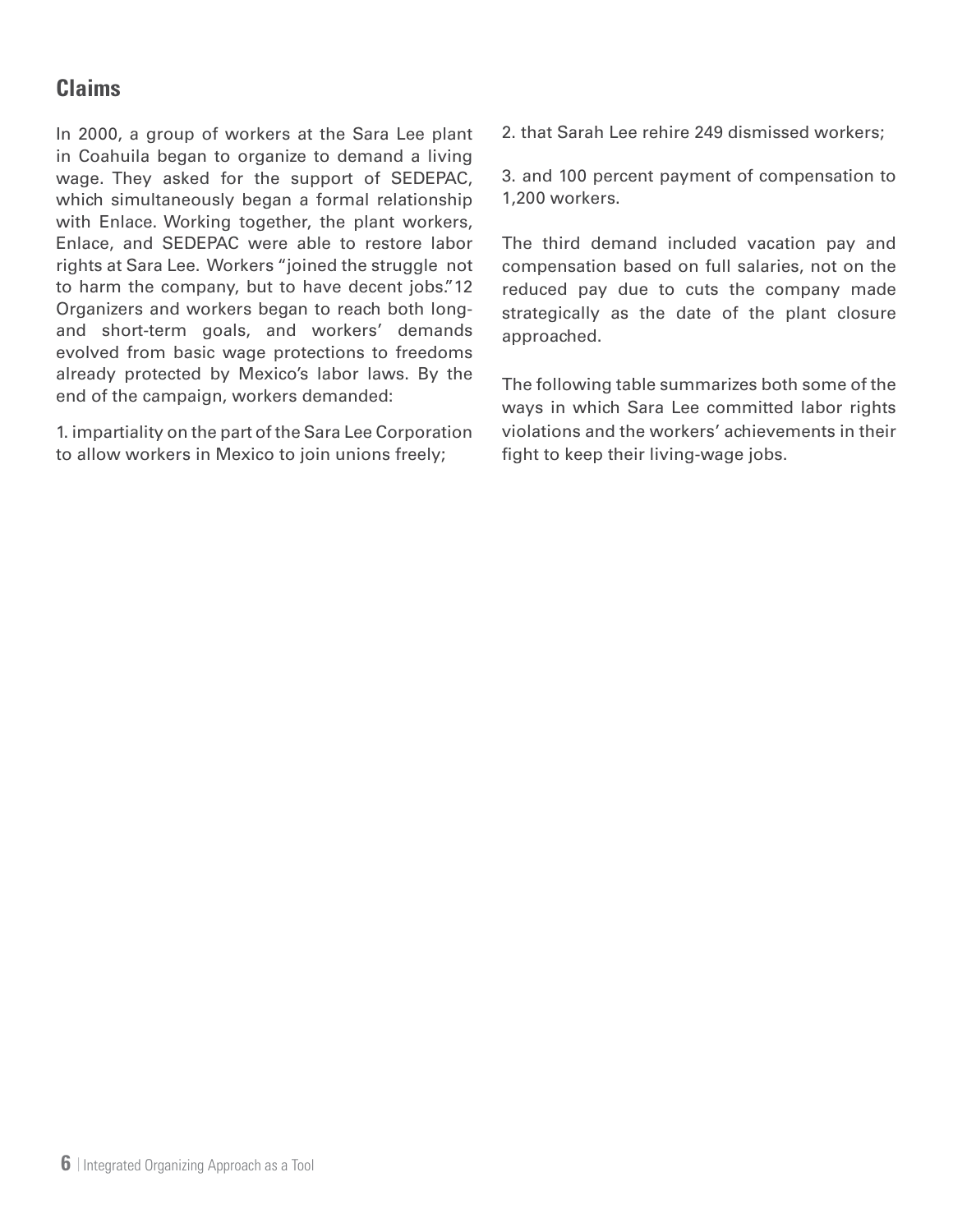## Claims

In 2000, a group of workers at the Sara Lee plant in Coahuila began to organize to demand a living wage. They asked for the support of SEDEPAC, which simultaneously began a formal relationship with Enlace. Working together, the plant workers, Enlace, and SEDEPAC were able to restore labor rights at Sara Lee. Workers "joined the struggle not to harm the company, but to have decent jobs."[12] Organizers and workers began to reach both long- and short-term goals, and workers' demands evolved from basic wage protections to freedoms already protected by Mexico's labor laws. By the end of the campaign, workers demanded:

1. impartiality on the part of the Sara Lee Corporation to allow workers in Mexico to join unions freely;

2. that Sarah Lee rehire 249 dismissed workers;

3. and 100 percent payment of compensation to 1,200 workers.

The third demand included vacation pay and compensation based on full salaries, not on the reduced pay due to cuts the company made strategically as the date of the plant closure approached.

The following table summarizes both some of the ways in which Sara Lee committed labor rights violations and the workers' achievements in their fight to keep their living-wage jobs.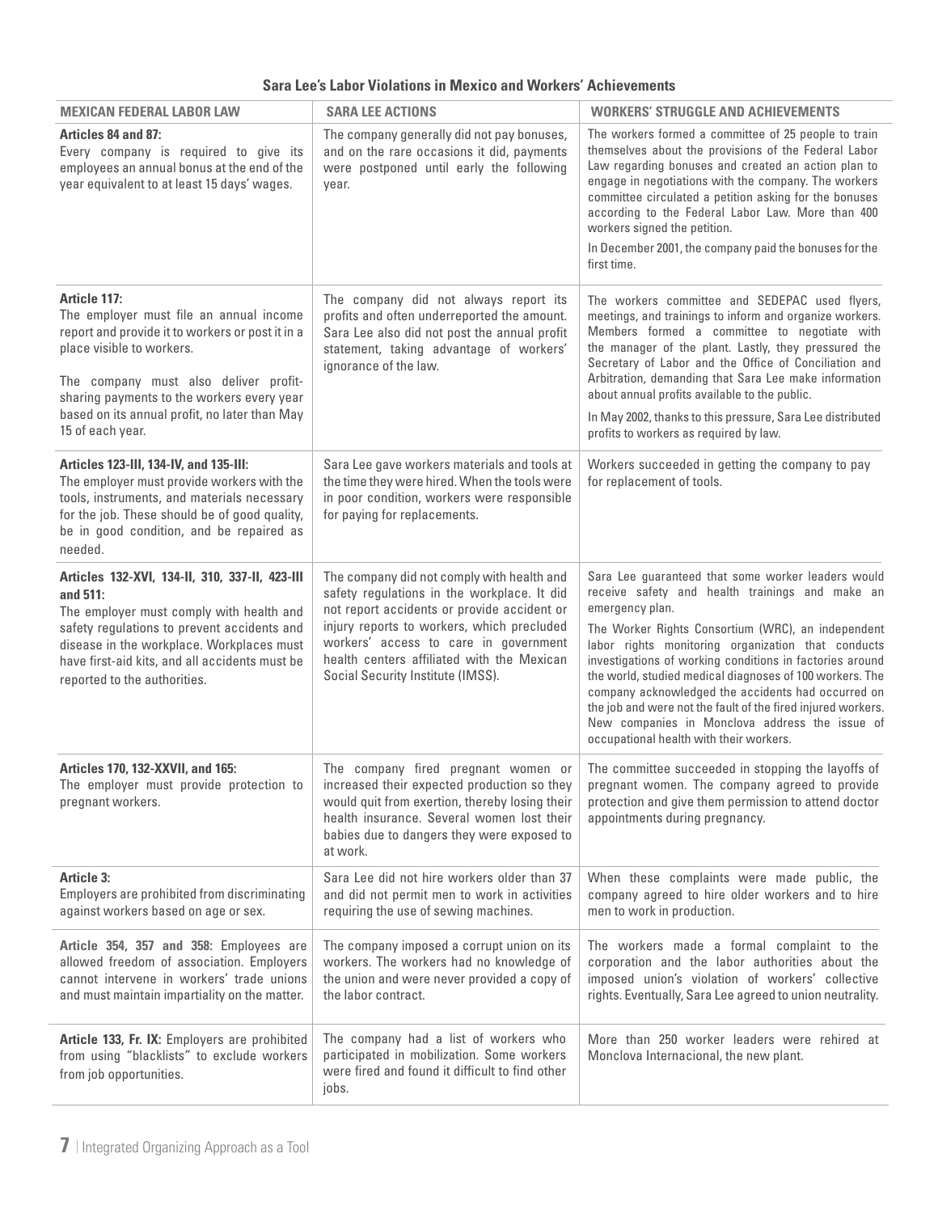**Sara Lee's Labor Violations in Mexico and Workers' Achievements**

| MEXICAN FEDERAL LABOR LAW | SARA LEE ACTIONS | WORKERS' STRUGGLE AND ACHIEVEMENTS |
|---|---|---|
| **Articles 84 and 87:** Every company is required to give its employees an annual bonus at the end of the year equivalent to at least 15 days' wages. | The company generally did not pay bonuses, and on the rare occasions it did, payments were postponed until early the following year. | The workers formed a committee of 25 people to train themselves about the provisions of the Federal Labor Law regarding bonuses and created an action plan to engage in negotiations with the company. The workers committee circulated a petition asking for the bonuses according to the Federal Labor Law. More than 400 workers signed the petition. In December 2001, the company paid the bonuses for the first time. |
| **Article 117:** The employer must file an annual income report and provide it to workers or post it in a place visible to workers. The company must also deliver profit-sharing payments to the workers every year based on its annual profit, no later than May 15 of each year. | The company did not always report its profits and often underreported the amount. Sara Lee also did not post the annual profit statement, taking advantage of workers' ignorance of the law. | The workers committee and SEDEPAC used flyers, meetings, and trainings to inform and organize workers. Members formed a committee to negotiate with the manager of the plant. Lastly, they pressured the Secretary of Labor and the Office of Conciliation and Arbitration, demanding that Sara Lee make information about annual profits available to the public. In May 2002, thanks to this pressure, Sara Lee distributed profits to workers as required by law. |
| **Articles 123-III, 134-IV, and 135-III:** The employer must provide workers with the tools, instruments, and materials necessary for the job. These should be of good quality, be in good condition, and be repaired as needed. | Sara Lee gave workers materials and tools at the time they were hired. When the tools were in poor condition, workers were responsible for paying for replacements. | Workers succeeded in getting the company to pay for replacement of tools. |
| **Articles 132-XVI, 134-II, 310, 337-II, 423-III and 511:** The employer must comply with health and safety regulations to prevent accidents and disease in the workplace. Workplaces must have first-aid kits, and all accidents must be reported to the authorities. | The company did not comply with health and safety regulations in the workplace. It did not report accidents or provide accident or injury reports to workers, which precluded workers' access to care in government health centers affiliated with the Mexican Social Security Institute (IMSS). | Sara Lee guaranteed that some worker leaders would receive safety and health trainings and make an emergency plan. The Worker Rights Consortium (WRC), an independent labor rights monitoring organization that conducts investigations of working conditions in factories around the world, studied medical diagnoses of 100 workers. The company acknowledged the accidents had occurred on the job and were not the fault of the fired injured workers. New companies in Monclova address the issue of occupational health with their workers. |
| **Articles 170, 132-XXVII, and 165:** The employer must provide protection to pregnant workers. | The company fired pregnant women or increased their expected production so they would quit from exertion, thereby losing their health insurance. Several women lost their babies due to dangers they were exposed to at work. | The committee succeeded in stopping the layoffs of pregnant women. The company agreed to provide protection and give them permission to attend doctor appointments during pregnancy. |
| **Article 3:** Employers are prohibited from discriminating against workers based on age or sex. | Sara Lee did not hire workers older than 37 and did not permit men to work in activities requiring the use of sewing machines. | When these complaints were made public, the company agreed to hire older workers and to hire men to work in production. |
| **Article 354, 357 and 358:** Employees are allowed freedom of association. Employers cannot intervene in workers' trade unions and must maintain impartiality on the matter. | The company imposed a corrupt union on its workers. The workers had no knowledge of the union and were never provided a copy of the labor contract. | The workers made a formal complaint to the corporation and the labor authorities about the imposed union's violation of workers' collective rights. Eventually, Sara Lee agreed to union neutrality. |
| **Article 133, Fr. IX:** Employers are prohibited from using "blacklists" to exclude workers from job opportunities. | The company had a list of workers who participated in mobilization. Some workers were fired and found it difficult to find other jobs. | More than 250 worker leaders were rehired at Monclova Internacional, the new plant. |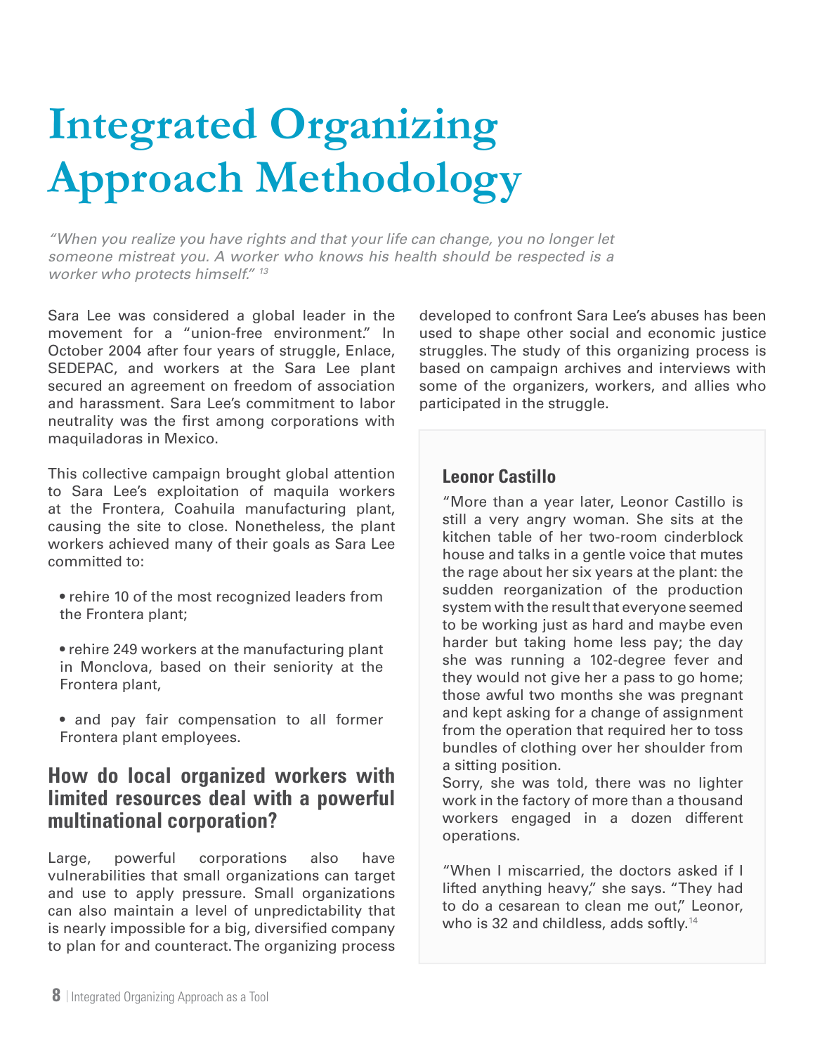# Integrated Organizing Approach Methodology

*"When you realize you have rights and that your life can change, you no longer let someone mistreat you. A worker who knows his health should be respected is a worker who protects himself."* [13]

Sara Lee was considered a global leader in the movement for a "union-free environment." In October 2004 after four years of struggle, Enlace, SEDEPAC, and workers at the Sara Lee plant secured an agreement on freedom of association and harassment. Sara Lee's commitment to labor neutrality was the first among corporations with maquiladoras in Mexico.

This collective campaign brought global attention to Sara Lee's exploitation of maquila workers at the Frontera, Coahuila manufacturing plant, causing the site to close. Nonetheless, the plant workers achieved many of their goals as Sara Lee committed to:

- rehire 10 of the most recognized leaders from the Frontera plant;
- rehire 249 workers at the manufacturing plant in Monclova, based on their seniority at the Frontera plant,
- and pay fair compensation to all former Frontera plant employees.

## How do local organized workers with limited resources deal with a powerful multinational corporation?

Large, powerful corporations also have vulnerabilities that small organizations can target and use to apply pressure. Small organizations can also maintain a level of unpredictability that is nearly impossible for a big, diversified company to plan for and counteract. The organizing process developed to confront Sara Lee's abuses has been used to shape other social and economic justice struggles. The study of this organizing process is based on campaign archives and interviews with some of the organizers, workers, and allies who participated in the struggle.

### Leonor Castillo

"More than a year later, Leonor Castillo is still a very angry woman. She sits at the kitchen table of her two-room cinderblock house and talks in a gentle voice that mutes the rage about her six years at the plant: the sudden reorganization of the production system with the result that everyone seemed to be working just as hard and maybe even harder but taking home less pay; the day she was running a 102-degree fever and they would not give her a pass to go home; those awful two months she was pregnant and kept asking for a change of assignment from the operation that required her to toss bundles of clothing over her shoulder from a sitting position.
Sorry, she was told, there was no lighter work in the factory of more than a thousand workers engaged in a dozen different operations.

"When I miscarried, the doctors asked if I lifted anything heavy," she says. "They had to do a cesarean to clean me out," Leonor, who is 32 and childless, adds softly.[14]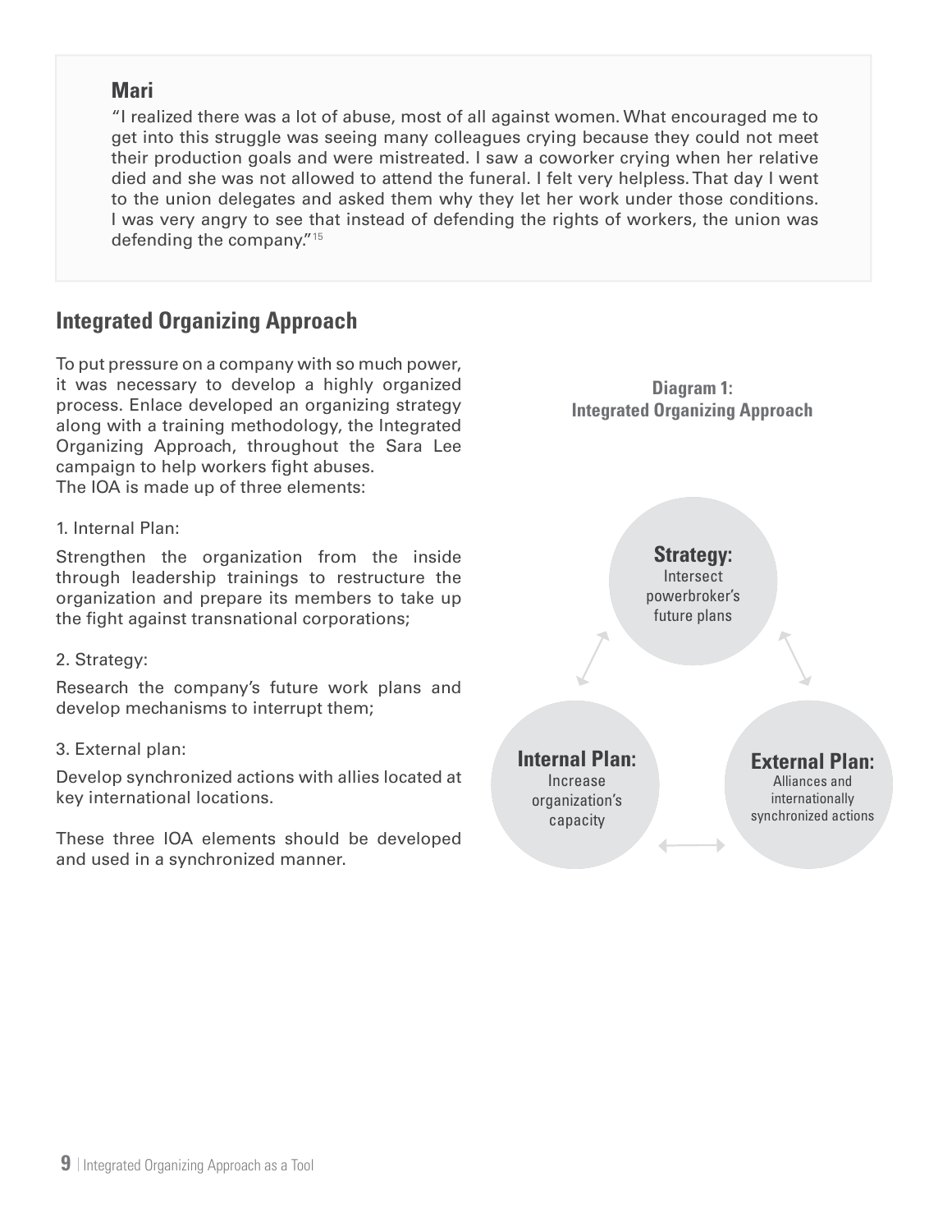### Mari

"I realized there was a lot of abuse, most of all against women. What encouraged me to get into this struggle was seeing many colleagues crying because they could not meet their production goals and were mistreated. I saw a coworker crying when her relative died and she was not allowed to attend the funeral. I felt very helpless. That day I went to the union delegates and asked them why they let her work under those conditions. I was very angry to see that instead of defending the rights of workers, the union was defending the company."[15]

## Integrated Organizing Approach

To put pressure on a company with so much power, it was necessary to develop a highly organized process. Enlace developed an organizing strategy along with a training methodology, the Integrated Organizing Approach, throughout the Sara Lee campaign to help workers fight abuses.
The IOA is made up of three elements:

1. Internal Plan:

Strengthen the organization from the inside through leadership trainings to restructure the organization and prepare its members to take up the fight against transnational corporations;

2. Strategy:

Research the company's future work plans and develop mechanisms to interrupt them;

3. External plan:

Develop synchronized actions with allies located at key international locations.

These three IOA elements should be developed and used in a synchronized manner.

**Diagram 1: Integrated Organizing Approach**

**Strategy:** Intersect powerbroker's future plans

**Internal Plan:** Increase organization's capacity

**External Plan:** Alliances and internationally synchronized actions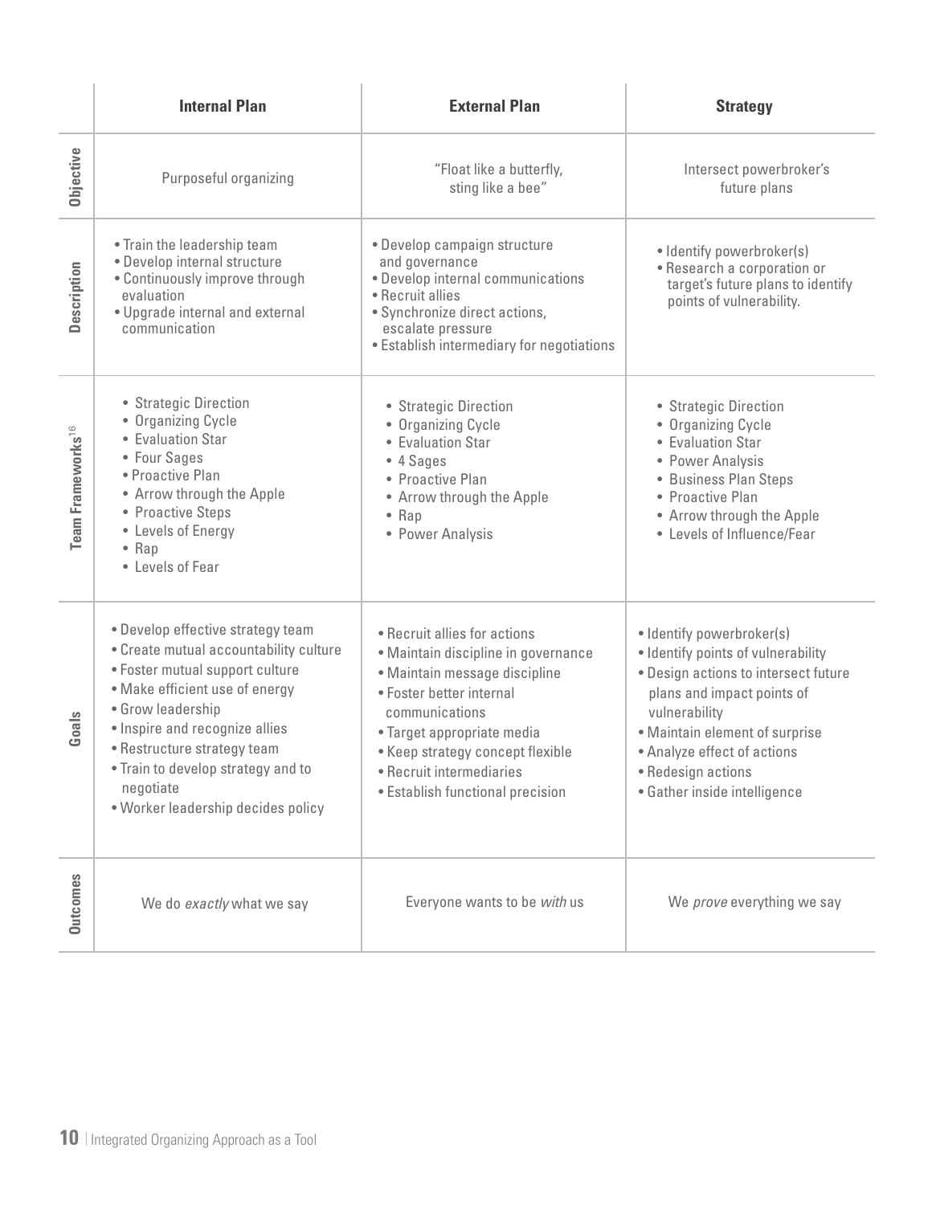| | Internal Plan | External Plan | Strategy |
|---|---|---|---|
| **Objective** | Purposeful organizing | "Float like a butterfly, sting like a bee" | Intersect powerbroker's future plans |
| **Description** | • Train the leadership team<br>• Develop internal structure<br>• Continuously improve through evaluation<br>• Upgrade internal and external communication | • Develop campaign structure and governance<br>• Develop internal communications<br>• Recruit allies<br>• Synchronize direct actions, escalate pressure<br>• Establish intermediary for negotiations | • Identify powerbroker(s)<br>• Research a corporation or target's future plans to identify points of vulnerability. |
| **Team Frameworks**[16] | • Strategic Direction<br>• Organizing Cycle<br>• Evaluation Star<br>• Four Sages<br>• Proactive Plan<br>• Arrow through the Apple<br>• Proactive Steps<br>• Levels of Energy<br>• Rap<br>• Levels of Fear | • Strategic Direction<br>• Organizing Cycle<br>• Evaluation Star<br>• 4 Sages<br>• Proactive Plan<br>• Arrow through the Apple<br>• Rap<br>• Power Analysis | • Strategic Direction<br>• Organizing Cycle<br>• Evaluation Star<br>• Power Analysis<br>• Business Plan Steps<br>• Proactive Plan<br>• Arrow through the Apple<br>• Levels of Influence/Fear |
| **Goals** | • Develop effective strategy team<br>• Create mutual accountability culture<br>• Foster mutual support culture<br>• Make efficient use of energy<br>• Grow leadership<br>• Inspire and recognize allies<br>• Restructure strategy team<br>• Train to develop strategy and to negotiate<br>• Worker leadership decides policy | • Recruit allies for actions<br>• Maintain discipline in governance<br>• Maintain message discipline<br>• Foster better internal communications<br>• Target appropriate media<br>• Keep strategy concept flexible<br>• Recruit intermediaries<br>• Establish functional precision | • Identify powerbroker(s)<br>• Identify points of vulnerability<br>• Design actions to intersect future plans and impact points of vulnerability<br>• Maintain element of surprise<br>• Analyze effect of actions<br>• Redesign actions<br>• Gather inside intelligence |
| **Outcomes** | We do *exactly* what we say | Everyone wants to be *with* us | We *prove* everything we say |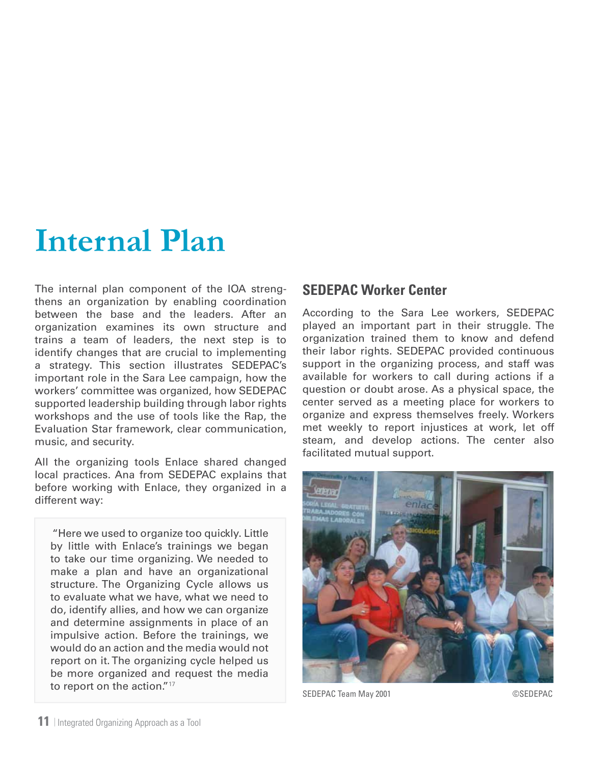# Internal Plan

The internal plan component of the IOA strengthens an organization by enabling coordination between the base and the leaders. After an organization examines its own structure and trains a team of leaders, the next step is to identify changes that are crucial to implementing a strategy. This section illustrates SEDEPAC's important role in the Sara Lee campaign, how the workers' committee was organized, how SEDEPAC supported leadership building through labor rights workshops and the use of tools like the Rap, the Evaluation Star framework, clear communication, music, and security.

All the organizing tools Enlace shared changed local practices. Ana from SEDEPAC explains that before working with Enlace, they organized in a different way:

> "Here we used to organize too quickly. Little by little with Enlace's trainings we began to take our time organizing. We needed to make a plan and have an organizational structure. The Organizing Cycle allows us to evaluate what we have, what we need to do, identify allies, and how we can organize and determine assignments in place of an impulsive action. Before the trainings, we would do an action and the media would not report on it. The organizing cycle helped us be more organized and request the media to report on the action."[17]

## SEDEPAC Worker Center

According to the Sara Lee workers, SEDEPAC played an important part in their struggle. The organization trained them to know and defend their labor rights. SEDEPAC provided continuous support in the organizing process, and staff was available for workers to call during actions if a question or doubt arose. As a physical space, the center served as a meeting place for workers to organize and express themselves freely. Workers met weekly to report injustices at work, let off steam, and develop actions. The center also facilitated mutual support.

SEDEPAC Team May 2001 ©SEDEPAC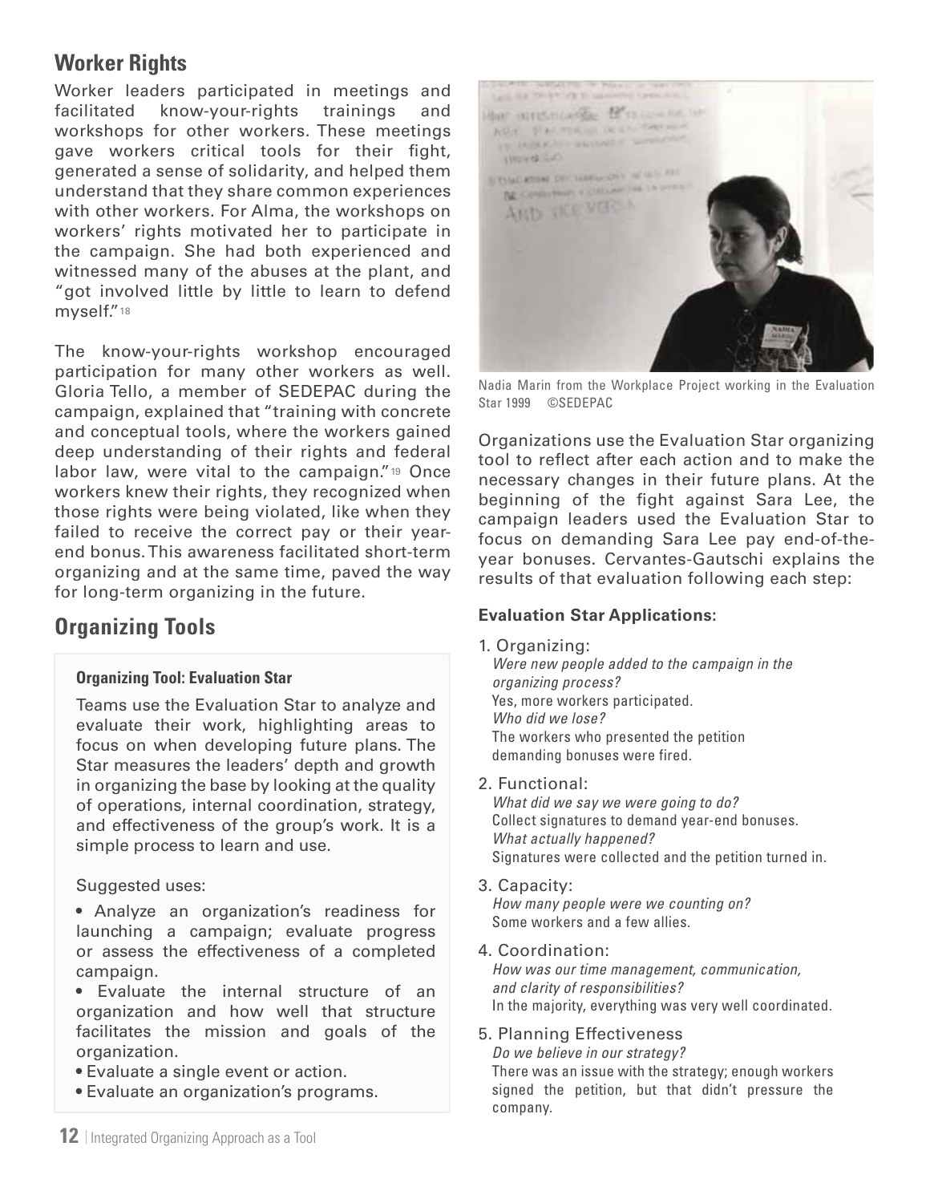## Worker Rights

Worker leaders participated in meetings and facilitated know-your-rights trainings and workshops for other workers. These meetings gave workers critical tools for their fight, generated a sense of solidarity, and helped them understand that they share common experiences with other workers. For Alma, the workshops on workers' rights motivated her to participate in the campaign. She had both experienced and witnessed many of the abuses at the plant, and "got involved little by little to learn to defend myself."[18]

The know-your-rights workshop encouraged participation for many other workers as well. Gloria Tello, a member of SEDEPAC during the campaign, explained that "training with concrete and conceptual tools, where the workers gained deep understanding of their rights and federal labor law, were vital to the campaign."[19] Once workers knew their rights, they recognized when those rights were being violated, like when they failed to receive the correct pay or their year-end bonus. This awareness facilitated short-term organizing and at the same time, paved the way for long-term organizing in the future.

## Organizing Tools

### Organizing Tool: Evaluation Star

Teams use the Evaluation Star to analyze and evaluate their work, highlighting areas to focus on when developing future plans. The Star measures the leaders' depth and growth in organizing the base by looking at the quality of operations, internal coordination, strategy, and effectiveness of the group's work. It is a simple process to learn and use.

Suggested uses:

- Analyze an organization's readiness for launching a campaign; evaluate progress or assess the effectiveness of a completed campaign.
- Evaluate the internal structure of an organization and how well that structure facilitates the mission and goals of the organization.
- Evaluate a single event or action.
- Evaluate an organization's programs.

Nadia Marin from the Workplace Project working in the Evaluation Star 1999 ©SEDEPAC

Organizations use the Evaluation Star organizing tool to reflect after each action and to make the necessary changes in their future plans. At the beginning of the fight against Sara Lee, the campaign leaders used the Evaluation Star to focus on demanding Sara Lee pay end-of-the-year bonuses. Cervantes-Gautschi explains the results of that evaluation following each step:

**Evaluation Star Applications:**

1. Organizing:
   *Were new people added to the campaign in the organizing process?*
   Yes, more workers participated.
   *Who did we lose?*
   The workers who presented the petition demanding bonuses were fired.
2. Functional:
   *What did we say we were going to do?*
   Collect signatures to demand year-end bonuses.
   *What actually happened?*
   Signatures were collected and the petition turned in.
3. Capacity:
   *How many people were we counting on?*
   Some workers and a few allies.
4. Coordination:
   *How was our time management, communication, and clarity of responsibilities?*
   In the majority, everything was very well coordinated.
5. Planning Effectiveness
   *Do we believe in our strategy?*
   There was an issue with the strategy; enough workers signed the petition, but that didn't pressure the company.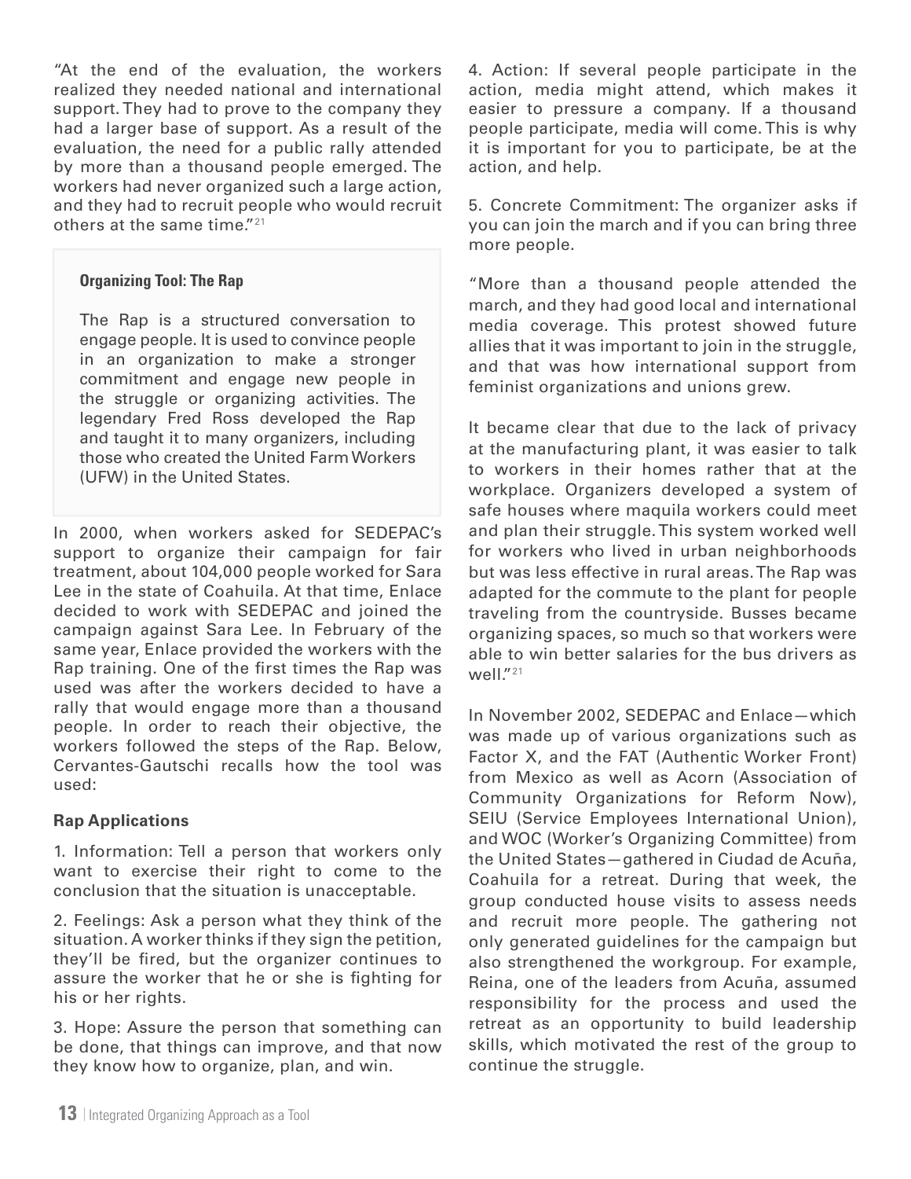"At the end of the evaluation, the workers realized they needed national and international support. They had to prove to the company they had a larger base of support. As a result of the evaluation, the need for a public rally attended by more than a thousand people emerged. The workers had never organized such a large action, and they had to recruit people who would recruit others at the same time."[21]

> **Organizing Tool: The Rap**
>
> The Rap is a structured conversation to engage people. It is used to convince people in an organization to make a stronger commitment and engage new people in the struggle or organizing activities. The legendary Fred Ross developed the Rap and taught it to many organizers, including those who created the United Farm Workers (UFW) in the United States.

In 2000, when workers asked for SEDEPAC's support to organize their campaign for fair treatment, about 104,000 people worked for Sara Lee in the state of Coahuila. At that time, Enlace decided to work with SEDEPAC and joined the campaign against Sara Lee. In February of the same year, Enlace provided the workers with the Rap training. One of the first times the Rap was used was after the workers decided to have a rally that would engage more than a thousand people. In order to reach their objective, the workers followed the steps of the Rap. Below, Cervantes-Gautschi recalls how the tool was used:

**Rap Applications**

1. Information: Tell a person that workers only want to exercise their right to come to the conclusion that the situation is unacceptable.

2. Feelings: Ask a person what they think of the situation. A worker thinks if they sign the petition, they'll be fired, but the organizer continues to assure the worker that he or she is fighting for his or her rights.

3. Hope: Assure the person that something can be done, that things can improve, and that now they know how to organize, plan, and win.

4. Action: If several people participate in the action, media might attend, which makes it easier to pressure a company. If a thousand people participate, media will come. This is why it is important for you to participate, be at the action, and help.

5. Concrete Commitment: The organizer asks if you can join the march and if you can bring three more people.

"More than a thousand people attended the march, and they had good local and international media coverage. This protest showed future allies that it was important to join in the struggle, and that was how international support from feminist organizations and unions grew.

It became clear that due to the lack of privacy at the manufacturing plant, it was easier to talk to workers in their homes rather that at the workplace. Organizers developed a system of safe houses where maquila workers could meet and plan their struggle. This system worked well for workers who lived in urban neighborhoods but was less effective in rural areas. The Rap was adapted for the commute to the plant for people traveling from the countryside. Busses became organizing spaces, so much so that workers were able to win better salaries for the bus drivers as well."[21]

In November 2002, SEDEPAC and Enlace—which was made up of various organizations such as Factor X, and the FAT (Authentic Worker Front) from Mexico as well as Acorn (Association of Community Organizations for Reform Now), SEIU (Service Employees International Union), and WOC (Worker's Organizing Committee) from the United States—gathered in Ciudad de Acuña, Coahuila for a retreat. During that week, the group conducted house visits to assess needs and recruit more people. The gathering not only generated guidelines for the campaign but also strengthened the workgroup. For example, Reina, one of the leaders from Acuña, assumed responsibility for the process and used the retreat as an opportunity to build leadership skills, which motivated the rest of the group to continue the struggle.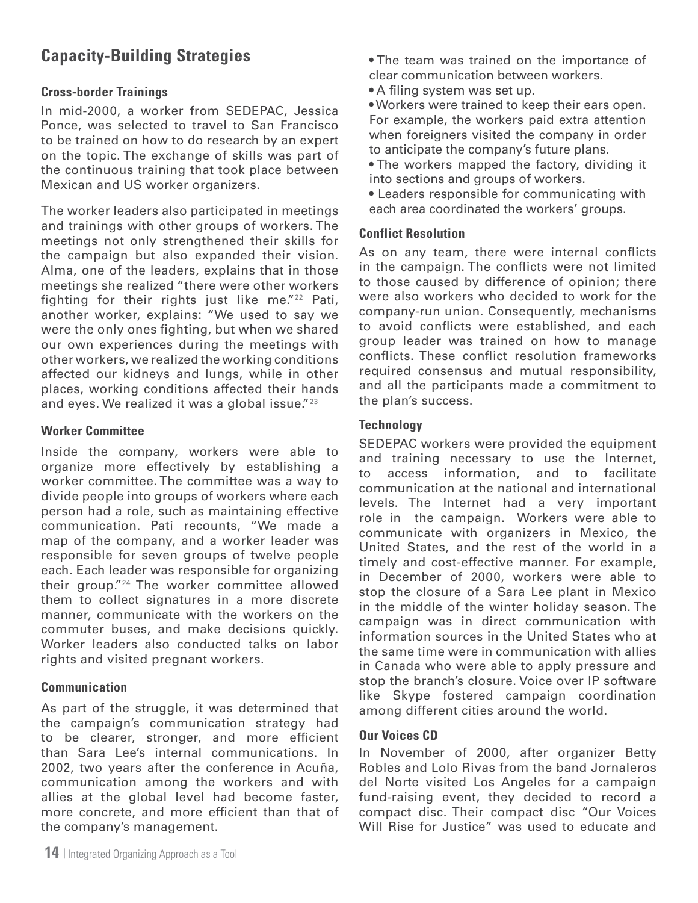## Capacity-Building Strategies

### Cross-border Trainings

In mid-2000, a worker from SEDEPAC, Jessica Ponce, was selected to travel to San Francisco to be trained on how to do research by an expert on the topic. The exchange of skills was part of the continuous training that took place between Mexican and US worker organizers.

The worker leaders also participated in meetings and trainings with other groups of workers. The meetings not only strengthened their skills for the campaign but also expanded their vision. Alma, one of the leaders, explains that in those meetings she realized "there were other workers fighting for their rights just like me."[22] Pati, another worker, explains: "We used to say we were the only ones fighting, but when we shared our own experiences during the meetings with other workers, we realized the working conditions affected our kidneys and lungs, while in other places, working conditions affected their hands and eyes. We realized it was a global issue."[23]

### Worker Committee

Inside the company, workers were able to organize more effectively by establishing a worker committee. The committee was a way to divide people into groups of workers where each person had a role, such as maintaining effective communication. Pati recounts, "We made a map of the company, and a worker leader was responsible for seven groups of twelve people each. Each leader was responsible for organizing their group."[24] The worker committee allowed them to collect signatures in a more discrete manner, communicate with the workers on the commuter buses, and make decisions quickly. Worker leaders also conducted talks on labor rights and visited pregnant workers.

### Communication

As part of the struggle, it was determined that the campaign's communication strategy had to be clearer, stronger, and more efficient than Sara Lee's internal communications. In 2002, two years after the conference in Acuña, communication among the workers and with allies at the global level had become faster, more concrete, and more efficient than that of the company's management.

- The team was trained on the importance of clear communication between workers.
- A filing system was set up.
- Workers were trained to keep their ears open. For example, the workers paid extra attention when foreigners visited the company in order to anticipate the company's future plans.
- The workers mapped the factory, dividing it into sections and groups of workers.
- Leaders responsible for communicating with each area coordinated the workers' groups.

### Conflict Resolution

As on any team, there were internal conflicts in the campaign. The conflicts were not limited to those caused by difference of opinion; there were also workers who decided to work for the company-run union. Consequently, mechanisms to avoid conflicts were established, and each group leader was trained on how to manage conflicts. These conflict resolution frameworks required consensus and mutual responsibility, and all the participants made a commitment to the plan's success.

### Technology

SEDEPAC workers were provided the equipment and training necessary to use the Internet, to access information, and to facilitate communication at the national and international levels. The Internet had a very important role in the campaign. Workers were able to communicate with organizers in Mexico, the United States, and the rest of the world in a timely and cost-effective manner. For example, in December of 2000, workers were able to stop the closure of a Sara Lee plant in Mexico in the middle of the winter holiday season. The campaign was in direct communication with information sources in the United States who at the same time were in communication with allies in Canada who were able to apply pressure and stop the branch's closure. Voice over IP software like Skype fostered campaign coordination among different cities around the world.

### Our Voices CD

In November of 2000, after organizer Betty Robles and Lolo Rivas from the band Jornaleros del Norte visited Los Angeles for a campaign fund-raising event, they decided to record a compact disc. Their compact disc "Our Voices Will Rise for Justice" was used to educate and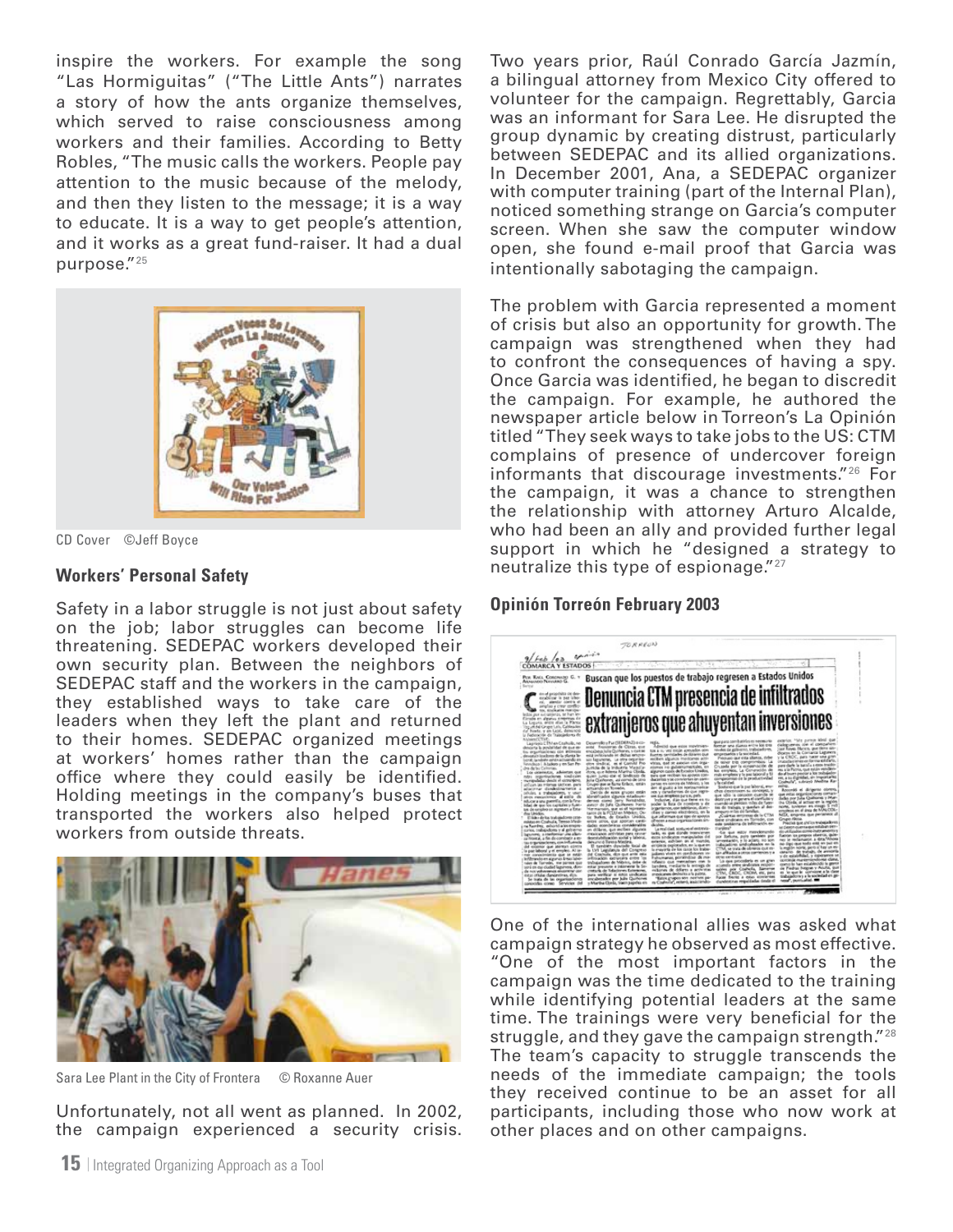inspire the workers. For example the song "Las Hormiguitas" ("The Little Ants") narrates a story of how the ants organize themselves, which served to raise consciousness among workers and their families. According to Betty Robles, "The music calls the workers. People pay attention to the music because of the melody, and then they listen to the message; it is a way to educate. It is a way to get people's attention, and it works as a great fund-raiser. It had a dual purpose."[25]

CD Cover ©Jeff Boyce

### Workers' Personal Safety

Safety in a labor struggle is not just about safety on the job; labor struggles can become life threatening. SEDEPAC workers developed their own security plan. Between the neighbors of SEDEPAC staff and the workers in the campaign, they established ways to take care of the leaders when they left the plant and returned to their homes. SEDEPAC organized meetings at workers' homes rather than the campaign office where they could easily be identified. Holding meetings in the company's buses that transported the workers also helped protect workers from outside threats.

Sara Lee Plant in the City of Frontera © Roxanne Auer

Unfortunately, not all went as planned. In 2002, the campaign experienced a security crisis. Two years prior, Raúl Conrado García Jazmín, a bilingual attorney from Mexico City offered to volunteer for the campaign. Regrettably, Garcia was an informant for Sara Lee. He disrupted the group dynamic by creating distrust, particularly between SEDEPAC and its allied organizations. In December 2001, Ana, a SEDEPAC organizer with computer training (part of the Internal Plan), noticed something strange on Garcia's computer screen. When she saw the computer window open, she found e-mail proof that Garcia was intentionally sabotaging the campaign.

The problem with Garcia represented a moment of crisis but also an opportunity for growth. The campaign was strengthened when they had to confront the consequences of having a spy. Once Garcia was identified, he began to discredit the campaign. For example, he authored the newspaper article below in Torreón's La Opinión titled "They seek ways to take jobs to the US: CTM complains of presence of undercover foreign informants that discourage investments."[26] For the campaign, it was a chance to strengthen the relationship with attorney Arturo Alcalde, who had been an ally and provided further legal support in which he "designed a strategy to neutralize this type of espionage."[27]

### Opinión Torreón February 2003

One of the international allies was asked what campaign strategy he observed as most effective. "One of the most important factors in the campaign was the time dedicated to the training while identifying potential leaders at the same time. The trainings were very beneficial for the struggle, and they gave the campaign strength."[28] The team's capacity to struggle transcends the needs of the immediate campaign; the tools they received continue to be an asset for all participants, including those who now work at other places and on other campaigns.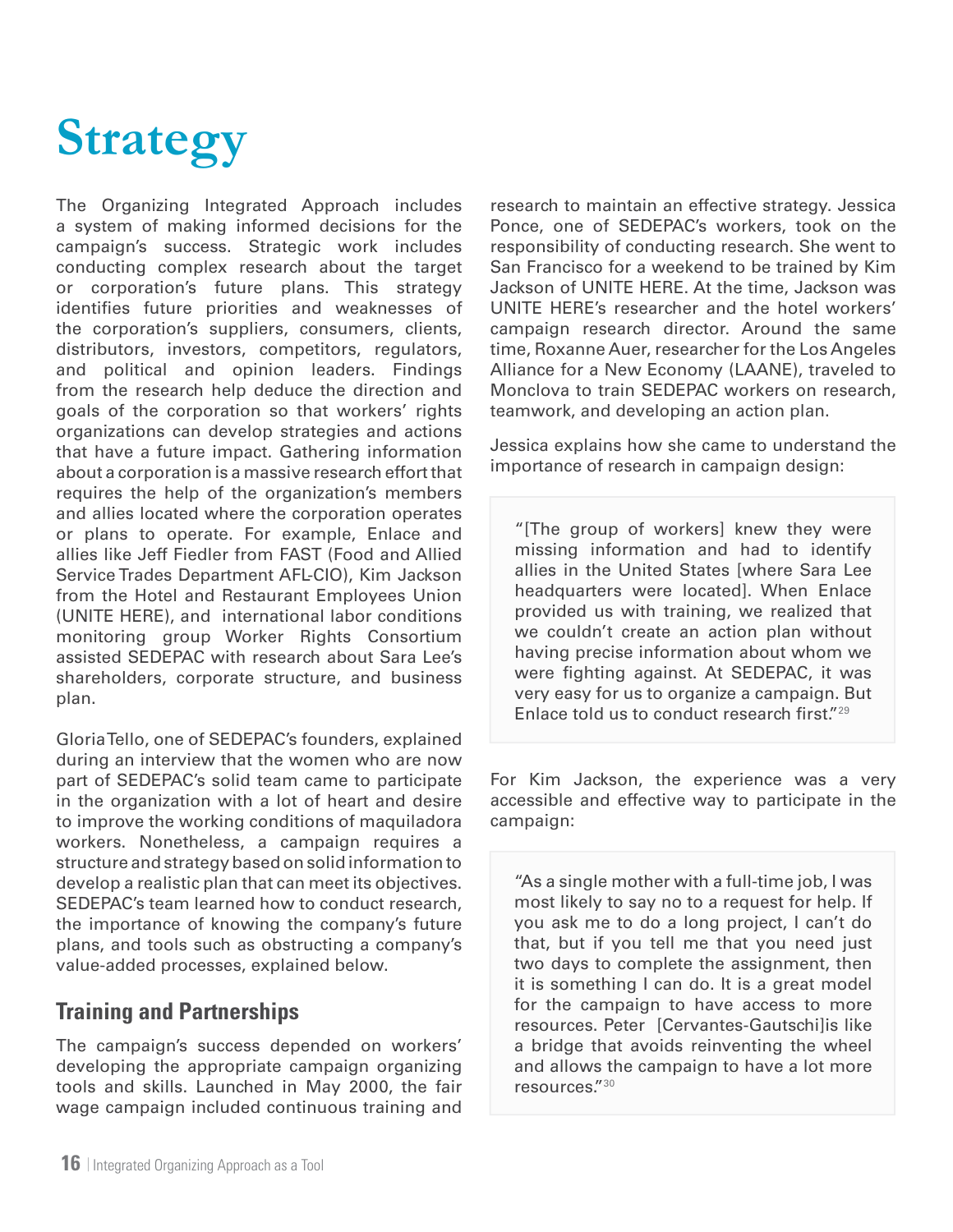# Strategy

The Organizing Integrated Approach includes a system of making informed decisions for the campaign's success. Strategic work includes conducting complex research about the target or corporation's future plans. This strategy identifies future priorities and weaknesses of the corporation's suppliers, consumers, clients, distributors, investors, competitors, regulators, and political and opinion leaders. Findings from the research help deduce the direction and goals of the corporation so that workers' rights organizations can develop strategies and actions that have a future impact. Gathering information about a corporation is a massive research effort that requires the help of the organization's members and allies located where the corporation operates or plans to operate. For example, Enlace and allies like Jeff Fiedler from FAST (Food and Allied Service Trades Department AFL-CIO), Kim Jackson from the Hotel and Restaurant Employees Union (UNITE HERE), and international labor conditions monitoring group Worker Rights Consortium assisted SEDEPAC with research about Sara Lee's shareholders, corporate structure, and business plan.

Gloria Tello, one of SEDEPAC's founders, explained during an interview that the women who are now part of SEDEPAC's solid team came to participate in the organization with a lot of heart and desire to improve the working conditions of maquiladora workers. Nonetheless, a campaign requires a structure and strategy based on solid information to develop a realistic plan that can meet its objectives. SEDEPAC's team learned how to conduct research, the importance of knowing the company's future plans, and tools such as obstructing a company's value-added processes, explained below.

## Training and Partnerships

The campaign's success depended on workers' developing the appropriate campaign organizing tools and skills. Launched in May 2000, the fair wage campaign included continuous training and research to maintain an effective strategy. Jessica Ponce, one of SEDEPAC's workers, took on the responsibility of conducting research. She went to San Francisco for a weekend to be trained by Kim Jackson of UNITE HERE. At the time, Jackson was UNITE HERE's researcher and the hotel workers' campaign research director. Around the same time, Roxanne Auer, researcher for the Los Angeles Alliance for a New Economy (LAANE), traveled to Monclova to train SEDEPAC workers on research, teamwork, and developing an action plan.

Jessica explains how she came to understand the importance of research in campaign design:

> "[The group of workers] knew they were missing information and had to identify allies in the United States [where Sara Lee headquarters were located]. When Enlace provided us with training, we realized that we couldn't create an action plan without having precise information about whom we were fighting against. At SEDEPAC, it was very easy for us to organize a campaign. But Enlace told us to conduct research first."[29]

For Kim Jackson, the experience was a very accessible and effective way to participate in the campaign:

> "As a single mother with a full-time job, I was most likely to say no to a request for help. If you ask me to do a long project, I can't do that, but if you tell me that you need just two days to complete the assignment, then it is something I can do. It is a great model for the campaign to have access to more resources. Peter [Cervantes-Gautschi]is like a bridge that avoids reinventing the wheel and allows the campaign to have a lot more resources."[30]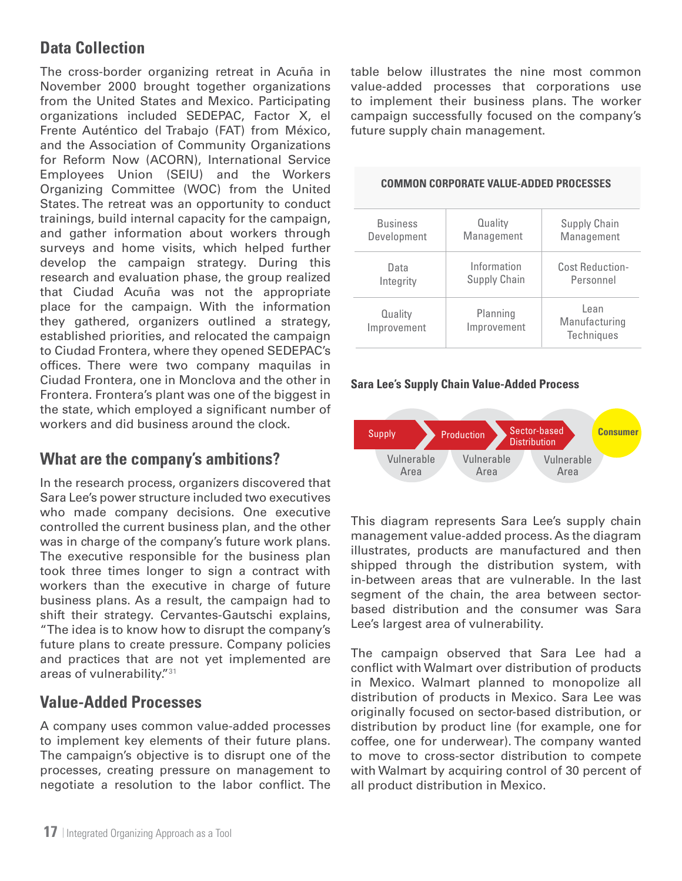## Data Collection

The cross-border organizing retreat in Acuña in November 2000 brought together organizations from the United States and Mexico. Participating organizations included SEDEPAC, Factor X, el Frente Auténtico del Trabajo (FAT) from México, and the Association of Community Organizations for Reform Now (ACORN), International Service Employees Union (SEIU) and the Workers Organizing Committee (WOC) from the United States. The retreat was an opportunity to conduct trainings, build internal capacity for the campaign, and gather information about workers through surveys and home visits, which helped further develop the campaign strategy. During this research and evaluation phase, the group realized that Ciudad Acuña was not the appropriate place for the campaign. With the information they gathered, organizers outlined a strategy, established priorities, and relocated the campaign to Ciudad Frontera, where they opened SEDEPAC's offices. There were two company maquilas in Ciudad Frontera, one in Monclova and the other in Frontera. Frontera's plant was one of the biggest in the state, which employed a significant number of workers and did business around the clock.

## What are the company's ambitions?

In the research process, organizers discovered that Sara Lee's power structure included two executives who made company decisions. One executive controlled the current business plan, and the other was in charge of the company's future work plans. The executive responsible for the business plan took three times longer to sign a contract with workers than the executive in charge of future business plans. As a result, the campaign had to shift their strategy. Cervantes-Gautschi explains, "The idea is to know how to disrupt the company's future plans to create pressure. Company policies and practices that are not yet implemented are areas of vulnerability."[31]

## Value-Added Processes

A company uses common value-added processes to implement key elements of their future plans. The campaign's objective is to disrupt one of the processes, creating pressure on management to negotiate a resolution to the labor conflict. The table below illustrates the nine most common value-added processes that corporations use to implement their business plans. The worker campaign successfully focused on the company's future supply chain management.

| COMMON CORPORATE VALUE-ADDED PROCESSES | | |
|---|---|---|
| Business Development | Quality Management | Supply Chain Management |
| Data Integrity | Information Supply Chain | Cost Reduction-Personnel |
| Quality Improvement | Planning Improvement | Lean Manufacturing Techniques |

**Sara Lee's Supply Chain Value-Added Process**

Supply → Production → Sector-based Distribution → Consumer

Vulnerable Area | Vulnerable Area | Vulnerable Area

This diagram represents Sara Lee's supply chain management value-added process. As the diagram illustrates, products are manufactured and then shipped through the distribution system, with in-between areas that are vulnerable. In the last segment of the chain, the area between sector-based distribution and the consumer was Sara Lee's largest area of vulnerability.

The campaign observed that Sara Lee had a conflict with Walmart over distribution of products in Mexico. Walmart planned to monopolize all distribution of products in Mexico. Sara Lee was originally focused on sector-based distribution, or distribution by product line (for example, one for coffee, one for underwear). The company wanted to move to cross-sector distribution to compete with Walmart by acquiring control of 30 percent of all product distribution in Mexico.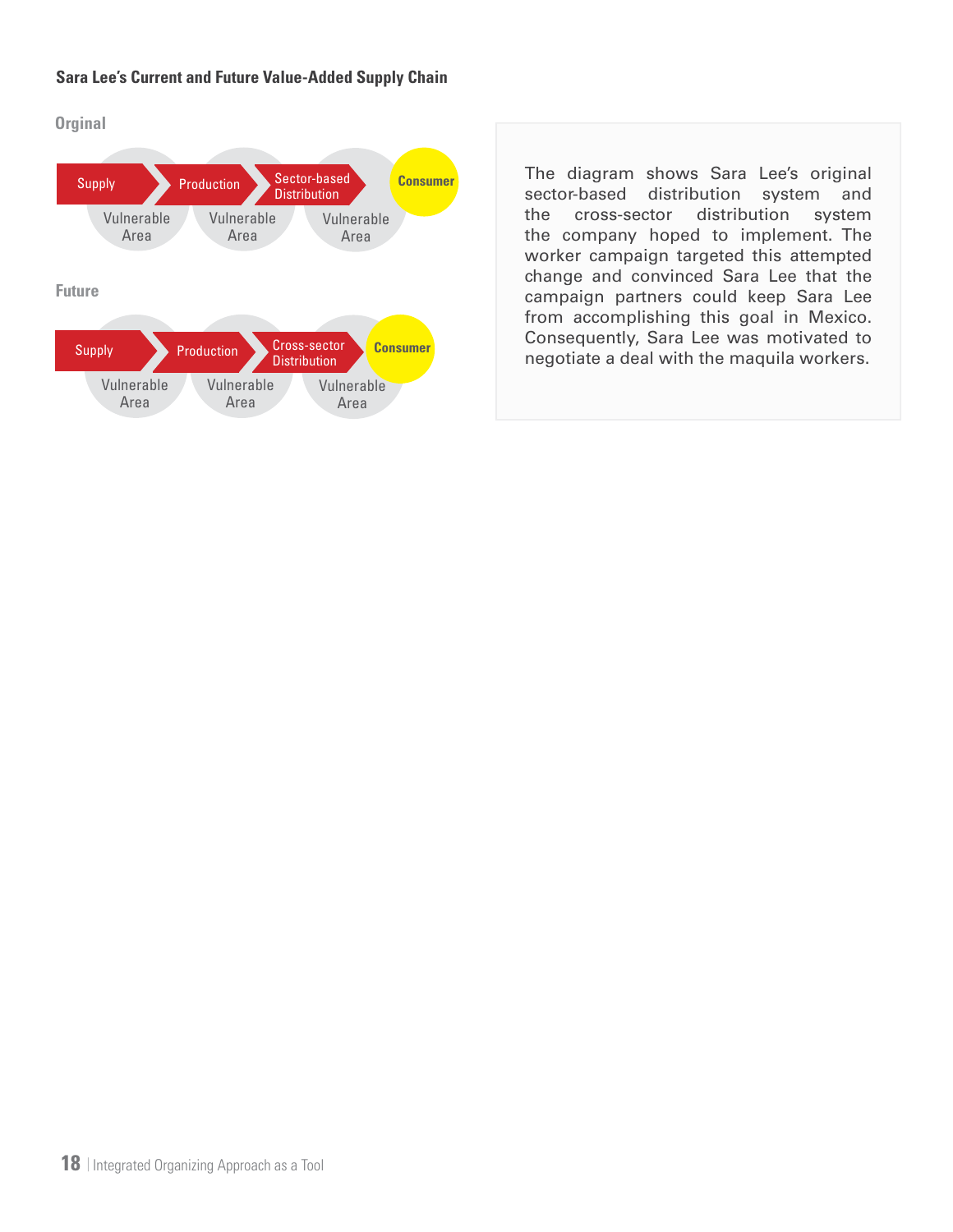**Sara Lee's Current and Future Value-Added Supply Chain**

**Orginal**

Supply → Production → Sector-based Distribution → Consumer

Vulnerable Area | Vulnerable Area | Vulnerable Area

**Future**

Supply → Production → Cross-sector Distribution → Consumer

Vulnerable Area | Vulnerable Area | Vulnerable Area

The diagram shows Sara Lee's original sector-based distribution system and the cross-sector distribution system the company hoped to implement. The worker campaign targeted this attempted change and convinced Sara Lee that the campaign partners could keep Sara Lee from accomplishing this goal in Mexico. Consequently, Sara Lee was motivated to negotiate a deal with the maquila workers.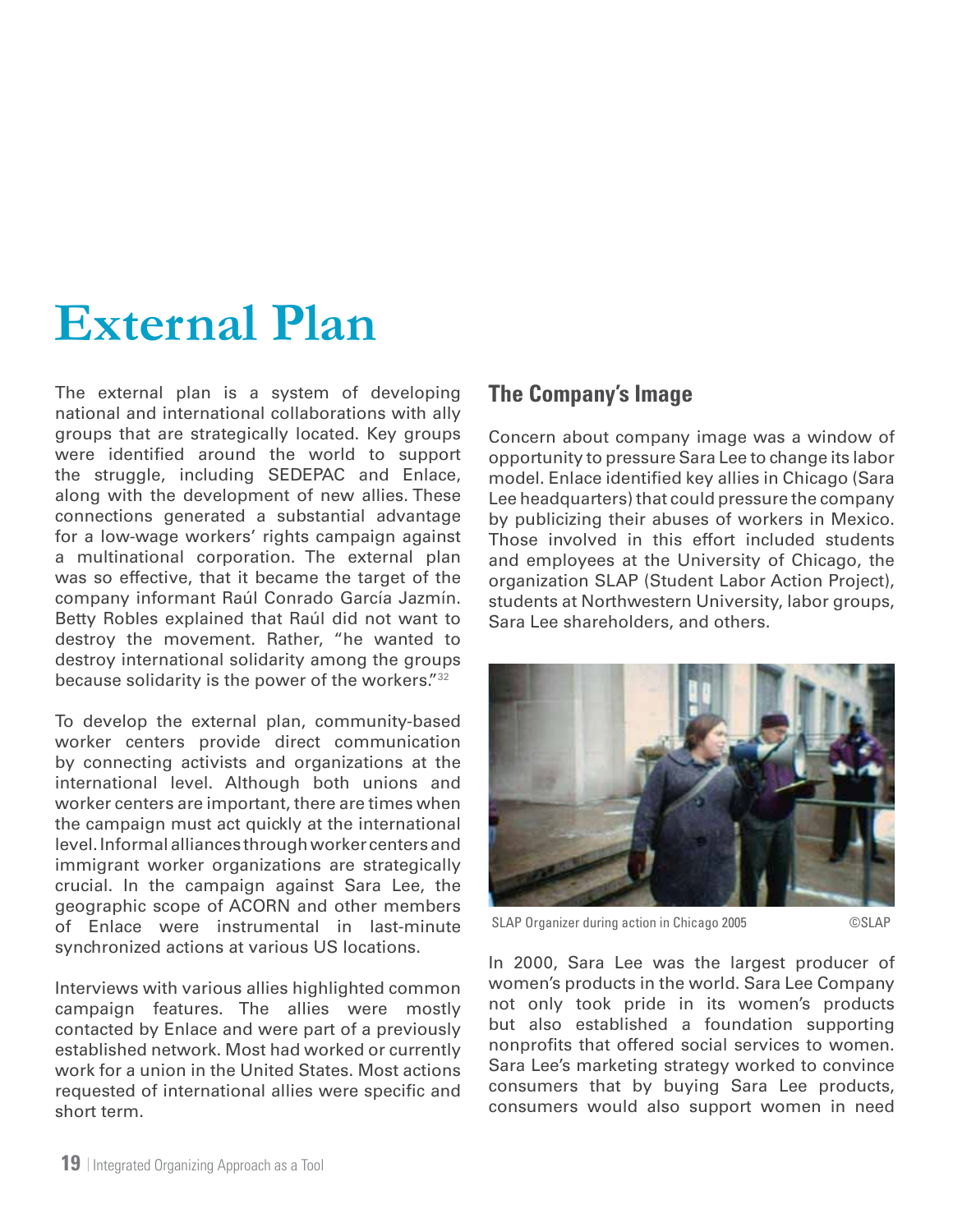# External Plan

The external plan is a system of developing national and international collaborations with ally groups that are strategically located. Key groups were identified around the world to support the struggle, including SEDEPAC and Enlace, along with the development of new allies. These connections generated a substantial advantage for a low-wage workers' rights campaign against a multinational corporation. The external plan was so effective, that it became the target of the company informant Raúl Conrado García Jazmín. Betty Robles explained that Raúl did not want to destroy the movement. Rather, "he wanted to destroy international solidarity among the groups because solidarity is the power of the workers."[32]

To develop the external plan, community-based worker centers provide direct communication by connecting activists and organizations at the international level. Although both unions and worker centers are important, there are times when the campaign must act quickly at the international level. Informal alliances through worker centers and immigrant worker organizations are strategically crucial. In the campaign against Sara Lee, the geographic scope of ACORN and other members of Enlace were instrumental in last-minute synchronized actions at various US locations.

Interviews with various allies highlighted common campaign features. The allies were mostly contacted by Enlace and were part of a previously established network. Most had worked or currently work for a union in the United States. Most actions requested of international allies were specific and short term.

## The Company's Image

Concern about company image was a window of opportunity to pressure Sara Lee to change its labor model. Enlace identified key allies in Chicago (Sara Lee headquarters) that could pressure the company by publicizing their abuses of workers in Mexico. Those involved in this effort included students and employees at the University of Chicago, the organization SLAP (Student Labor Action Project), students at Northwestern University, labor groups, Sara Lee shareholders, and others.

SLAP Organizer during action in Chicago 2005 ©SLAP

In 2000, Sara Lee was the largest producer of women's products in the world. Sara Lee Company not only took pride in its women's products but also established a foundation supporting nonprofits that offered social services to women. Sara Lee's marketing strategy worked to convince consumers that by buying Sara Lee products, consumers would also support women in need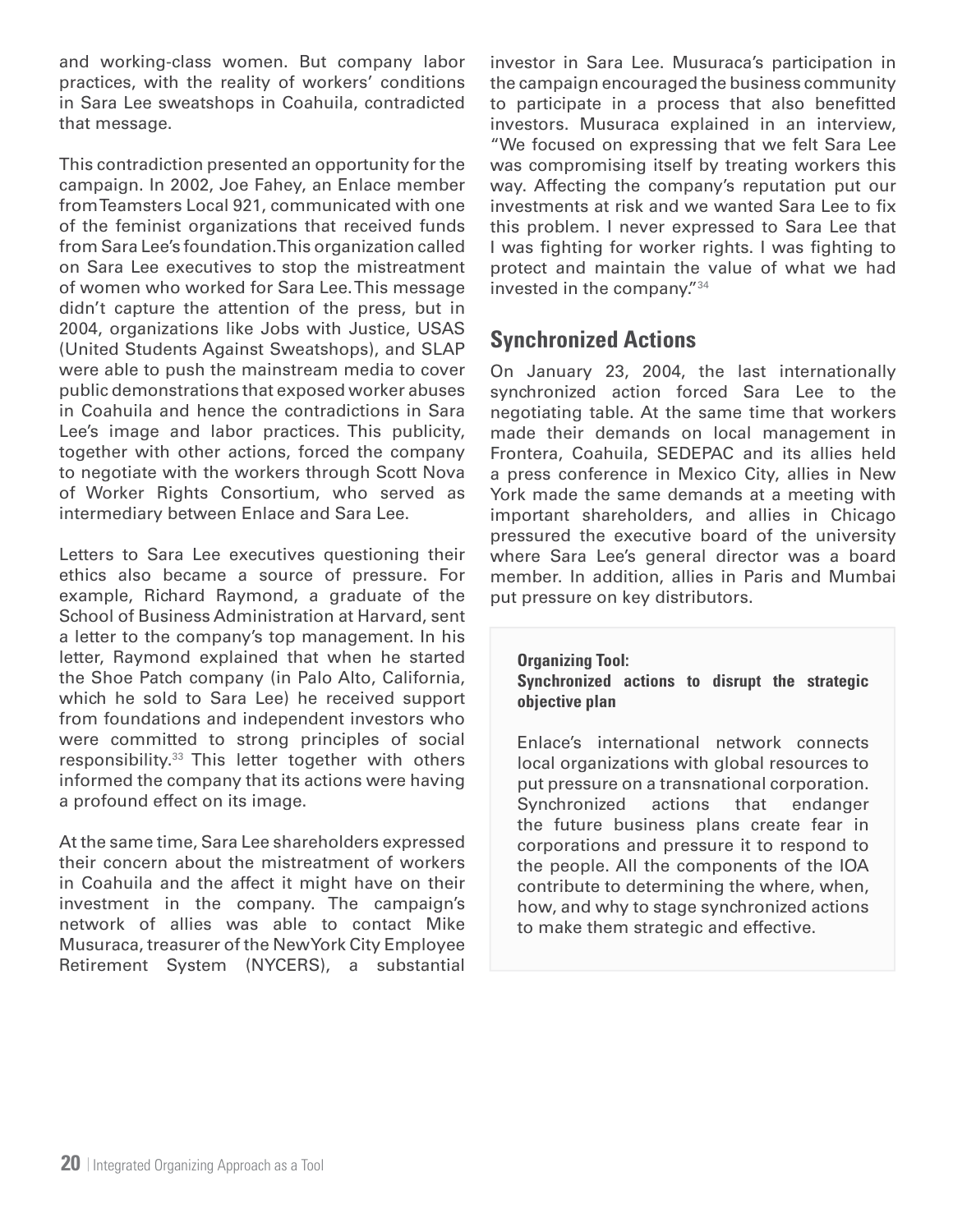and working-class women. But company labor practices, with the reality of workers' conditions in Sara Lee sweatshops in Coahuila, contradicted that message.

This contradiction presented an opportunity for the campaign. In 2002, Joe Fahey, an Enlace member from Teamsters Local 921, communicated with one of the feminist organizations that received funds from Sara Lee's foundation. This organization called on Sara Lee executives to stop the mistreatment of women who worked for Sara Lee. This message didn't capture the attention of the press, but in 2004, organizations like Jobs with Justice, USAS (United Students Against Sweatshops), and SLAP were able to push the mainstream media to cover public demonstrations that exposed worker abuses in Coahuila and hence the contradictions in Sara Lee's image and labor practices. This publicity, together with other actions, forced the company to negotiate with the workers through Scott Nova of Worker Rights Consortium, who served as intermediary between Enlace and Sara Lee.

Letters to Sara Lee executives questioning their ethics also became a source of pressure. For example, Richard Raymond, a graduate of the School of Business Administration at Harvard, sent a letter to the company's top management. In his letter, Raymond explained that when he started the Shoe Patch company (in Palo Alto, California, which he sold to Sara Lee) he received support from foundations and independent investors who were committed to strong principles of social responsibility.[33] This letter together with others informed the company that its actions were having a profound effect on its image.

At the same time, Sara Lee shareholders expressed their concern about the mistreatment of workers in Coahuila and the affect it might have on their investment in the company. The campaign's network of allies was able to contact Mike Musuraca, treasurer of the New York City Employee Retirement System (NYCERS), a substantial investor in Sara Lee. Musuraca's participation in the campaign encouraged the business community to participate in a process that also benefitted investors. Musuraca explained in an interview, "We focused on expressing that we felt Sara Lee was compromising itself by treating workers this way. Affecting the company's reputation put our investments at risk and we wanted Sara Lee to fix this problem. I never expressed to Sara Lee that I was fighting for worker rights. I was fighting to protect and maintain the value of what we had invested in the company."[34]

## Synchronized Actions

On January 23, 2004, the last internationally synchronized action forced Sara Lee to the negotiating table. At the same time that workers made their demands on local management in Frontera, Coahuila, SEDEPAC and its allies held a press conference in Mexico City, allies in New York made the same demands at a meeting with important shareholders, and allies in Chicago pressured the executive board of the university where Sara Lee's general director was a board member. In addition, allies in Paris and Mumbai put pressure on key distributors.

> **Organizing Tool:**
> **Synchronized actions to disrupt the strategic objective plan**
>
> Enlace's international network connects local organizations with global resources to put pressure on a transnational corporation. Synchronized actions that endanger the future business plans create fear in corporations and pressure it to respond to the people. All the components of the IOA contribute to determining the where, when, how, and why to stage synchronized actions to make them strategic and effective.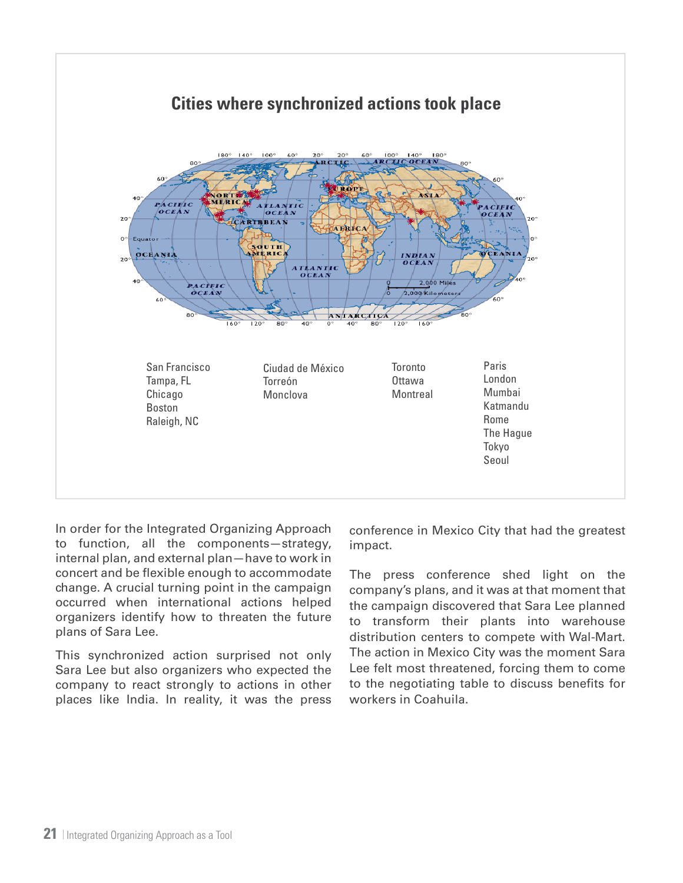## Cities where synchronized actions took place

San Francisco
Tampa, FL
Chicago
Boston
Raleigh, NC

Ciudad de México
Torreón
Monclova

Toronto
Ottawa
Montreal

Paris
London
Mumbai
Katmandu
Rome
The Hague
Tokyo
Seoul

In order for the Integrated Organizing Approach to function, all the components—strategy, internal plan, and external plan—have to work in concert and be flexible enough to accommodate change. A crucial turning point in the campaign occurred when international actions helped organizers identify how to threaten the future plans of Sara Lee.

This synchronized action surprised not only Sara Lee but also organizers who expected the company to react strongly to actions in other places like India. In reality, it was the press conference in Mexico City that had the greatest impact.

The press conference shed light on the company's plans, and it was at that moment that the campaign discovered that Sara Lee planned to transform their plants into warehouse distribution centers to compete with Wal-Mart. The action in Mexico City was the moment Sara Lee felt most threatened, forcing them to come to the negotiating table to discuss benefits for workers in Coahuila.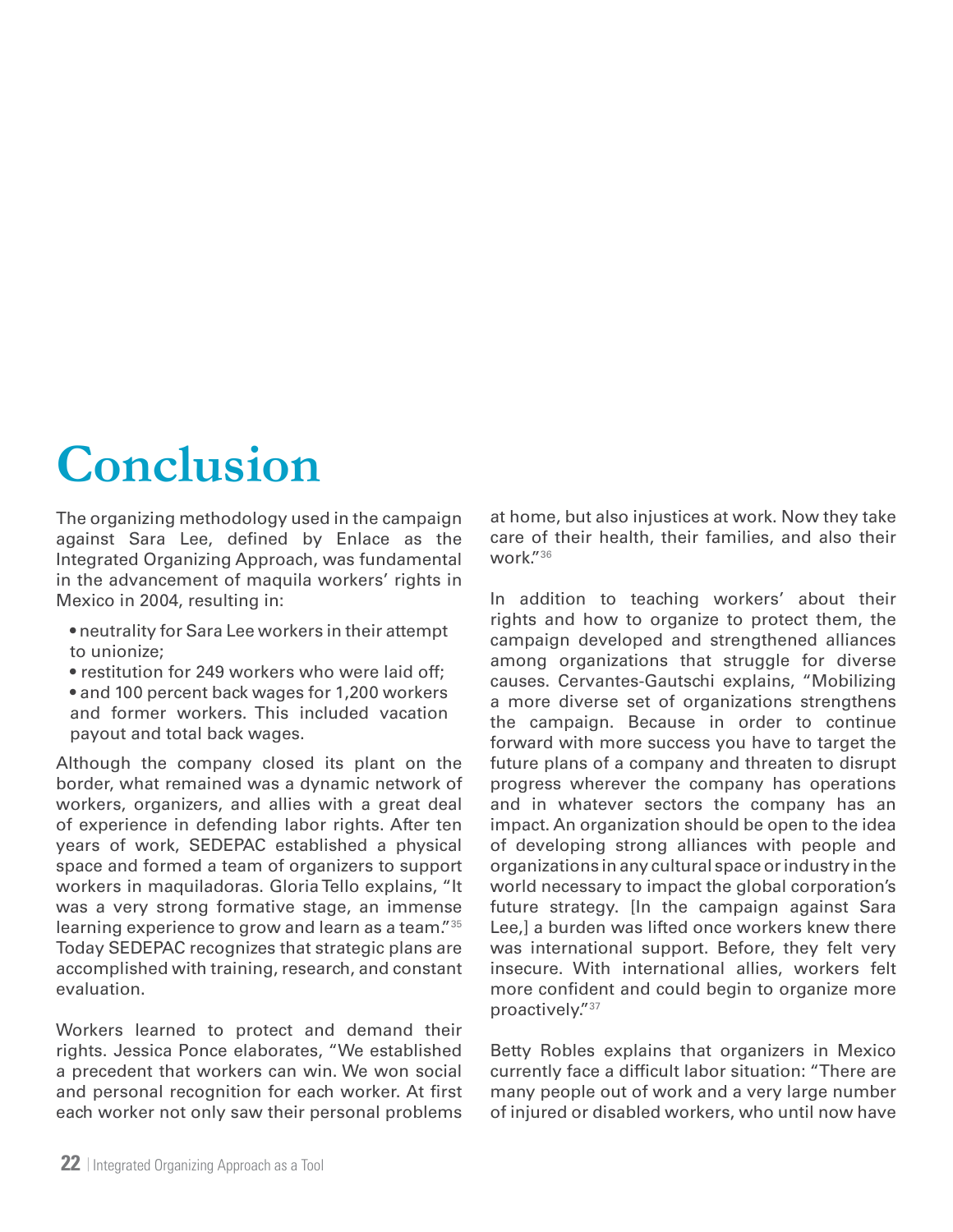# Conclusion

The organizing methodology used in the campaign against Sara Lee, defined by Enlace as the Integrated Organizing Approach, was fundamental in the advancement of maquila workers' rights in Mexico in 2004, resulting in:

- neutrality for Sara Lee workers in their attempt to unionize;
- restitution for 249 workers who were laid off;
- and 100 percent back wages for 1,200 workers and former workers. This included vacation payout and total back wages.

Although the company closed its plant on the border, what remained was a dynamic network of workers, organizers, and allies with a great deal of experience in defending labor rights. After ten years of work, SEDEPAC established a physical space and formed a team of organizers to support workers in maquiladoras. Gloria Tello explains, "It was a very strong formative stage, an immense learning experience to grow and learn as a team."[35] Today SEDEPAC recognizes that strategic plans are accomplished with training, research, and constant evaluation.

Workers learned to protect and demand their rights. Jessica Ponce elaborates, "We established a precedent that workers can win. We won social and personal recognition for each worker. At first each worker not only saw their personal problems at home, but also injustices at work. Now they take care of their health, their families, and also their work."[36]

In addition to teaching workers' about their rights and how to organize to protect them, the campaign developed and strengthened alliances among organizations that struggle for diverse causes. Cervantes-Gautschi explains, "Mobilizing a more diverse set of organizations strengthens the campaign. Because in order to continue forward with more success you have to target the future plans of a company and threaten to disrupt progress wherever the company has operations and in whatever sectors the company has an impact. An organization should be open to the idea of developing strong alliances with people and organizations in any cultural space or industry in the world necessary to impact the global corporation's future strategy. [In the campaign against Sara Lee,] a burden was lifted once workers knew there was international support. Before, they felt very insecure. With international allies, workers felt more confident and could begin to organize more proactively."[37]

Betty Robles explains that organizers in Mexico currently face a difficult labor situation: "There are many people out of work and a very large number of injured or disabled workers, who until now have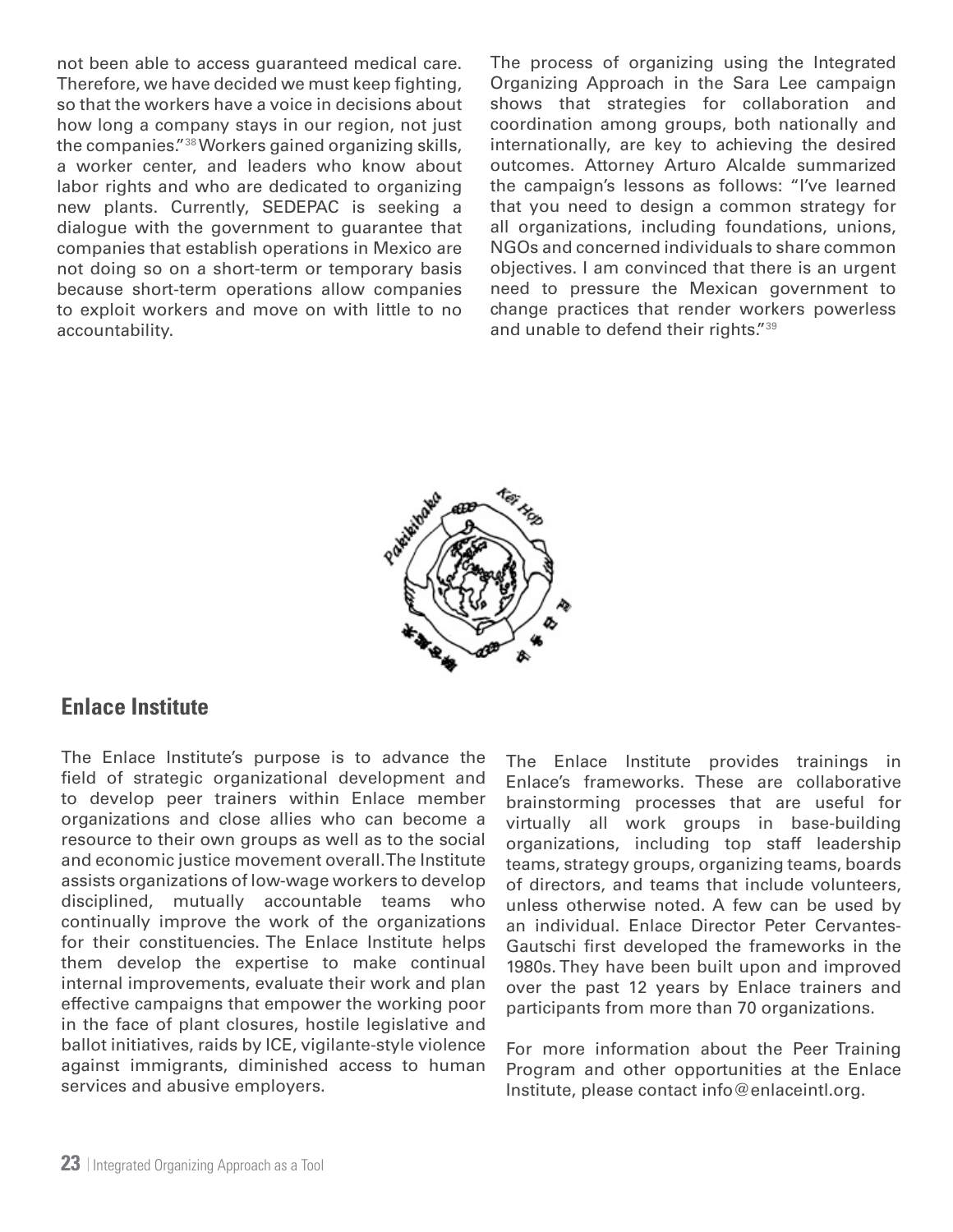not been able to access guaranteed medical care. Therefore, we have decided we must keep fighting, so that the workers have a voice in decisions about how long a company stays in our region, not just the companies."[38] Workers gained organizing skills, a worker center, and leaders who know about labor rights and who are dedicated to organizing new plants. Currently, SEDEPAC is seeking a dialogue with the government to guarantee that companies that establish operations in Mexico are not doing so on a short-term or temporary basis because short-term operations allow companies to exploit workers and move on with little to no accountability.

The process of organizing using the Integrated Organizing Approach in the Sara Lee campaign shows that strategies for collaboration and coordination among groups, both nationally and internationally, are key to achieving the desired outcomes. Attorney Arturo Alcalde summarized the campaign's lessons as follows: "I've learned that you need to design a common strategy for all organizations, including foundations, unions, NGOs and concerned individuals to share common objectives. I am convinced that there is an urgent need to pressure the Mexican government to change practices that render workers powerless and unable to defend their rights."[39]

## Enlace Institute

The Enlace Institute's purpose is to advance the field of strategic organizational development and to develop peer trainers within Enlace member organizations and close allies who can become a resource to their own groups as well as to the social and economic justice movement overall. The Institute assists organizations of low-wage workers to develop disciplined, mutually accountable teams who continually improve the work of the organizations for their constituencies. The Enlace Institute helps them develop the expertise to make continual internal improvements, evaluate their work and plan effective campaigns that empower the working poor in the face of plant closures, hostile legislative and ballot initiatives, raids by ICE, vigilante-style violence against immigrants, diminished access to human services and abusive employers.

The Enlace Institute provides trainings in Enlace's frameworks. These are collaborative brainstorming processes that are useful for virtually all work groups in base-building organizations, including top staff leadership teams, strategy groups, organizing teams, boards of directors, and teams that include volunteers, unless otherwise noted. A few can be used by an individual. Enlace Director Peter Cervantes-Gautschi first developed the frameworks in the 1980s. They have been built upon and improved over the past 12 years by Enlace trainers and participants from more than 70 organizations.

For more information about the Peer Training Program and other opportunities at the Enlace Institute, please contact info@enlaceintl.org.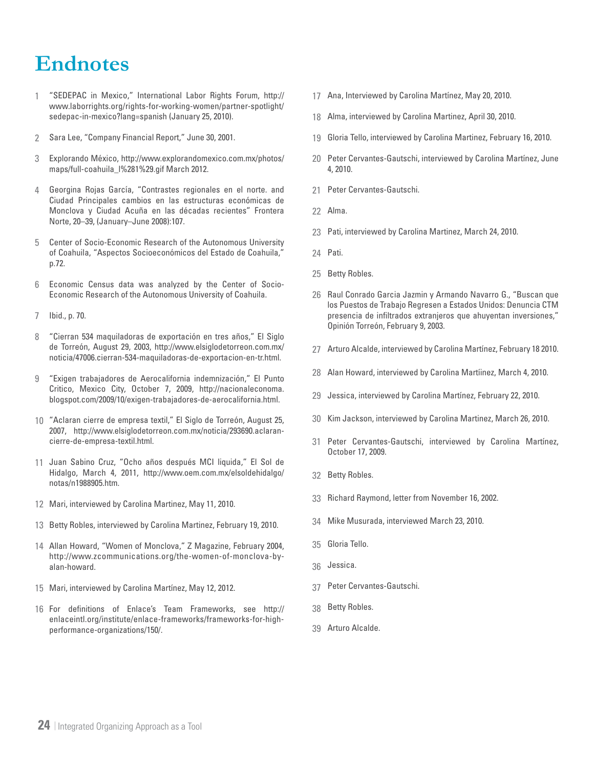# Endnotes

1. "SEDEPAC in Mexico," International Labor Rights Forum, http://www.laborrights.org/rights-for-working-women/partner-spotlight/sedepac-in-mexico?lang=spanish (January 25, 2010).
2. Sara Lee, "Company Financial Report," June 30, 2001.
3. Explorando México, http://www.explorandomexico.com.mx/photos/maps/full-coahuila_I%281%29.gif March 2012.
4. Georgina Rojas García, "Contrastes regionales en el norte. and Ciudad Principales cambios en las estructuras económicas de Monclova y Ciudad Acuña en las décadas recientes" Frontera Norte, 20–39, (January–June 2008):107.
5. Center of Socio-Economic Research of the Autonomous University of Coahuila, "Aspectos Socioeconómicos del Estado de Coahuila," p.72.
6. Economic Census data was analyzed by the Center of Socio-Economic Research of the Autonomous University of Coahuila.
7. Ibid., p. 70.
8. "Cierran 534 maquiladoras de exportación en tres años," El Siglo de Torreón, August 29, 2003, http://www.elsiglodetorreon.com.mx/noticia/47006.cierran-534-maquiladoras-de-exportacion-en-tr.html.
9. "Exigen trabajadores de Aerocalifornia indemnización," El Punto Critico, Mexico City, October 7, 2009, http://nacionaleconoma.blogspot.com/2009/10/exigen-trabajadores-de-aerocalifornia.html.
10. "Aclaran cierre de empresa textil," El Siglo de Torreón, August 25, 2007, http://www.elsiglodetorreon.com.mx/noticia/293690.aclaran-cierre-de-empresa-textil.html.
11. Juan Sabino Cruz, "Ocho años después MCI liquida," El Sol de Hidalgo, March 4, 2011, http://www.oem.com.mx/elsoldehidalgo/notas/n1988905.htm.
12. Mari, interviewed by Carolina Martinez, May 11, 2010.
13. Betty Robles, interviewed by Carolina Martinez, February 19, 2010.
14. Allan Howard, "Women of Monclova," Z Magazine, February 2004, http://www.zcommunications.org/the-women-of-monclova-by-alan-howard.
15. Mari, interviewed by Carolina Martínez, May 12, 2012.
16. For definitions of Enlace's Team Frameworks, see http://enlaceintl.org/institute/enlace-frameworks/frameworks-for-high-performance-organizations/150/.
17. Ana, Interviewed by Carolina Martínez, May 20, 2010.
18. Alma, interviewed by Carolina Martinez, April 30, 2010.
19. Gloria Tello, interviewed by Carolina Martinez, February 16, 2010.
20. Peter Cervantes-Gautschi, interviewed by Carolina Martínez, June 4, 2010.
21. Peter Cervantes-Gautschi.
22. Alma.
23. Pati, interviewed by Carolina Martinez, March 24, 2010.
24. Pati.
25. Betty Robles.
26. Raul Conrado Garcia Jazmin y Armando Navarro G., "Buscan que los Puestos de Trabajo Regresen a Estados Unidos: Denuncia CTM presencia de infiltrados extranjeros que ahuyentan inversiones," Opinión Torreón, February 9, 2003.
27. Arturo Alcalde, interviewed by Carolina Martínez, February 18 2010.
28. Alan Howard, interviewed by Carolina Martíinez, March 4, 2010.
29. Jessica, interviewed by Carolina Martínez, February 22, 2010.
30. Kim Jackson, interviewed by Carolina Martinez, March 26, 2010.
31. Peter Cervantes-Gautschi, interviewed by Carolina Martínez, October 17, 2009.
32. Betty Robles.
33. Richard Raymond, letter from November 16, 2002.
34. Mike Musurada, interviewed March 23, 2010.
35. Gloria Tello.
36. Jessica.
37. Peter Cervantes-Gautschi.
38. Betty Robles.
39. Arturo Alcalde.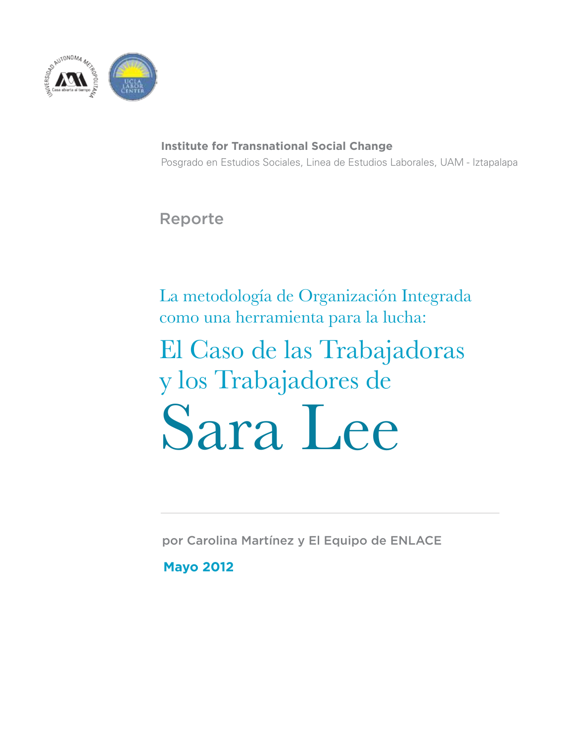**Institute for Transnational Social Change**

Posgrado en Estudios Sociales, Linea de Estudios Laborales, UAM - Iztapalapa

Reporte

## La metodología de Organización Integrada como una herramienta para la lucha:

# El Caso de las Trabajadoras y los Trabajadores de Sara Lee

---

por Carolina Martínez y El Equipo de ENLACE

**Mayo 2012**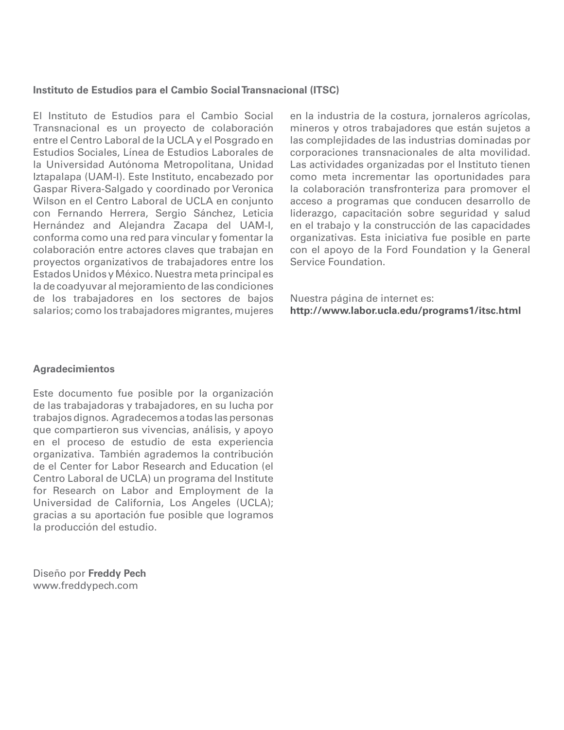**Instituto de Estudios para el Cambio Social Transnacional (ITSC)**

El Instituto de Estudios para el Cambio Social Transnacional es un proyecto de colaboración entre el Centro Laboral de la UCLA y el Posgrado en Estudios Sociales, Línea de Estudios Laborales de la Universidad Autónoma Metropolitana, Unidad Iztapalapa (UAM-I). Este Instituto, encabezado por Gaspar Rivera-Salgado y coordinado por Veronica Wilson en el Centro Laboral de UCLA en conjunto con Fernando Herrera, Sergio Sánchez, Leticia Hernández and Alejandra Zacapa del UAM-I, conforma como una red para vincular y fomentar la colaboración entre actores claves que trabajan en proyectos organizativos de trabajadores entre los Estados Unidos y México. Nuestra meta principal es la de coadyuvar al mejoramiento de las condiciones de los trabajadores en los sectores de bajos salarios; como los trabajadores migrantes, mujeres en la industria de la costura, jornaleros agrícolas, mineros y otros trabajadores que están sujetos a las complejidades de las industrias dominadas por corporaciones transnacionales de alta movilidad. Las actividades organizadas por el Instituto tienen como meta incrementar las oportunidades para la colaboración transfronteriza para promover el acceso a programas que conducen desarrollo de liderazgo, capacitación sobre seguridad y salud en el trabajo y la construcción de las capacidades organizativas. Esta iniciativa fue posible en parte con el apoyo de la Ford Foundation y la General Service Foundation.

Nuestra página de internet es:
**http://www.labor.ucla.edu/programs1/itsc.html**

**Agradecimientos**

Este documento fue posible por la organización de las trabajadoras y trabajadores, en su lucha por trabajos dignos. Agradecemos a todas las personas que compartieron sus vivencias, análisis, y apoyo en el proceso de estudio de esta experiencia organizativa. También agrademos la contribución de el Center for Labor Research and Education (el Centro Laboral de UCLA) un programa del Institute for Research on Labor and Employment de la Universidad de California, Los Angeles (UCLA); gracias a su aportación fue posible que logramos la producción del estudio.

Diseño por **Freddy Pech**
www.freddypech.com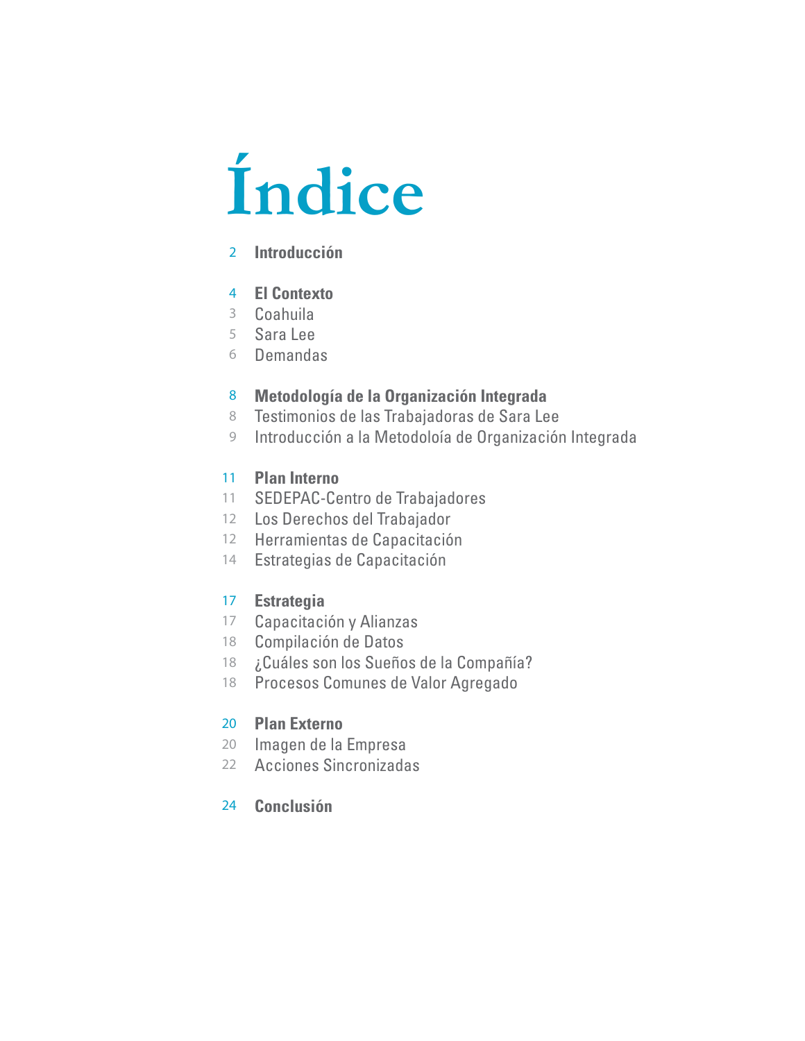# Índice

2 **Introducción**

4 **El Contexto**
3 Coahuila
5 Sara Lee
6 Demandas

8 **Metodología de la Organización Integrada**
8 Testimonios de las Trabajadoras de Sara Lee
9 Introducción a la Metodoloía de Organización Integrada

11 **Plan Interno**
11 SEDEPAC-Centro de Trabajadores
12 Los Derechos del Trabajador
12 Herramientas de Capacitación
14 Estrategias de Capacitación

17 **Estrategia**
17 Capacitación y Alianzas
18 Compilación de Datos
18 ¿Cuáles son los Sueños de la Compañía?
18 Procesos Comunes de Valor Agregado

20 **Plan Externo**
20 Imagen de la Empresa
22 Acciones Sincronizadas

24 **Conclusión**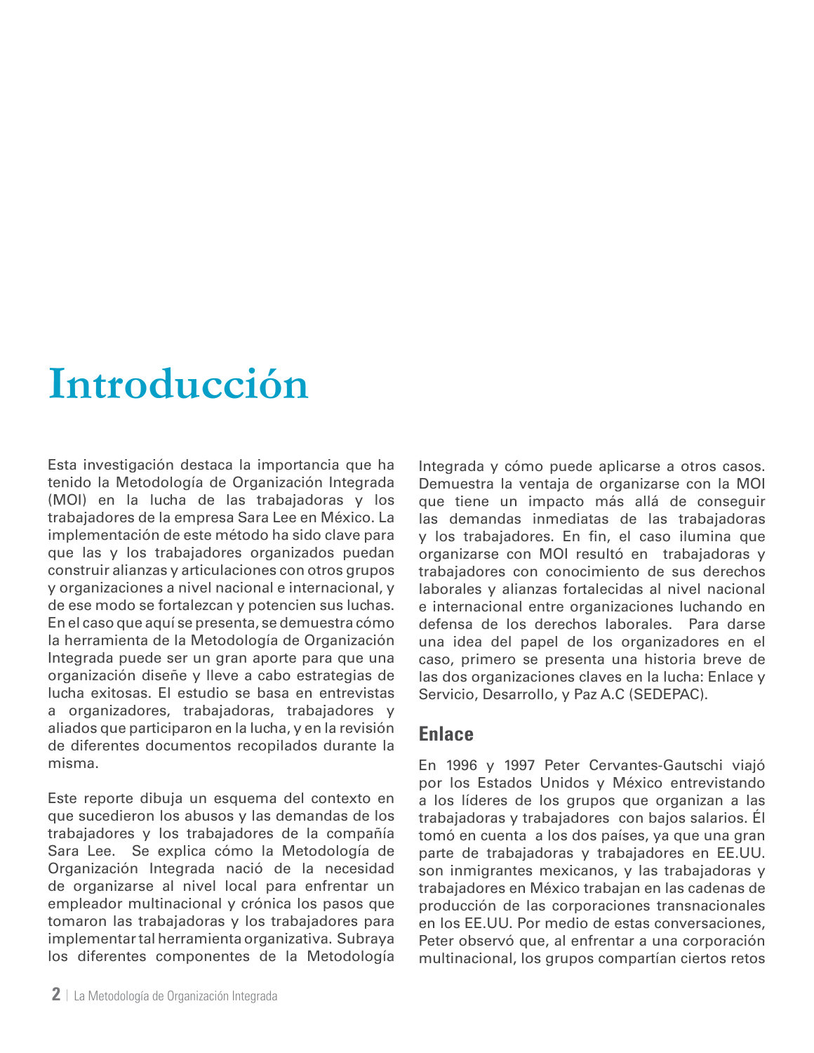# Introducción

Esta investigación destaca la importancia que ha tenido la Metodología de Organización Integrada (MOI) en la lucha de las trabajadoras y los trabajadores de la empresa Sara Lee en México. La implementación de este método ha sido clave para que las y los trabajadores organizados puedan construir alianzas y articulaciones con otros grupos y organizaciones a nivel nacional e internacional, y de ese modo se fortalezcan y potencien sus luchas. En el caso que aquí se presenta, se demuestra cómo la herramienta de la Metodología de Organización Integrada puede ser un gran aporte para que una organización diseñe y lleve a cabo estrategias de lucha exitosas. El estudio se basa en entrevistas a organizadores, trabajadoras, trabajadores y aliados que participaron en la lucha, y en la revisión de diferentes documentos recopilados durante la misma.

Este reporte dibuja un esquema del contexto en que sucedieron los abusos y las demandas de los trabajadores y los trabajadores de la compañía Sara Lee. Se explica cómo la Metodología de Organización Integrada nació de la necesidad de organizarse al nivel local para enfrentar un empleador multinacional y crónica los pasos que tomaron las trabajadoras y los trabajadores para implementar tal herramienta organizativa. Subraya los diferentes componentes de la Metodología Integrada y cómo puede aplicarse a otros casos. Demuestra la ventaja de organizarse con la MOI que tiene un impacto más allá de conseguir las demandas inmediatas de las trabajadoras y los trabajadores. En fin, el caso ilumina que organizarse con MOI resultó en trabajadoras y trabajadores con conocimiento de sus derechos laborales y alianzas fortalecidas al nivel nacional e internacional entre organizaciones luchando en defensa de los derechos laborales. Para darse una idea del papel de los organizadores en el caso, primero se presenta una historia breve de las dos organizaciones claves en la lucha: Enlace y Servicio, Desarrollo, y Paz A.C (SEDEPAC).

## Enlace

En 1996 y 1997 Peter Cervantes-Gautschi viajó por los Estados Unidos y México entrevistando a los líderes de los grupos que organizan a las trabajadoras y trabajadores con bajos salarios. Él tomó en cuenta a los dos países, ya que una gran parte de trabajadoras y trabajadores en EE.UU. son inmigrantes mexicanos, y las trabajadoras y trabajadores en México trabajan en las cadenas de producción de las corporaciones transnacionales en los EE.UU. Por medio de estas conversaciones, Peter observó que, al enfrentar a una corporación multinacional, los grupos compartían ciertos retos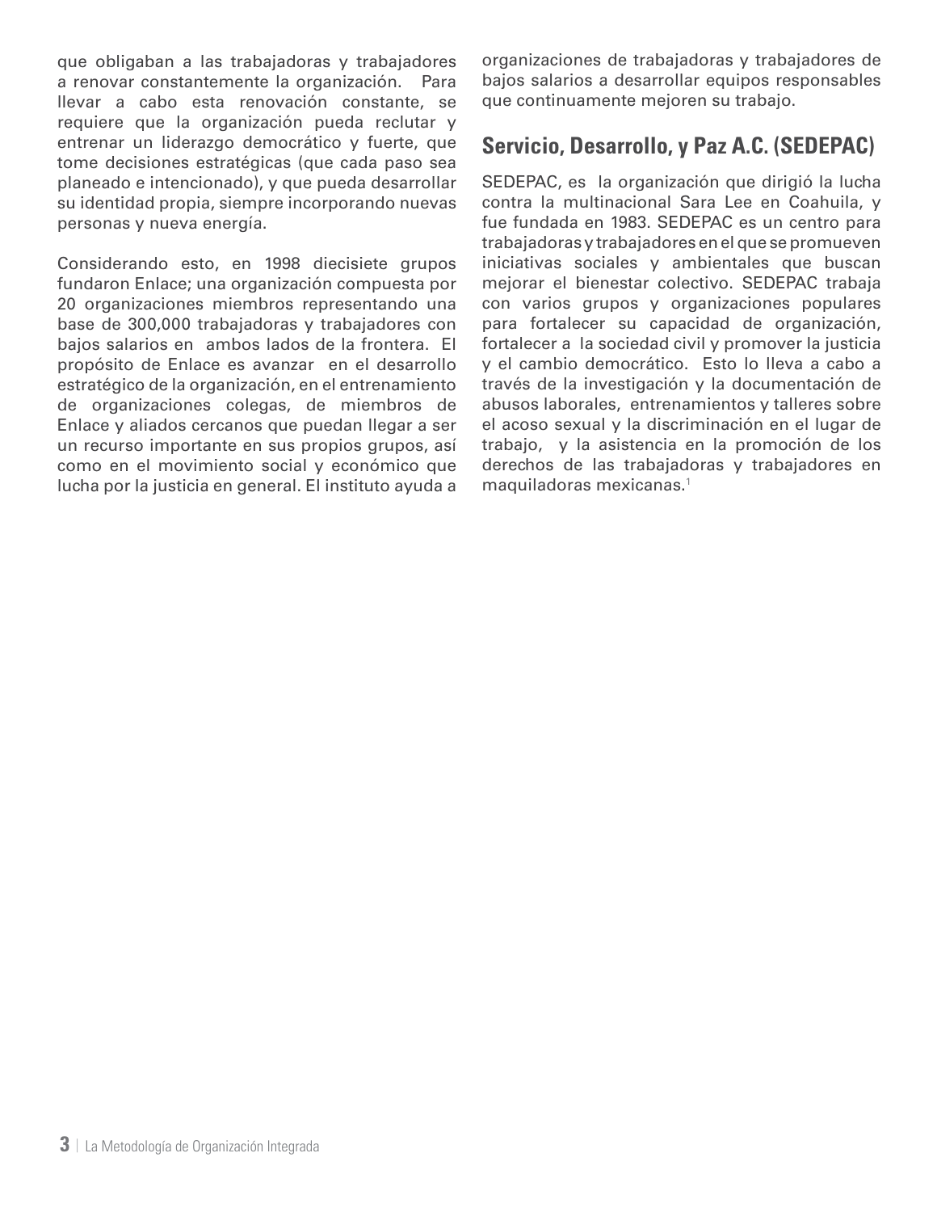que obligaban a las trabajadoras y trabajadores a renovar constantemente la organización. Para llevar a cabo esta renovación constante, se requiere que la organización pueda reclutar y entrenar un liderazgo democrático y fuerte, que tome decisiones estratégicas (que cada paso sea planeado e intencionado), y que pueda desarrollar su identidad propia, siempre incorporando nuevas personas y nueva energía.

Considerando esto, en 1998 diecisiete grupos fundaron Enlace; una organización compuesta por 20 organizaciones miembros representando una base de 300,000 trabajadoras y trabajadores con bajos salarios en ambos lados de la frontera. El propósito de Enlace es avanzar en el desarrollo estratégico de la organización, en el entrenamiento de organizaciones colegas, de miembros de Enlace y aliados cercanos que puedan llegar a ser un recurso importante en sus propios grupos, así como en el movimiento social y económico que lucha por la justicia en general. El instituto ayuda a organizaciones de trabajadoras y trabajadores de bajos salarios a desarrollar equipos responsables que continuamente mejoren su trabajo.

## Servicio, Desarrollo, y Paz A.C. (SEDEPAC)

SEDEPAC, es la organización que dirigió la lucha contra la multinacional Sara Lee en Coahuila, y fue fundada en 1983. SEDEPAC es un centro para trabajadoras y trabajadores en el que se promueven iniciativas sociales y ambientales que buscan mejorar el bienestar colectivo. SEDEPAC trabaja con varios grupos y organizaciones populares para fortalecer su capacidad de organización, fortalecer a la sociedad civil y promover la justicia y el cambio democrático. Esto lo lleva a cabo a través de la investigación y la documentación de abusos laborales, entrenamientos y talleres sobre el acoso sexual y la discriminación en el lugar de trabajo, y la asistencia en la promoción de los derechos de las trabajadoras y trabajadores en maquiladoras mexicanas.[1]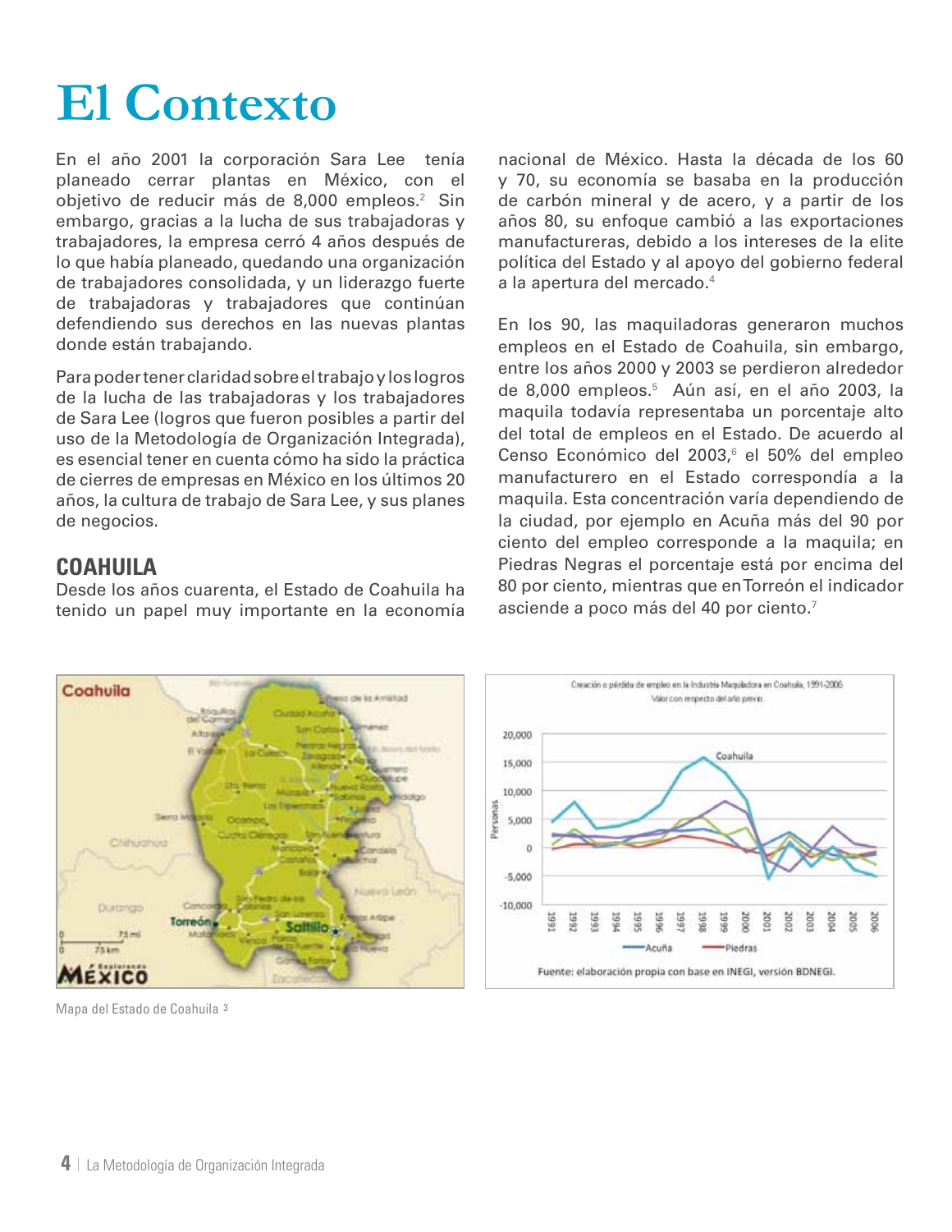# El Contexto

En el año 2001 la corporación Sara Lee tenía planeado cerrar plantas en México, con el objetivo de reducir más de 8,000 empleos.[2] Sin embargo, gracias a la lucha de sus trabajadoras y trabajadores, la empresa cerró 4 años después de lo que había planeado, quedando una organización de trabajadores consolidada, y un liderazgo fuerte de trabajadoras y trabajadores que continúan defendiendo sus derechos en las nuevas plantas donde están trabajando.

Para poder tener claridad sobre el trabajo y los logros de la lucha de las trabajadoras y los trabajadores de Sara Lee (logros que fueron posibles a partir del uso de la Metodología de Organización Integrada), es esencial tener en cuenta cómo ha sido la práctica de cierres de empresas en México en los últimos 20 años, la cultura de trabajo de Sara Lee, y sus planes de negocios.

## COAHUILA

Desde los años cuarenta, el Estado de Coahuila ha tenido un papel muy importante en la economía nacional de México. Hasta la década de los 60 y 70, su economía se basaba en la producción de carbón mineral y de acero, y a partir de los años 80, su enfoque cambió a las exportaciones manufactureras, debido a los intereses de la elite política del Estado y al apoyo del gobierno federal a la apertura del mercado.[4]

En los 90, las maquiladoras generaron muchos empleos en el Estado de Coahuila, sin embargo, entre los años 2000 y 2003 se perdieron alrededor de 8,000 empleos.[5] Aún así, en el año 2003, la maquila todavía representaba un porcentaje alto del total de empleos en el Estado. De acuerdo al Censo Económico del 2003,[6] el 50% del empleo manufacturero en el Estado correspondía a la maquila. Esta concentración varía dependiendo de la ciudad, por ejemplo en Acuña más del 90 por ciento del empleo corresponde a la maquila; en Piedras Negras el porcentaje está por encima del 80 por ciento, mientras que en Torreón el indicador asciende a poco más del 40 por ciento.[7]

Mapa del Estado de Coahuila [3]

Creación o pérdida de empleo en la Industria Maquiladora en Coahuila, 1991-2006. Valor con respecto del año previo.

Fuente: elaboración propia con base en INEGI, versión BDNEGI.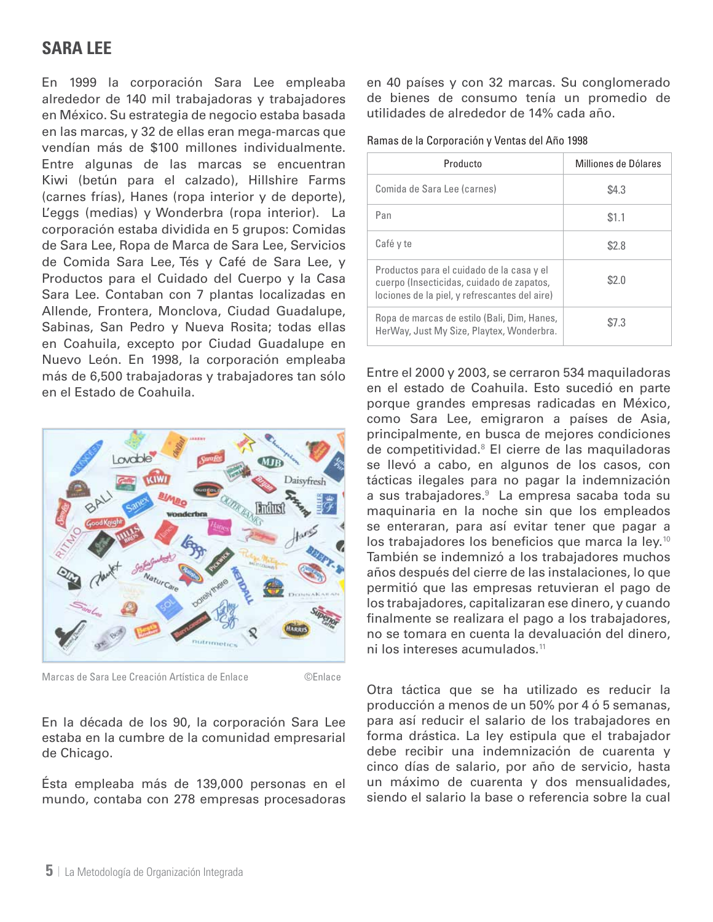## SARA LEE

En 1999 la corporación Sara Lee empleaba alrededor de 140 mil trabajadoras y trabajadores en México. Su estrategia de negocio estaba basada en las marcas, y 32 de ellas eran mega-marcas que vendían más de $100 millones individualmente. Entre algunas de las marcas se encuentran Kiwi (betún para el calzado), Hillshire Farms (carnes frías), Hanes (ropa interior y de deporte), L'eggs (medias) y Wonderbra (ropa interior). La corporación estaba dividida en 5 grupos: Comidas de Sara Lee, Ropa de Marca de Sara Lee, Servicios de Comida Sara Lee, Tés y Café de Sara Lee, y Productos para el Cuidado del Cuerpo y la Casa Sara Lee. Contaban con 7 plantas localizadas en Allende, Frontera, Monclova, Ciudad Guadalupe, Sabinas, San Pedro y Nueva Rosita; todas ellas en Coahuila, excepto por Ciudad Guadalupe en Nuevo León. En 1998, la corporación empleaba más de 6,500 trabajadoras y trabajadores tan sólo en el Estado de Coahuila.

Marcas de Sara Lee Creación Artística de Enlace ©Enlace

En la década de los 90, la corporación Sara Lee estaba en la cumbre de la comunidad empresarial de Chicago.

Ésta empleaba más de 139,000 personas en el mundo, contaba con 278 empresas procesadoras en 40 países y con 32 marcas. Su conglomerado de bienes de consumo tenía un promedio de utilidades de alrededor de 14% cada año.

Ramas de la Corporación y Ventas del Año 1998

| Producto | Millones de Dólares |
|---|---|
| Comida de Sara Lee (carnes) | $4.3 |
| Pan | $1.1 |
| Café y te | $2.8 |
| Productos para el cuidado de la casa y el cuerpo (Insecticidas, cuidado de zapatos, lociones de la piel, y refrescantes del aire) | $2.0 |
| Ropa de marcas de estilo (Bali, Dim, Hanes, HerWay, Just My Size, Playtex, Wonderbra. | $7.3 |

Entre el 2000 y 2003, se cerraron 534 maquiladoras en el estado de Coahuila. Esto sucedió en parte porque grandes empresas radicadas en México, como Sara Lee, emigraron a países de Asia, principalmente, en busca de mejores condiciones de competitividad.[8] El cierre de las maquiladoras se llevó a cabo, en algunos de los casos, con tácticas ilegales para no pagar la indemnización a sus trabajadores.[9] La empresa sacaba toda su maquinaria en la noche sin que los empleados se enteraran, para así evitar tener que pagar a los trabajadores los beneficios que marca la ley.[10] También se indemnizó a los trabajadores muchos años después del cierre de las instalaciones, lo que permitió que las empresas retuvieran el pago de los trabajadores, capitalizaran ese dinero, y cuando finalmente se realizara el pago a los trabajadores, no se tomara en cuenta la devaluación del dinero, ni los intereses acumulados.[11]

Otra táctica que se ha utilizado es reducir la producción a menos de un 50% por 4 ó 5 semanas, para así reducir el salario de los trabajadores en forma drástica. La ley estipula que el trabajador debe recibir una indemnización de cuarenta y cinco días de salario, por año de servicio, hasta un máximo de cuarenta y dos mensualidades, siendo el salario la base o referencia sobre la cual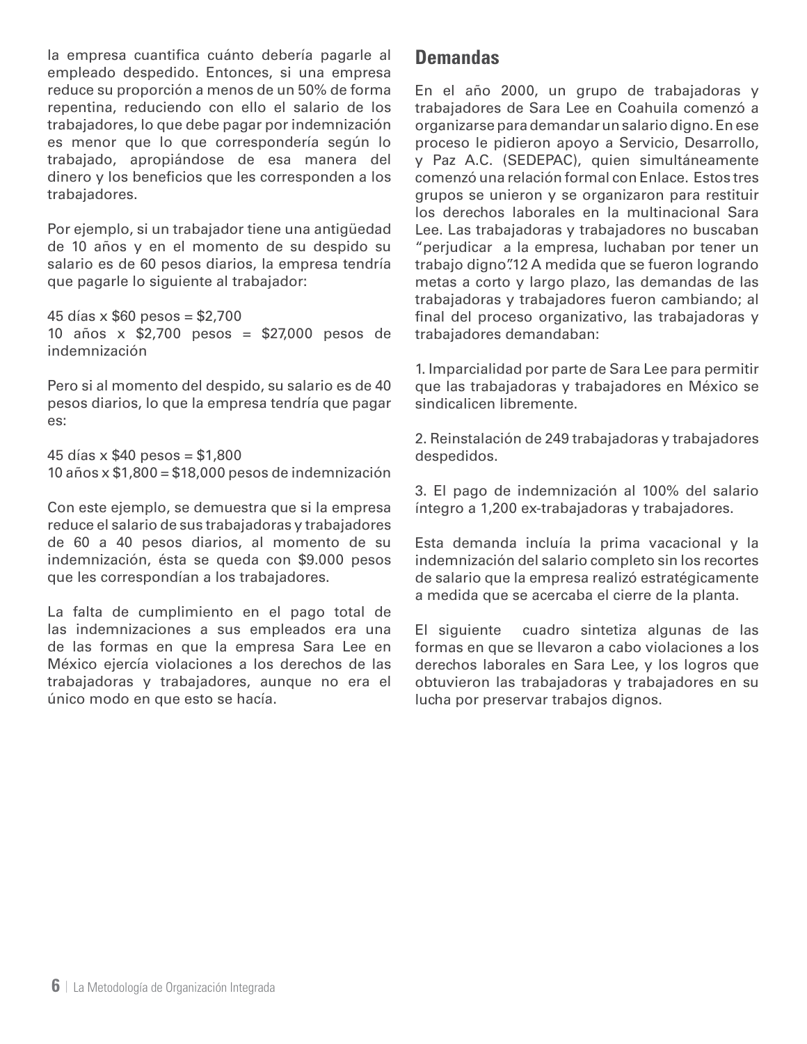la empresa cuantifica cuánto debería pagarle al empleado despedido. Entonces, si una empresa reduce su proporción a menos de un 50% de forma repentina, reduciendo con ello el salario de los trabajadores, lo que debe pagar por indemnización es menor que lo que correspondería según lo trabajado, apropiándose de esa manera del dinero y los beneficios que les corresponden a los trabajadores.

Por ejemplo, si un trabajador tiene una antigüedad de 10 años y en el momento de su despido su salario es de 60 pesos diarios, la empresa tendría que pagarle lo siguiente al trabajador:

45 días x $60 pesos = $2,700
10 años x $2,700 pesos = $27,000 pesos de indemnización

Pero si al momento del despido, su salario es de 40 pesos diarios, lo que la empresa tendría que pagar es:

45 días x $40 pesos = $1,800
10 años x $1,800 = $18,000 pesos de indemnización

Con este ejemplo, se demuestra que si la empresa reduce el salario de sus trabajadoras y trabajadores de 60 a 40 pesos diarios, al momento de su indemnización, ésta se queda con $9.000 pesos que les correspondían a los trabajadores.

La falta de cumplimiento en el pago total de las indemnizaciones a sus empleados era una de las formas en que la empresa Sara Lee en México ejercía violaciones a los derechos de las trabajadoras y trabajadores, aunque no era el único modo en que esto se hacía.

## Demandas

En el año 2000, un grupo de trabajadoras y trabajadores de Sara Lee en Coahuila comenzó a organizarse para demandar un salario digno. En ese proceso le pidieron apoyo a Servicio, Desarrollo, y Paz A.C. (SEDEPAC), quien simultáneamente comenzó una relación formal con Enlace. Estos tres grupos se unieron y se organizaron para restituir los derechos laborales en la multinacional Sara Lee. Las trabajadoras y trabajadores no buscaban "perjudicar a la empresa, luchaban por tener un trabajo digno".12 A medida que se fueron logrando metas a corto y largo plazo, las demandas de las trabajadoras y trabajadores fueron cambiando; al final del proceso organizativo, las trabajadoras y trabajadores demandaban:

1. Imparcialidad por parte de Sara Lee para permitir que las trabajadoras y trabajadores en México se sindicalicen libremente.

2. Reinstalación de 249 trabajadoras y trabajadores despedidos.

3. El pago de indemnización al 100% del salario íntegro a 1,200 ex-trabajadoras y trabajadores.

Esta demanda incluía la prima vacacional y la indemnización del salario completo sin los recortes de salario que la empresa realizó estratégicamente a medida que se acercaba el cierre de la planta.

El siguiente cuadro sintetiza algunas de las formas en que se llevaron a cabo violaciones a los derechos laborales en Sara Lee, y los logros que obtuvieron las trabajadoras y trabajadores en su lucha por preservar trabajos dignos.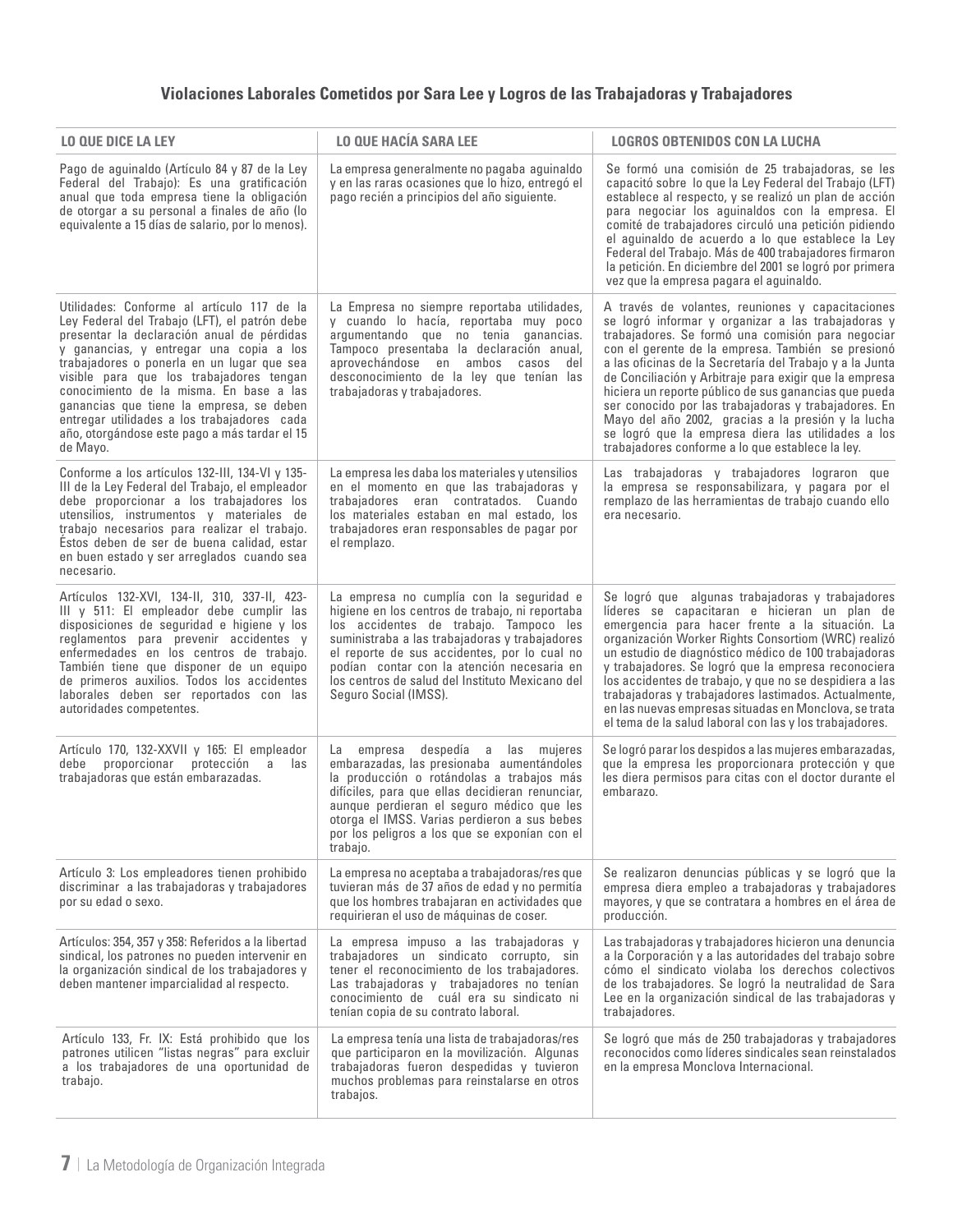### Violaciones Laborales Cometidos por Sara Lee y Logros de las Trabajadoras y Trabajadores

| LO QUE DICE LA LEY | LO QUE HACÍA SARA LEE | LOGROS OBTENIDOS CON LA LUCHA |
|---|---|---|
| Pago de aguinaldo (Artículo 84 y 87 de la Ley Federal del Trabajo): Es una gratificación anual que toda empresa tiene la obligación de otorgar a su personal a finales de año (lo equivalente a 15 días de salario, por lo menos). | La empresa generalmente no pagaba aguinaldo y en las raras ocasiones que lo hizo, entregó el pago recién a principios del año siguiente. | Se formó una comisión de 25 trabajadoras, se les capacitó sobre lo que la Ley Federal del Trabajo (LFT) establece al respecto, y se realizó un plan de acción para negociar los aguinaldos con la empresa. El comité de trabajadores circuló una petición pidiendo el aguinaldo de acuerdo a lo que establece la Ley Federal del Trabajo. Más de 400 trabajadores firmaron la petición. En diciembre del 2001 se logró por primera vez que la empresa pagara el aguinaldo. |
| Utilidades: Conforme al artículo 117 de la Ley Federal del Trabajo (LFT), el patrón debe presentar la declaración anual de pérdidas y ganancias, y entregar una copia a los trabajadores o ponerla en un lugar que sea visible para que los trabajadores tengan conocimiento de la misma. En base a las ganancias que tiene la empresa, se deben entregar utilidades a los trabajadores cada año, otorgándose este pago a más tardar el 15 de Mayo. | La Empresa no siempre reportaba utilidades, y cuando lo hacía, reportaba muy poco argumentando que no tenia ganancias. Tampoco presentaba la declaración anual, aprovechándose en ambos casos del desconocimiento de la ley que tenían las trabajadoras y trabajadores. | A través de volantes, reuniones y capacitaciones se logró informar y organizar a las trabajadoras y trabajadores. Se formó una comisión para negociar con el gerente de la empresa. También se presionó a las oficinas de la Secretaría del Trabajo y a la Junta de Conciliación y Arbitraje para exigir que la empresa hiciera un reporte público de sus ganancias que pueda ser conocido por las trabajadoras y trabajadores. En Mayo del año 2002, gracias a la presión y la lucha se logró que la empresa diera las utilidades a los trabajadores conforme a lo que establece la ley. |
| Conforme a los artículos 132-III, 134-VI y 135-III de la Ley Federal del Trabajo, el empleador debe proporcionar a los trabajadores los utensilios, instrumentos y materiales de trabajo necesarios para realizar el trabajo. Éstos deben de ser de buena calidad, estar en buen estado y ser arreglados cuando sea necesario. | La empresa les daba los materiales y utensilios en el momento en que las trabajadoras y trabajadores eran contratados. Cuando los materiales estaban en mal estado, los trabajadores eran responsables de pagar por el remplazo. | Las trabajadoras y trabajadores lograron que la empresa se responsabilizara, y pagara por el remplazo de las herramientas de trabajo cuando ello era necesario. |
| Artículos 132-XVI, 134-II, 310, 337-II, 423-III y 511: El empleador debe cumplir las disposiciones de seguridad e higiene y los reglamentos para prevenir accidentes y enfermedades en los centros de trabajo. También tiene que disponer de un equipo de primeros auxilios. Todos los accidentes laborales deben ser reportados con las autoridades competentes. | La empresa no cumplía con la seguridad e higiene en los centros de trabajo, ni reportaba los accidentes de trabajo. Tampoco les suministraba a las trabajadoras y trabajadores el reporte de sus accidentes, por lo cual no podían contar con la atención necesaria en los centros de salud del Instituto Mexicano del Seguro Social (IMSS). | Se logró que algunas trabajadoras y trabajadores líderes se capacitaran e hicieran un plan de emergencia para hacer frente a la situación. La organización Worker Rights Consortiom (WRC) realizó un estudio de diagnóstico médico de 100 trabajadoras y trabajadores. Se logró que la empresa reconociera los accidentes de trabajo, y que no se despidiera a las trabajadoras y trabajadores lastimados. Actualmente, en las nuevas empresas situadas en Monclova, se trata el tema de la salud laboral con las y los trabajadores. |
| Artículo 170, 132-XXVII y 165: El empleador debe proporcionar protección a las trabajadoras que están embarazadas. | La empresa despedía a las mujeres embarazadas, las presionaba aumentándoles la producción o rotándolas a trabajos más difíciles, para que ellas decidieran renunciar, aunque perdieran el seguro médico que les otorga el IMSS. Varias perdieron a sus bebes por los peligros a los que se exponían con el trabajo. | Se logró parar los despidos a las mujeres embarazadas, que la empresa les proporcionara protección y que les diera permisos para citas con el doctor durante el embarazo. |
| Artículo 3: Los empleadores tienen prohibido discriminar a las trabajadoras y trabajadores por su edad o sexo. | La empresa no aceptaba a trabajadoras/res que tuvieran más de 37 años de edad y no permitía que los hombres trabajaran en actividades que requirieran el uso de máquinas de coser. | Se realizaron denuncias públicas y se logró que la empresa diera empleo a trabajadoras y trabajadores mayores, y que se contratara a hombres en el área de producción. |
| Artículos: 354, 357 y 358: Referidos a la libertad sindical, los patrones no pueden intervenir en la organización sindical de los trabajadores y deben mantener imparcialidad al respecto. | La empresa impuso a las trabajadoras y trabajadores un sindicato corrupto, sin tener el reconocimiento de los trabajadores. Las trabajadoras y trabajadores no tenían conocimiento de cuál era su sindicato ni tenían copia de su contrato laboral. | Las trabajadoras y trabajadores hicieron una denuncia a la Corporación y a las autoridades del trabajo sobre cómo el sindicato violaba los derechos colectivos de los trabajadores. Se logró la neutralidad de Sara Lee en la organización sindical de las trabajadoras y trabajadores. |
| Artículo 133, Fr. IX: Está prohibido que los patrones utilicen "listas negras" para excluir a los trabajadores de una oportunidad de trabajo. | La empresa tenía una lista de trabajadoras/res que participaron en la movilización. Algunas trabajadoras fueron despedidas y tuvieron muchos problemas para reinstalarse en otros trabajos. | Se logró que más de 250 trabajadoras y trabajadores reconocidos como líderes sindicales sean reinstalados en la empresa Monclova Internacional. |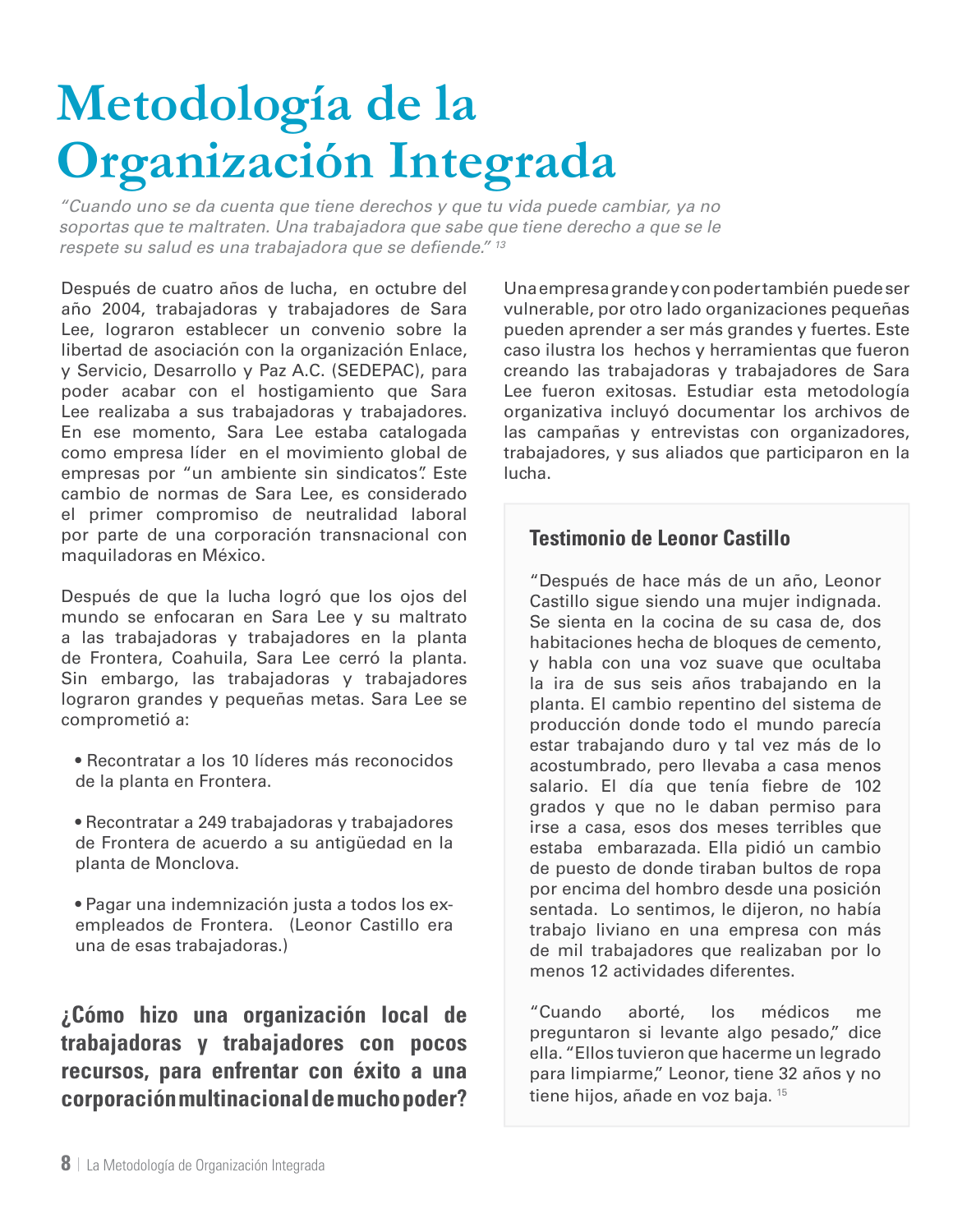# Metodología de la Organización Integrada

*"Cuando uno se da cuenta que tiene derechos y que tu vida puede cambiar, ya no soportas que te maltraten. Una trabajadora que sabe que tiene derecho a que se le respete su salud es una trabajadora que se defiende."* [13]

Después de cuatro años de lucha, en octubre del año 2004, trabajadoras y trabajadores de Sara Lee, lograron establecer un convenio sobre la libertad de asociación con la organización Enlace, y Servicio, Desarrollo y Paz A.C. (SEDEPAC), para poder acabar con el hostigamiento que Sara Lee realizaba a sus trabajadoras y trabajadores. En ese momento, Sara Lee estaba catalogada como empresa líder en el movimiento global de empresas por "un ambiente sin sindicatos". Este cambio de normas de Sara Lee, es considerado el primer compromiso de neutralidad laboral por parte de una corporación transnacional con maquiladoras en México.

Después de que la lucha logró que los ojos del mundo se enfocaran en Sara Lee y su maltrato a las trabajadoras y trabajadores en la planta de Frontera, Coahuila, Sara Lee cerró la planta. Sin embargo, las trabajadoras y trabajadores lograron grandes y pequeñas metas. Sara Lee se comprometió a:

- Recontratar a los 10 líderes más reconocidos de la planta en Frontera.
- Recontratar a 249 trabajadoras y trabajadores de Frontera de acuerdo a su antigüedad en la planta de Monclova.
- Pagar una indemnización justa a todos los ex-empleados de Frontera. (Leonor Castillo era una de esas trabajadoras.)

**¿Cómo hizo una organización local de trabajadoras y trabajadores con pocos recursos, para enfrentar con éxito a una corporación multinacional de mucho poder?**

Una empresa grande y con poder también puede ser vulnerable, por otro lado organizaciones pequeñas pueden aprender a ser más grandes y fuertes. Este caso ilustra los hechos y herramientas que fueron creando las trabajadoras y trabajadores de Sara Lee fueron exitosas. Estudiar esta metodología organizativa incluyó documentar los archivos de las campañas y entrevistas con organizadores, trabajadores, y sus aliados que participaron en la lucha.

### Testimonio de Leonor Castillo

"Después de hace más de un año, Leonor Castillo sigue siendo una mujer indignada. Se sienta en la cocina de su casa de, dos habitaciones hecha de bloques de cemento, y habla con una voz suave que ocultaba la ira de sus seis años trabajando en la planta. El cambio repentino del sistema de producción donde todo el mundo parecía estar trabajando duro y tal vez más de lo acostumbrado, pero llevaba a casa menos salario. El día que tenía fiebre de 102 grados y que no le daban permiso para irse a casa, esos dos meses terribles que estaba embarazada. Ella pidió un cambio de puesto de donde tiraban bultos de ropa por encima del hombro desde una posición sentada. Lo sentimos, le dijeron, no había trabajo liviano en una empresa con más de mil trabajadores que realizaban por lo menos 12 actividades diferentes.

"Cuando aborté, los médicos me preguntaron si levante algo pesado," dice ella. "Ellos tuvieron que hacerme un legrado para limpiarme," Leonor, tiene 32 años y no tiene hijos, añade en voz baja. [15]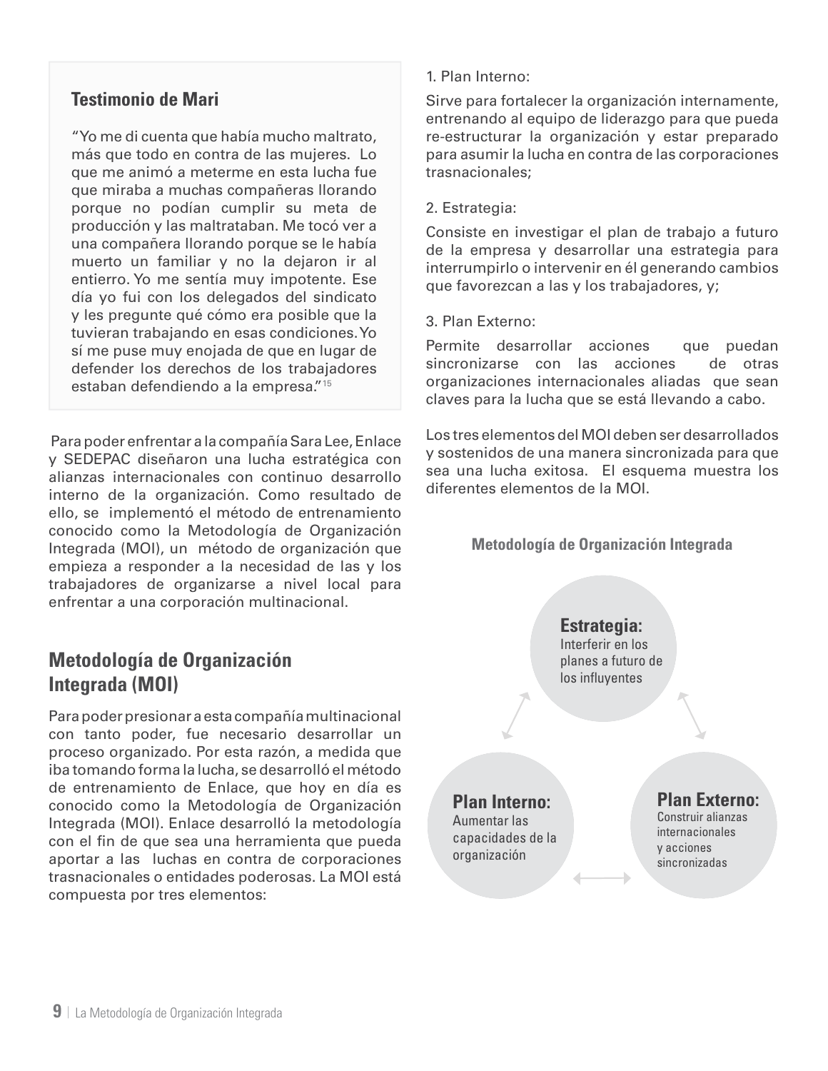### Testimonio de Mari

"Yo me di cuenta que había mucho maltrato, más que todo en contra de las mujeres. Lo que me animó a meterme en esta lucha fue que miraba a muchas compañeras llorando porque no podían cumplir su meta de producción y las maltrataban. Me tocó ver a una compañera llorando porque se le había muerto un familiar y no la dejaron ir al entierro. Yo me sentía muy impotente. Ese día yo fui con los delegados del sindicato y les pregunte qué cómo era posible que la tuvieran trabajando en esas condiciones. Yo sí me puse muy enojada de que en lugar de defender los derechos de los trabajadores estaban defendiendo a la empresa."[15]

Para poder enfrentar a la compañía Sara Lee, Enlace y SEDEPAC diseñaron una lucha estratégica con alianzas internacionales con continuo desarrollo interno de la organización. Como resultado de ello, se implementó el método de entrenamiento conocido como la Metodología de Organización Integrada (MOI), un método de organización que empieza a responder a la necesidad de las y los trabajadores de organizarse a nivel local para enfrentar a una corporación multinacional.

## Metodología de Organización Integrada (MOI)

Para poder presionar a esta compañía multinacional con tanto poder, fue necesario desarrollar un proceso organizado. Por esta razón, a medida que iba tomando forma la lucha, se desarrolló el método de entrenamiento de Enlace, que hoy en día es conocido como la Metodología de Organización Integrada (MOI). Enlace desarrolló la metodología con el fin de que sea una herramienta que pueda aportar a las luchas en contra de corporaciones trasnacionales o entidades poderosas. La MOI está compuesta por tres elementos:

1. Plan Interno:

Sirve para fortalecer la organización internamente, entrenando al equipo de liderazgo para que pueda re-estructurar la organización y estar preparado para asumir la lucha en contra de las corporaciones trasnacionales;

2. Estrategia:

Consiste en investigar el plan de trabajo a futuro de la empresa y desarrollar una estrategia para interrumpirlo o intervenir en él generando cambios que favorezcan a las y los trabajadores, y;

3. Plan Externo:

Permite desarrollar acciones que puedan sincronizarse con las acciones de otras organizaciones internacionales aliadas que sean claves para la lucha que se está llevando a cabo.

Los tres elementos del MOI deben ser desarrollados y sostenidos de una manera sincronizada para que sea una lucha exitosa. El esquema muestra los diferentes elementos de la MOI.

**Metodología de Organización Integrada**

**Estrategia:** Interferir en los planes a futuro de los influyentes

**Plan Interno:** Aumentar las capacidades de la organización

**Plan Externo:** Construir alianzas internacionales y acciones sincronizadas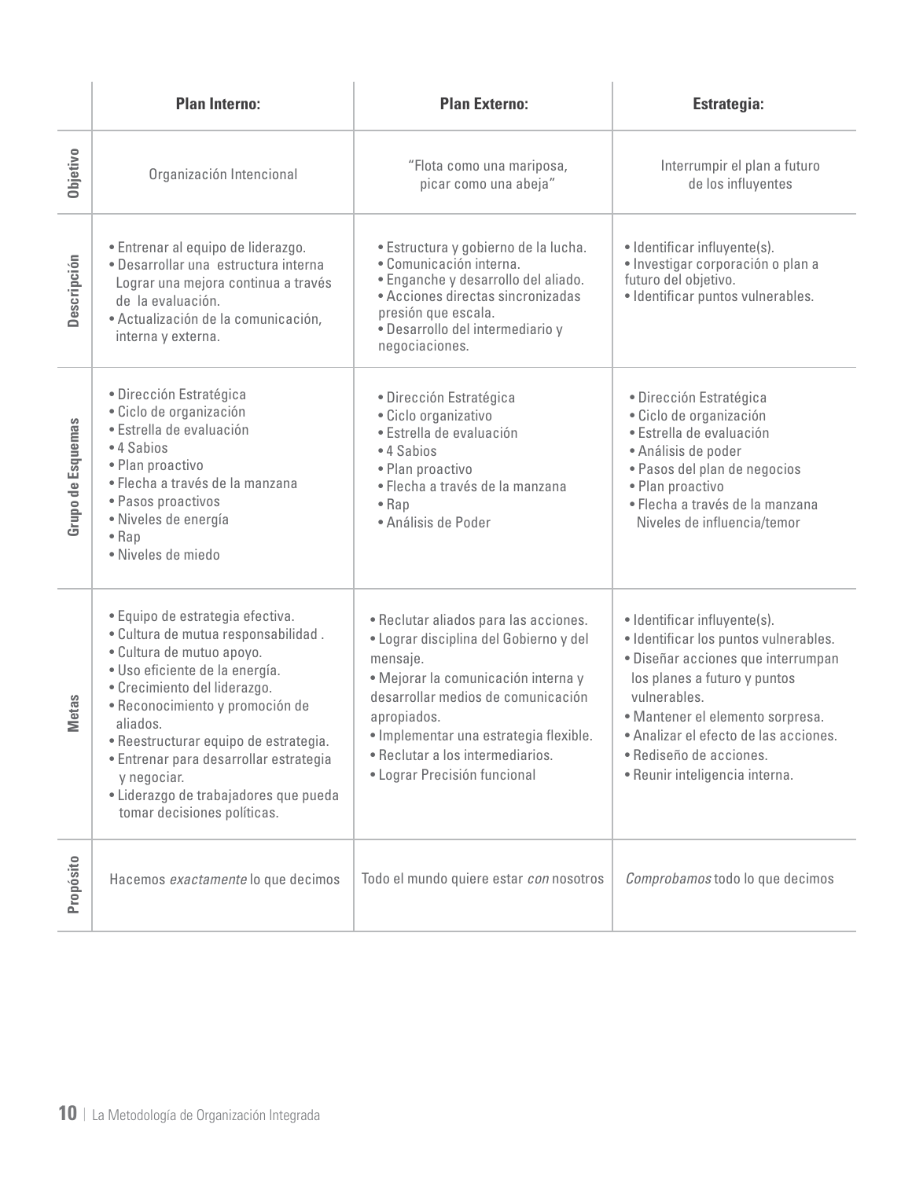| | Plan Interno: | Plan Externo: | Estrategia: |
|---|---|---|---|
| Objetivo | Organización Intencional | "Flota como una mariposa, picar como una abeja" | Interrumpir el plan a futuro de los influyentes |
| Descripción | • Entrenar al equipo de liderazgo.<br>• Desarrollar una estructura interna Lograr una mejora continua a través de la evaluación.<br>• Actualización de la comunicación, interna y externa. | • Estructura y gobierno de la lucha.<br>• Comunicación interna.<br>• Enganche y desarrollo del aliado.<br>• Acciones directas sincronizadas presión que escala.<br>• Desarrollo del intermediario y negociaciones. | • Identificar influyente(s).<br>• Investigar corporación o plan a futuro del objetivo.<br>• Identificar puntos vulnerables. |
| Grupo de Esquemas | • Dirección Estratégica<br>• Ciclo de organización<br>• Estrella de evaluación<br>• 4 Sabios<br>• Plan proactivo<br>• Flecha a través de la manzana<br>• Pasos proactivos<br>• Niveles de energía<br>• Rap<br>• Niveles de miedo | • Dirección Estratégica<br>• Ciclo organizativo<br>• Estrella de evaluación<br>• 4 Sabios<br>• Plan proactivo<br>• Flecha a través de la manzana<br>• Rap<br>• Análisis de Poder | • Dirección Estratégica<br>• Ciclo de organización<br>• Estrella de evaluación<br>• Análisis de poder<br>• Pasos del plan de negocios<br>• Plan proactivo<br>• Flecha a través de la manzana Niveles de influencia/temor |
| Metas | • Equipo de estrategia efectiva.<br>• Cultura de mutua responsabilidad .<br>• Cultura de mutuo apoyo.<br>• Uso eficiente de la energía.<br>• Crecimiento del liderazgo.<br>• Reconocimiento y promoción de aliados.<br>• Reestructurar equipo de estrategia.<br>• Entrenar para desarrollar estrategia y negociar.<br>• Liderazgo de trabajadores que pueda tomar decisiones políticas. | • Reclutar aliados para las acciones.<br>• Lograr disciplina del Gobierno y del mensaje.<br>• Mejorar la comunicación interna y desarrollar medios de comunicación apropiados.<br>• Implementar una estrategia flexible.<br>• Reclutar a los intermediarios.<br>• Lograr Precisión funcional | • Identificar influyente(s).<br>• Identificar los puntos vulnerables.<br>• Diseñar acciones que interrumpan los planes a futuro y puntos vulnerables.<br>• Mantener el elemento sorpresa.<br>• Analizar el efecto de las acciones.<br>• Rediseño de acciones.<br>• Reunir inteligencia interna. |
| Propósito | Hacemos *exactamente* lo que decimos | Todo el mundo quiere estar *con* nosotros | *Comprobamos* todo lo que decimos |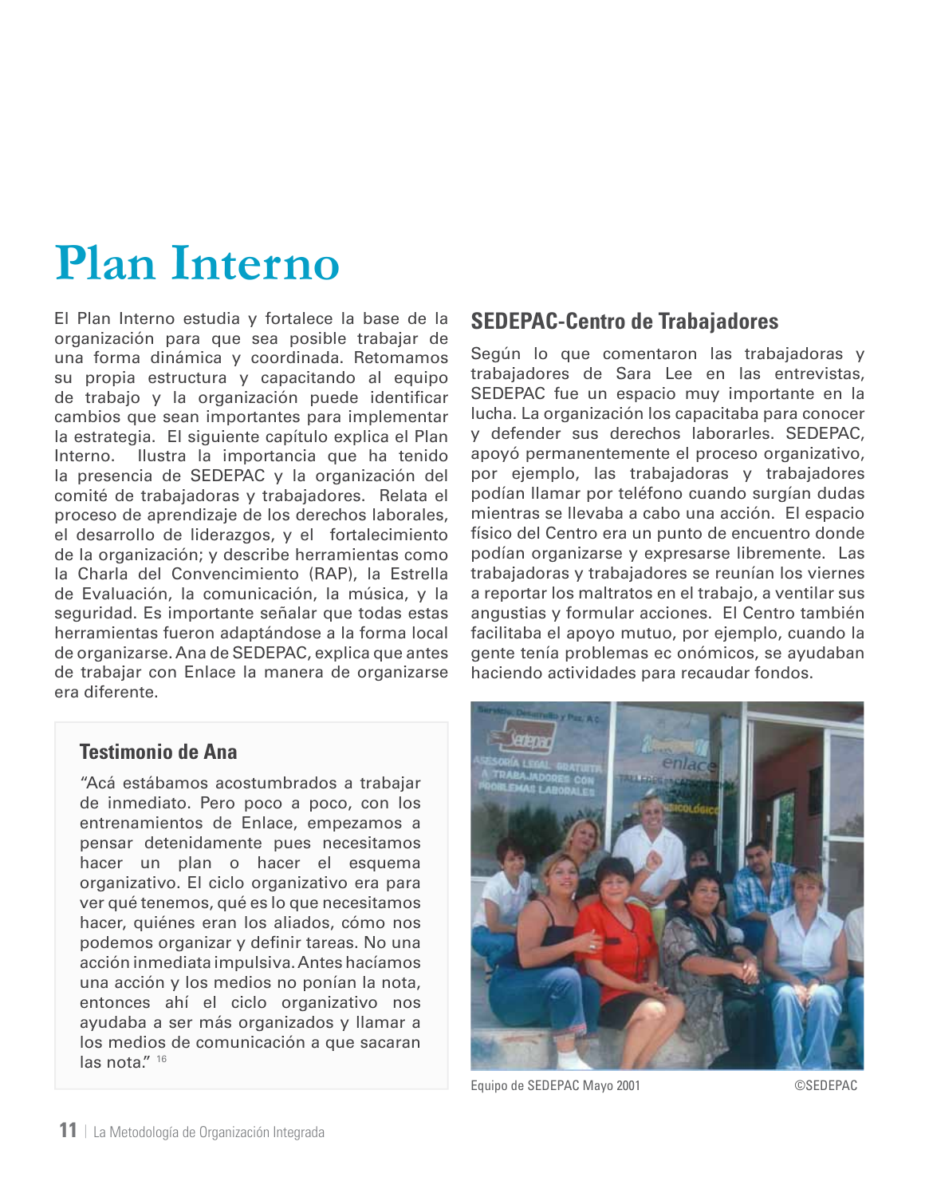# Plan Interno

El Plan Interno estudia y fortalece la base de la organización para que sea posible trabajar de una forma dinámica y coordinada. Retomamos su propia estructura y capacitando al equipo de trabajo y la organización puede identificar cambios que sean importantes para implementar la estrategia. El siguiente capítulo explica el Plan Interno. Ilustra la importancia que ha tenido la presencia de SEDEPAC y la organización del comité de trabajadoras y trabajadores. Relata el proceso de aprendizaje de los derechos laborales, el desarrollo de liderazgos, y el fortalecimiento de la organización; y describe herramientas como la Charla del Convencimiento (RAP), la Estrella de Evaluación, la comunicación, la música, y la seguridad. Es importante señalar que todas estas herramientas fueron adaptándose a la forma local de organizarse. Ana de SEDEPAC, explica que antes de trabajar con Enlace la manera de organizarse era diferente.

### Testimonio de Ana

"Acá estábamos acostumbrados a trabajar de inmediato. Pero poco a poco, con los entrenamientos de Enlace, empezamos a pensar detenidamente pues necesitamos hacer un plan o hacer el esquema organizativo. El ciclo organizativo era para ver qué tenemos, qué es lo que necesitamos hacer, quiénes eran los aliados, cómo nos podemos organizar y definir tareas. No una acción inmediata impulsiva. Antes hacíamos una acción y los medios no ponían la nota, entonces ahí el ciclo organizativo nos ayudaba a ser más organizados y llamar a los medios de comunicación a que sacaran las nota." [16]

## SEDEPAC-Centro de Trabajadores

Según lo que comentaron las trabajadoras y trabajadores de Sara Lee en las entrevistas, SEDEPAC fue un espacio muy importante en la lucha. La organización los capacitaba para conocer y defender sus derechos laborarles. SEDEPAC, apoyó permanentemente el proceso organizativo, por ejemplo, las trabajadoras y trabajadores podían llamar por teléfono cuando surgían dudas mientras se llevaba a cabo una acción. El espacio físico del Centro era un punto de encuentro donde podían organizarse y expresarse libremente. Las trabajadoras y trabajadores se reunían los viernes a reportar los maltratos en el trabajo, a ventilar sus angustias y formular acciones. El Centro también facilitaba el apoyo mutuo, por ejemplo, cuando la gente tenía problemas ec onómicos, se ayudaban haciendo actividades para recaudar fondos.

Equipo de SEDEPAC Mayo 2001 ©SEDEPAC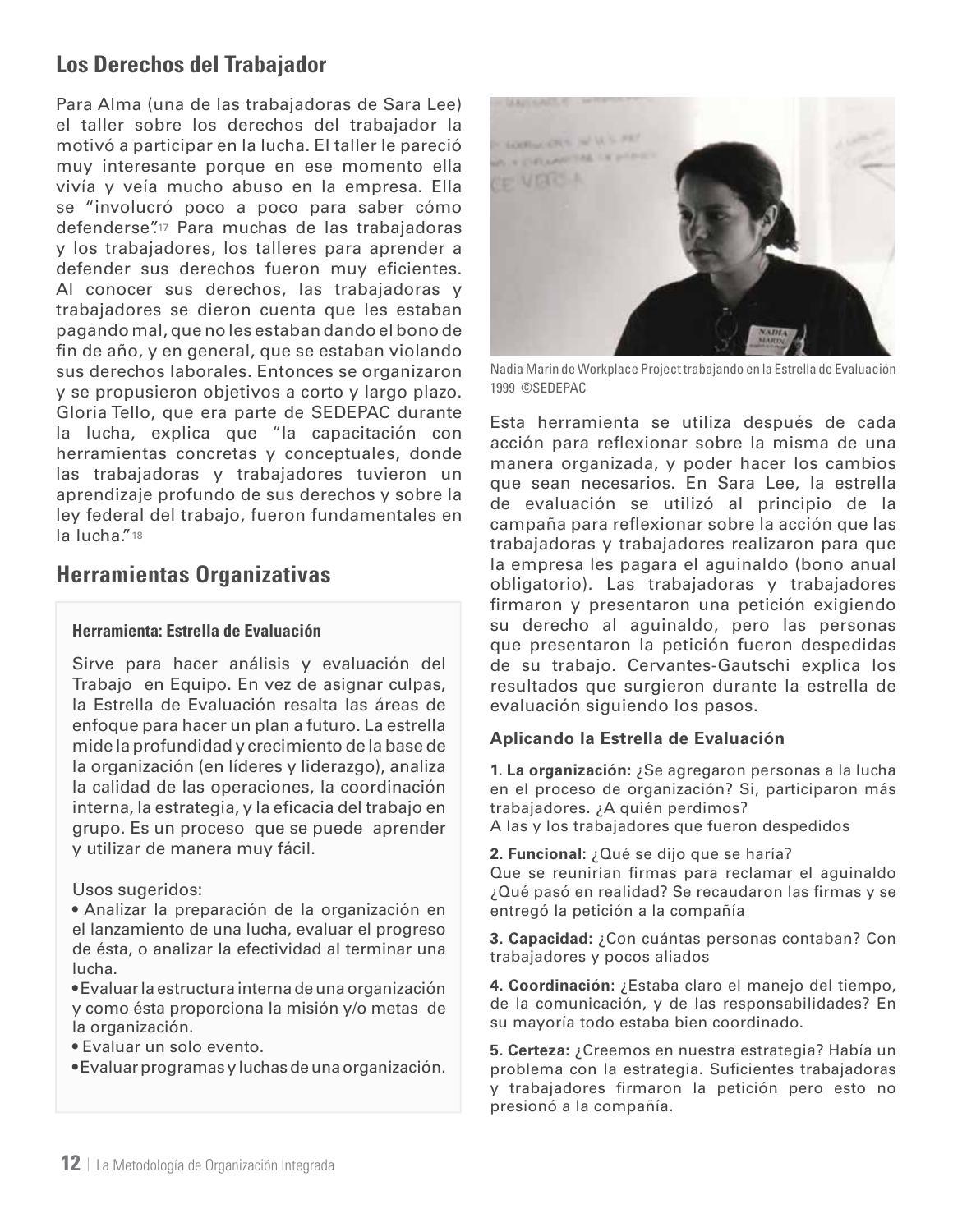## Los Derechos del Trabajador

Para Alma (una de las trabajadoras de Sara Lee) el taller sobre los derechos del trabajador la motivó a participar en la lucha. El taller le pareció muy interesante porque en ese momento ella vivía y veía mucho abuso en la empresa. Ella se "involucró poco a poco para saber cómo defenderse".[17] Para muchas de las trabajadoras y los trabajadores, los talleres para aprender a defender sus derechos fueron muy eficientes. Al conocer sus derechos, las trabajadoras y trabajadores se dieron cuenta que les estaban pagando mal, que no les estaban dando el bono de fin de año, y en general, que se estaban violando sus derechos laborales. Entonces se organizaron y se propusieron objetivos a corto y largo plazo. Gloria Tello, que era parte de SEDEPAC durante la lucha, explica que "la capacitación con herramientas concretas y conceptuales, donde las trabajadoras y trabajadores tuvieron un aprendizaje profundo de sus derechos y sobre la ley federal del trabajo, fueron fundamentales en la lucha."[18]

## Herramientas Organizativas

**Herramienta: Estrella de Evaluación**

Sirve para hacer análisis y evaluación del Trabajo en Equipo. En vez de asignar culpas, la Estrella de Evaluación resalta las áreas de enfoque para hacer un plan a futuro. La estrella mide la profundidad y crecimiento de la base de la organización (en líderes y liderazgo), analiza la calidad de las operaciones, la coordinación interna, la estrategia, y la eficacia del trabajo en grupo. Es un proceso que se puede aprender y utilizar de manera muy fácil.

Usos sugeridos:

- Analizar la preparación de la organización en el lanzamiento de una lucha, evaluar el progreso de ésta, o analizar la efectividad al terminar una lucha.
- Evaluar la estructura interna de una organización y como ésta proporciona la misión y/o metas de la organización.
- Evaluar un solo evento.
- Evaluar programas y luchas de una organización.

Nadia Marin de Workplace Project trabajando en la Estrella de Evaluación 1999 ©SEDEPAC

Esta herramienta se utiliza después de cada acción para reflexionar sobre la misma de una manera organizada, y poder hacer los cambios que sean necesarios. En Sara Lee, la estrella de evaluación se utilizó al principio de la campaña para reflexionar sobre la acción que las trabajadoras y trabajadores realizaron para que la empresa les pagara el aguinaldo (bono anual obligatorio). Las trabajadoras y trabajadores firmaron y presentaron una petición exigiendo su derecho al aguinaldo, pero las personas que presentaron la petición fueron despedidas de su trabajo. Cervantes-Gautschi explica los resultados que surgieron durante la estrella de evaluación siguiendo los pasos.

**Aplicando la Estrella de Evaluación**

**1. La organización:** ¿Se agregaron personas a la lucha en el proceso de organización? Si, participaron más trabajadores. ¿A quién perdimos?
A las y los trabajadores que fueron despedidos

**2. Funcional:** ¿Qué se dijo que se haría?
Que se reunirían firmas para reclamar el aguinaldo ¿Qué pasó en realidad? Se recaudaron las firmas y se entregó la petición a la compañía

**3. Capacidad:** ¿Con cuántas personas contaban? Con trabajadores y pocos aliados

**4. Coordinación:** ¿Estaba claro el manejo del tiempo, de la comunicación, y de las responsabilidades? En su mayoría todo estaba bien coordinado.

**5. Certeza:** ¿Creemos en nuestra estrategia? Había un problema con la estrategia. Suficientes trabajadoras y trabajadores firmaron la petición pero esto no presionó a la compañía.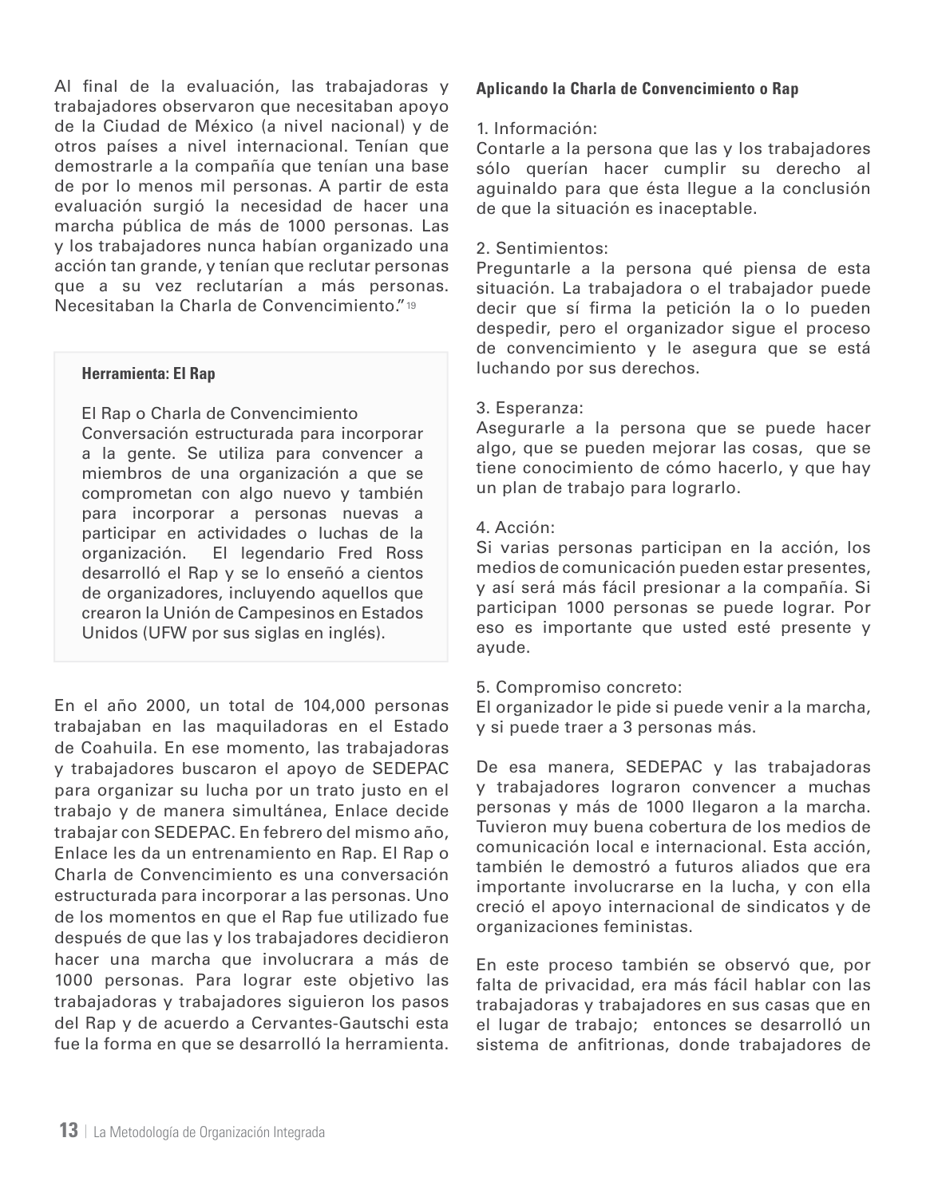Al final de la evaluación, las trabajadoras y trabajadores observaron que necesitaban apoyo de la Ciudad de México (a nivel nacional) y de otros países a nivel internacional. Tenían que demostrarle a la compañía que tenían una base de por lo menos mil personas. A partir de esta evaluación surgió la necesidad de hacer una marcha pública de más de 1000 personas. Las y los trabajadores nunca habían organizado una acción tan grande, y tenían que reclutar personas que a su vez reclutarían a más personas. Necesitaban la Charla de Convencimiento."[19]

> **Herramienta: El Rap**
>
> El Rap o Charla de Convencimiento
> Conversación estructurada para incorporar a la gente. Se utiliza para convencer a miembros de una organización a que se comprometan con algo nuevo y también para incorporar a personas nuevas a participar en actividades o luchas de la organización. El legendario Fred Ross desarrolló el Rap y se lo enseñó a cientos de organizadores, incluyendo aquellos que crearon la Unión de Campesinos en Estados Unidos (UFW por sus siglas en inglés).

En el año 2000, un total de 104,000 personas trabajaban en las maquiladoras en el Estado de Coahuila. En ese momento, las trabajadoras y trabajadores buscaron el apoyo de SEDEPAC para organizar su lucha por un trato justo en el trabajo y de manera simultánea, Enlace decide trabajar con SEDEPAC. En febrero del mismo año, Enlace les da un entrenamiento en Rap. El Rap o Charla de Convencimiento es una conversación estructurada para incorporar a las personas. Uno de los momentos en que el Rap fue utilizado fue después de que las y los trabajadores decidieron hacer una marcha que involucrara a más de 1000 personas. Para lograr este objetivo las trabajadoras y trabajadores siguieron los pasos del Rap y de acuerdo a Cervantes-Gautschi esta fue la forma en que se desarrolló la herramienta.

**Aplicando la Charla de Convencimiento o Rap**

1. Información:
Contarle a la persona que las y los trabajadores sólo querían hacer cumplir su derecho al aguinaldo para que ésta llegue a la conclusión de que la situación es inaceptable.

2. Sentimientos:
Preguntarle a la persona qué piensa de esta situación. La trabajadora o el trabajador puede decir que sí firma la petición la o lo pueden despedir, pero el organizador sigue el proceso de convencimiento y le asegura que se está luchando por sus derechos.

3. Esperanza:
Asegurarle a la persona que se puede hacer algo, que se pueden mejorar las cosas, que se tiene conocimiento de cómo hacerlo, y que hay un plan de trabajo para lograrlo.

4. Acción:
Si varias personas participan en la acción, los medios de comunicación pueden estar presentes, y así será más fácil presionar a la compañía. Si participan 1000 personas se puede lograr. Por eso es importante que usted esté presente y ayude.

5. Compromiso concreto:
El organizador le pide si puede venir a la marcha, y si puede traer a 3 personas más.

De esa manera, SEDEPAC y las trabajadoras y trabajadores lograron convencer a muchas personas y más de 1000 llegaron a la marcha. Tuvieron muy buena cobertura de los medios de comunicación local e internacional. Esta acción, también le demostró a futuros aliados que era importante involucrarse en la lucha, y con ella creció el apoyo internacional de sindicatos y de organizaciones feministas.

En este proceso también se observó que, por falta de privacidad, era más fácil hablar con las trabajadoras y trabajadores en sus casas que en el lugar de trabajo; entonces se desarrolló un sistema de anfitrionas, donde trabajadores de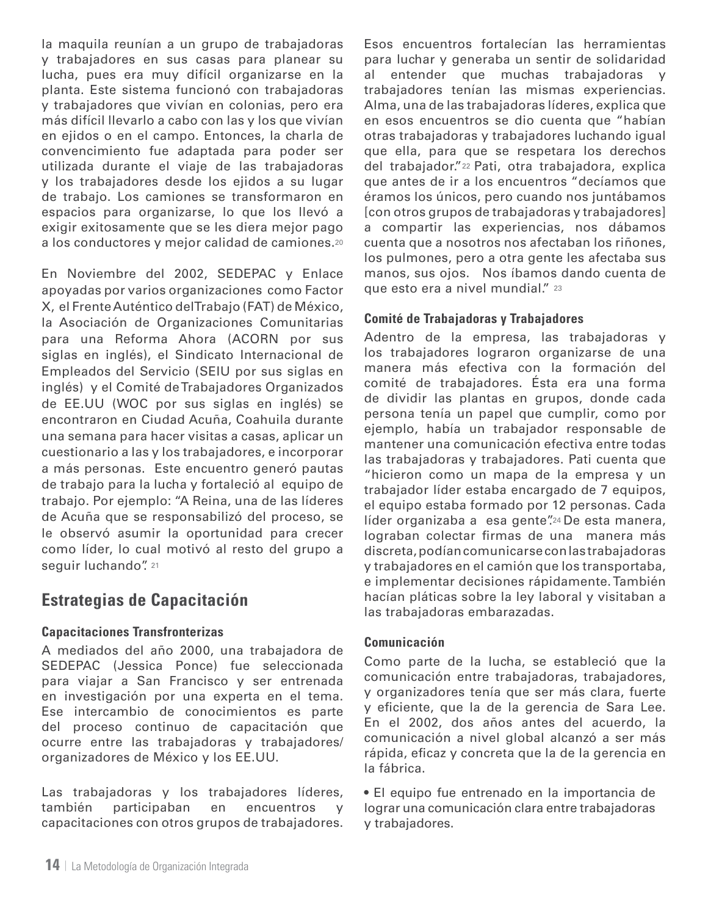la maquila reunían a un grupo de trabajadoras y trabajadores en sus casas para planear su lucha, pues era muy difícil organizarse en la planta. Este sistema funcionó con trabajadoras y trabajadores que vivían en colonias, pero era más difícil llevarlo a cabo con las y los que vivían en ejidos o en el campo. Entonces, la charla de convencimiento fue adaptada para poder ser utilizada durante el viaje de las trabajadoras y los trabajadores desde los ejidos a su lugar de trabajo. Los camiones se transformaron en espacios para organizarse, lo que los llevó a exigir exitosamente que se les diera mejor pago a los conductores y mejor calidad de camiones.[20]

En Noviembre del 2002, SEDEPAC y Enlace apoyadas por varios organizaciones como Factor X, el Frente Auténtico del Trabajo (FAT) de México, la Asociación de Organizaciones Comunitarias para una Reforma Ahora (ACORN por sus siglas en inglés), el Sindicato Internacional de Empleados del Servicio (SEIU por sus siglas en inglés) y el Comité de Trabajadores Organizados de EE.UU (WOC por sus siglas en inglés) se encontraron en Ciudad Acuña, Coahuila durante una semana para hacer visitas a casas, aplicar un cuestionario a las y los trabajadores, e incorporar a más personas. Este encuentro generó pautas de trabajo para la lucha y fortaleció al equipo de trabajo. Por ejemplo: "A Reina, una de las líderes de Acuña que se responsabilizó del proceso, se le observó asumir la oportunidad para crecer como líder, lo cual motivó al resto del grupo a seguir luchando".[21]

## Estrategias de Capacitación

### Capacitaciones Transfronterizas

A mediados del año 2000, una trabajadora de SEDEPAC (Jessica Ponce) fue seleccionada para viajar a San Francisco y ser entrenada en investigación por una experta en el tema. Ese intercambio de conocimientos es parte del proceso continuo de capacitación que ocurre entre las trabajadoras y trabajadores/ organizadores de México y los EE.UU.

Las trabajadoras y los trabajadores líderes, también participaban en encuentros y capacitaciones con otros grupos de trabajadores. Esos encuentros fortalecían las herramientas para luchar y generaba un sentir de solidaridad al entender que muchas trabajadoras y trabajadores tenían las mismas experiencias. Alma, una de las trabajadoras líderes, explica que en esos encuentros se dio cuenta que "habían otras trabajadoras y trabajadores luchando igual que ella, para que se respetara los derechos del trabajador."[22] Pati, otra trabajadora, explica que antes de ir a los encuentros "decíamos que éramos los únicos, pero cuando nos juntábamos [con otros grupos de trabajadoras y trabajadores] a compartir las experiencias, nos dábamos cuenta que a nosotros nos afectaban los riñones, los pulmones, pero a otra gente les afectaba sus manos, sus ojos. Nos íbamos dando cuenta de que esto era a nivel mundial."[23]

### Comité de Trabajadoras y Trabajadores

Adentro de la empresa, las trabajadoras y los trabajadores lograron organizarse de una manera más efectiva con la formación del comité de trabajadores. Ésta era una forma de dividir las plantas en grupos, donde cada persona tenía un papel que cumplir, como por ejemplo, había un trabajador responsable de mantener una comunicación efectiva entre todas las trabajadoras y trabajadores. Pati cuenta que "hicieron como un mapa de la empresa y un trabajador líder estaba encargado de 7 equipos, el equipo estaba formado por 12 personas. Cada líder organizaba a esa gente".[24] De esta manera, lograban colectar firmas de una manera más discreta, podían comunicarse con las trabajadoras y trabajadores en el camión que los transportaba, e implementar decisiones rápidamente. También hacían pláticas sobre la ley laboral y visitaban a las trabajadoras embarazadas.

### Comunicación

Como parte de la lucha, se estableció que la comunicación entre trabajadoras, trabajadores, y organizadores tenía que ser más clara, fuerte y eficiente, que la de la gerencia de Sara Lee. En el 2002, dos años antes del acuerdo, la comunicación a nivel global alcanzó a ser más rápida, eficaz y concreta que la de la gerencia en la fábrica.

- El equipo fue entrenado en la importancia de lograr una comunicación clara entre trabajadoras y trabajadores.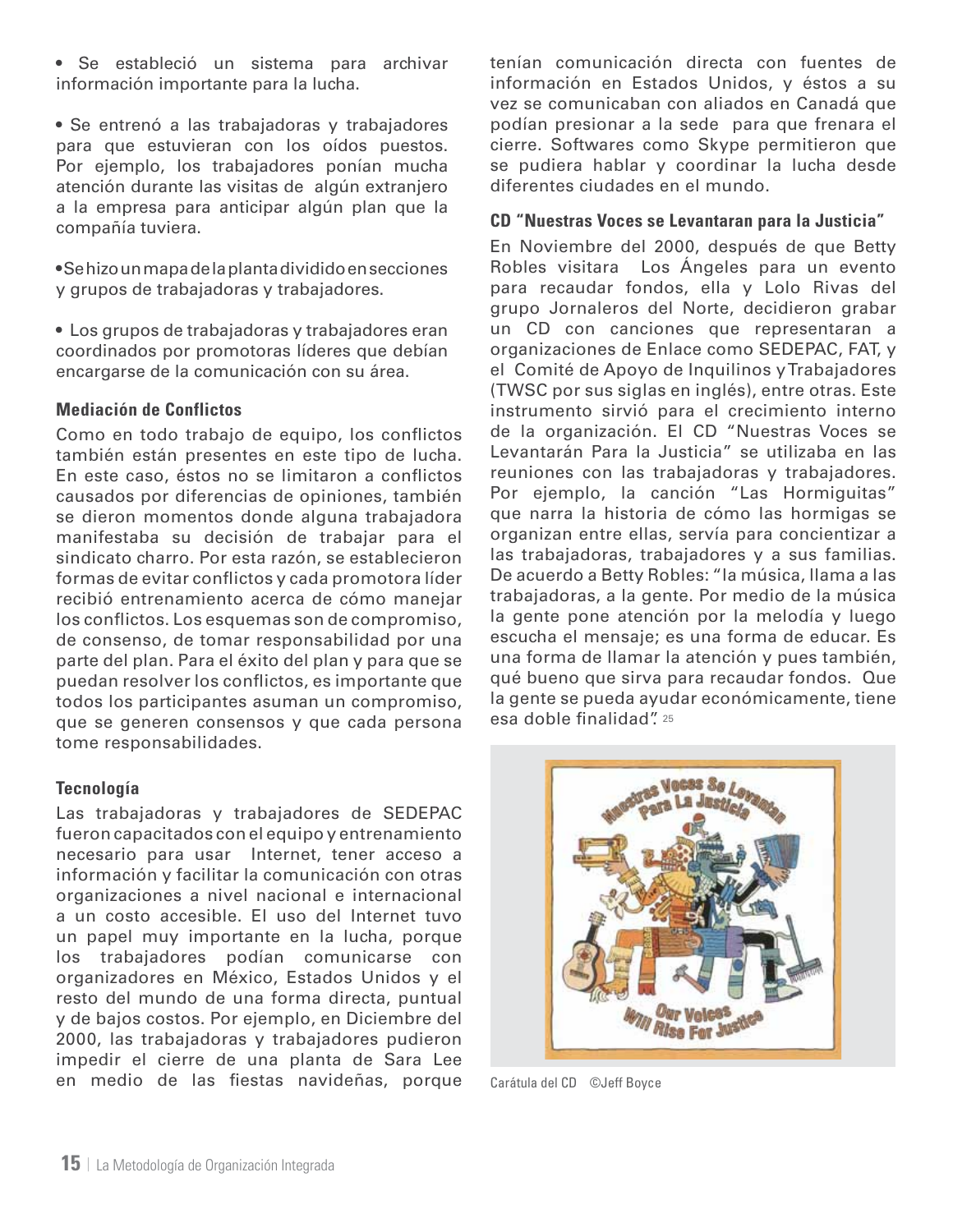• Se estableció un sistema para archivar información importante para la lucha.

• Se entrenó a las trabajadoras y trabajadores para que estuvieran con los oídos puestos. Por ejemplo, los trabajadores ponían mucha atención durante las visitas de algún extranjero a la empresa para anticipar algún plan que la compañía tuviera.

• Se hizo un mapa de la planta dividido en secciones y grupos de trabajadoras y trabajadores.

• Los grupos de trabajadoras y trabajadores eran coordinados por promotoras líderes que debían encargarse de la comunicación con su área.

**Mediación de Conflictos**

Como en todo trabajo de equipo, los conflictos también están presentes en este tipo de lucha. En este caso, éstos no se limitaron a conflictos causados por diferencias de opiniones, también se dieron momentos donde alguna trabajadora manifestaba su decisión de trabajar para el sindicato charro. Por esta razón, se establecieron formas de evitar conflictos y cada promotora líder recibió entrenamiento acerca de cómo manejar los conflictos. Los esquemas son de compromiso, de consenso, de tomar responsabilidad por una parte del plan. Para el éxito del plan y para que se puedan resolver los conflictos, es importante que todos los participantes asuman un compromiso, que se generen consensos y que cada persona tome responsabilidades.

**Tecnología**

Las trabajadoras y trabajadores de SEDEPAC fueron capacitados con el equipo y entrenamiento necesario para usar Internet, tener acceso a información y facilitar la comunicación con otras organizaciones a nivel nacional e internacional a un costo accesible. El uso del Internet tuvo un papel muy importante en la lucha, porque los trabajadores podían comunicarse con organizadores en México, Estados Unidos y el resto del mundo de una forma directa, puntual y de bajos costos. Por ejemplo, en Diciembre del 2000, las trabajadoras y trabajadores pudieron impedir el cierre de una planta de Sara Lee en medio de las fiestas navideñas, porque tenían comunicación directa con fuentes de información en Estados Unidos, y éstos a su vez se comunicaban con aliados en Canadá que podían presionar a la sede para que frenara el cierre. Softwares como Skype permitieron que se pudiera hablar y coordinar la lucha desde diferentes ciudades en el mundo.

**CD "Nuestras Voces se Levantaran para la Justicia"**

En Noviembre del 2000, después de que Betty Robles visitara Los Ángeles para un evento para recaudar fondos, ella y Lolo Rivas del grupo Jornaleros del Norte, decidieron grabar un CD con canciones que representaran a organizaciones de Enlace como SEDEPAC, FAT, y el Comité de Apoyo de Inquilinos y Trabajadores (TWSC por sus siglas en inglés), entre otras. Este instrumento sirvió para el crecimiento interno de la organización. El CD "Nuestras Voces se Levantarán Para la Justicia" se utilizaba en las reuniones con las trabajadoras y trabajadores. Por ejemplo, la canción "Las Hormiguitas" que narra la historia de cómo las hormigas se organizan entre ellas, servía para concientizar a las trabajadoras, trabajadores y a sus familias. De acuerdo a Betty Robles: "la música, llama a las trabajadoras, a la gente. Por medio de la música la gente pone atención por la melodía y luego escucha el mensaje; es una forma de educar. Es una forma de llamar la atención y pues también, qué bueno que sirva para recaudar fondos. Que la gente se pueda ayudar económicamente, tiene esa doble finalidad".[25]

Carátula del CD ©Jeff Boyce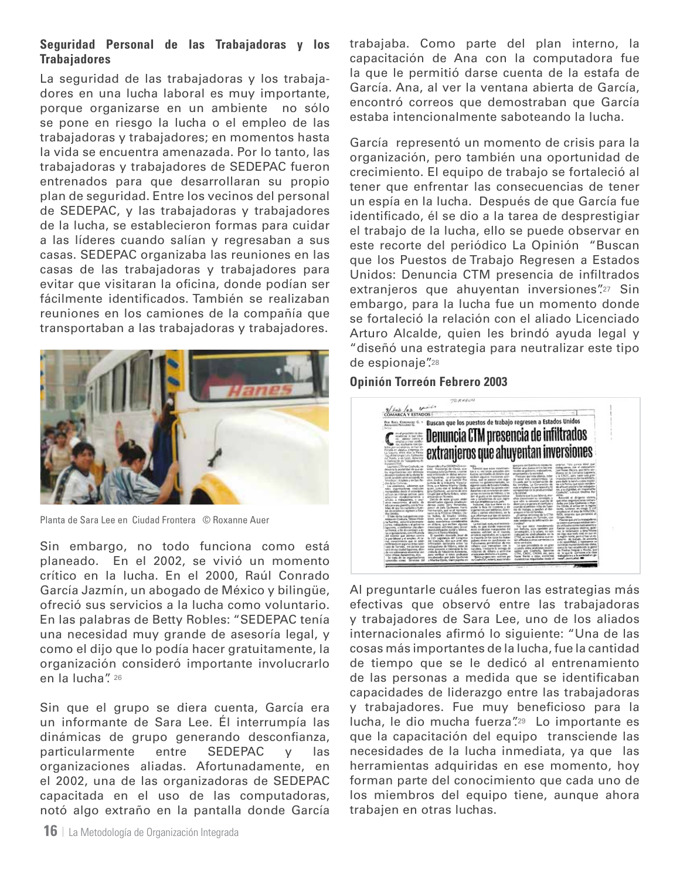**Seguridad Personal de las Trabajadoras y los Trabajadores**

La seguridad de las trabajadoras y los trabajadores en una lucha laboral es muy importante, porque organizarse en un ambiente no sólo se pone en riesgo la lucha o el empleo de las trabajadoras y trabajadores; en momentos hasta la vida se encuentra amenazada. Por lo tanto, las trabajadoras y trabajadores de SEDEPAC fueron entrenados para que desarrollaran su propio plan de seguridad. Entre los vecinos del personal de SEDEPAC, y las trabajadoras y trabajadores de la lucha, se establecieron formas para cuidar a las líderes cuando salían y regresaban a sus casas. SEDEPAC organizaba las reuniones en las casas de las trabajadoras y trabajadores para evitar que visitaran la oficina, donde podían ser fácilmente identificados. También se realizaban reuniones en los camiones de la compañía que transportaban a las trabajadoras y trabajadores.

Planta de Sara Lee en Ciudad Frontera © Roxanne Auer

Sin embargo, no todo funciona como está planeado. En el 2002, se vivió un momento crítico en la lucha. En el 2000, Raúl Conrado García Jazmín, un abogado de México y bilingüe, ofreció sus servicios a la lucha como voluntario. En las palabras de Betty Robles: "SEDEPAC tenía una necesidad muy grande de asesoría legal, y como el dijo que lo podía hacer gratuitamente, la organización consideró importante involucrarlo en la lucha".[26]

Sin que el grupo se diera cuenta, García era un informante de Sara Lee. Él interrumpía las dinámicas de grupo generando desconfianza, particularmente entre SEDEPAC y las organizaciones aliadas. Afortunadamente, en el 2002, una de las organizadoras de SEDEPAC capacitada en el uso de las computadoras, notó algo extraño en la pantalla donde García trabajaba. Como parte del plan interno, la capacitación de Ana con la computadora fue la que le permitió darse cuenta de la estafa de García. Ana, al ver la ventana abierta de García, encontró correos que demostraban que García estaba intencionalmente saboteando la lucha.

García representó un momento de crisis para la organización, pero también una oportunidad de crecimiento. El equipo de trabajo se fortaleció al tener que enfrentar las consecuencias de tener un espía en la lucha. Después de que García fue identificado, él se dio a la tarea de desprestigiar el trabajo de la lucha, ello se puede observar en este recorte del periódico La Opinión "Buscan que los Puestos de Trabajo Regresen a Estados Unidos: Denuncia CTM presencia de infiltrados extranjeros que ahuyentan inversiones".[27] Sin embargo, para la lucha fue un momento donde se fortaleció la relación con el aliado Licenciado Arturo Alcalde, quien les brindó ayuda legal y "diseñó una estrategia para neutralizar este tipo de espionaje".[28]

**Opinión Torreón Febrero 2003**

Al preguntarle cuáles fueron las estrategias más efectivas que observó entre las trabajadoras y trabajadores de Sara Lee, uno de los aliados internacionales afirmó lo siguiente: "Una de las cosas más importantes de la lucha, fue la cantidad de tiempo que se le dedicó al entrenamiento de las personas a medida que se identificaban capacidades de liderazgo entre las trabajadoras y trabajadores. Fue muy beneficioso para la lucha, le dio mucha fuerza".[29] Lo importante es que la capacitación del equipo transciende las necesidades de la lucha inmediata, ya que las herramientas adquiridas en ese momento, hoy forman parte del conocimiento que cada uno de los miembros del equipo tiene, aunque ahora trabajen en otras luchas.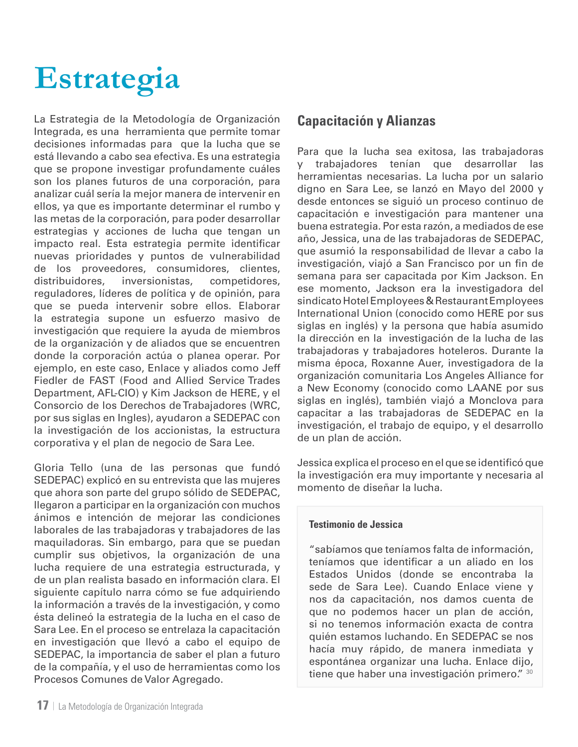# Estrategia

La Estrategia de la Metodología de Organización Integrada, es una herramienta que permite tomar decisiones informadas para que la lucha que se está llevando a cabo sea efectiva. Es una estrategia que se propone investigar profundamente cuáles son los planes futuros de una corporación, para analizar cuál sería la mejor manera de intervenir en ellos, ya que es importante determinar el rumbo y las metas de la corporación, para poder desarrollar estrategias y acciones de lucha que tengan un impacto real. Esta estrategia permite identificar nuevas prioridades y puntos de vulnerabilidad de los proveedores, consumidores, clientes, distribuidores, inversionistas, competidores, reguladores, líderes de política y de opinión, para que se pueda intervenir sobre ellos. Elaborar la estrategia supone un esfuerzo masivo de investigación que requiere la ayuda de miembros de la organización y de aliados que se encuentren donde la corporación actúa o planea operar. Por ejemplo, en este caso, Enlace y aliados como Jeff Fiedler de FAST (Food and Allied Service Trades Department, AFL-CIO) y Kim Jackson de HERE, y el Consorcio de los Derechos de Trabajadores (WRC, por sus siglas en Ingles), ayudaron a SEDEPAC con la investigación de los accionistas, la estructura corporativa y el plan de negocio de Sara Lee.

Gloria Tello (una de las personas que fundó SEDEPAC) explicó en su entrevista que las mujeres que ahora son parte del grupo sólido de SEDEPAC, llegaron a participar en la organización con muchos ánimos e intención de mejorar las condiciones laborales de las trabajadoras y trabajadores de las maquiladoras. Sin embargo, para que se puedan cumplir sus objetivos, la organización de una lucha requiere de una estrategia estructurada, y de un plan realista basado en información clara. El siguiente capítulo narra cómo se fue adquiriendo la información a través de la investigación, y como ésta delineó la estrategia de la lucha en el caso de Sara Lee. En el proceso se entrelaza la capacitación en investigación que llevó a cabo el equipo de SEDEPAC, la importancia de saber el plan a futuro de la compañía, y el uso de herramientas como los Procesos Comunes de Valor Agregado.

## Capacitación y Alianzas

Para que la lucha sea exitosa, las trabajadoras y trabajadores tenían que desarrollar las herramientas necesarias. La lucha por un salario digno en Sara Lee, se lanzó en Mayo del 2000 y desde entonces se siguió un proceso continuo de capacitación e investigación para mantener una buena estrategia. Por esta razón, a mediados de ese año, Jessica, una de las trabajadoras de SEDEPAC, que asumió la responsabilidad de llevar a cabo la investigación, viajó a San Francisco por un fin de semana para ser capacitada por Kim Jackson. En ese momento, Jackson era la investigadora del sindicato Hotel Employees & Restaurant Employees International Union (conocido como HERE por sus siglas en inglés) y la persona que había asumido la dirección en la investigación de la lucha de las trabajadoras y trabajadores hoteleros. Durante la misma época, Roxanne Auer, investigadora de la organización comunitaria Los Angeles Alliance for a New Economy (conocido como LAANE por sus siglas en inglés), también viajó a Monclova para capacitar a las trabajadoras de SEDEPAC en la investigación, el trabajo de equipo, y el desarrollo de un plan de acción.

Jessica explica el proceso en el que se identificó que la investigación era muy importante y necesaria al momento de diseñar la lucha.

**Testimonio de Jessica**

"sabíamos que teníamos falta de información, teníamos que identificar a un aliado en los Estados Unidos (donde se encontraba la sede de Sara Lee). Cuando Enlace viene y nos da capacitación, nos damos cuenta de que no podemos hacer un plan de acción, si no tenemos información exacta de contra quién estamos luchando. En SEDEPAC se nos hacía muy rápido, de manera inmediata y espontánea organizar una lucha. Enlace dijo, tiene que haber una investigación primero." [30]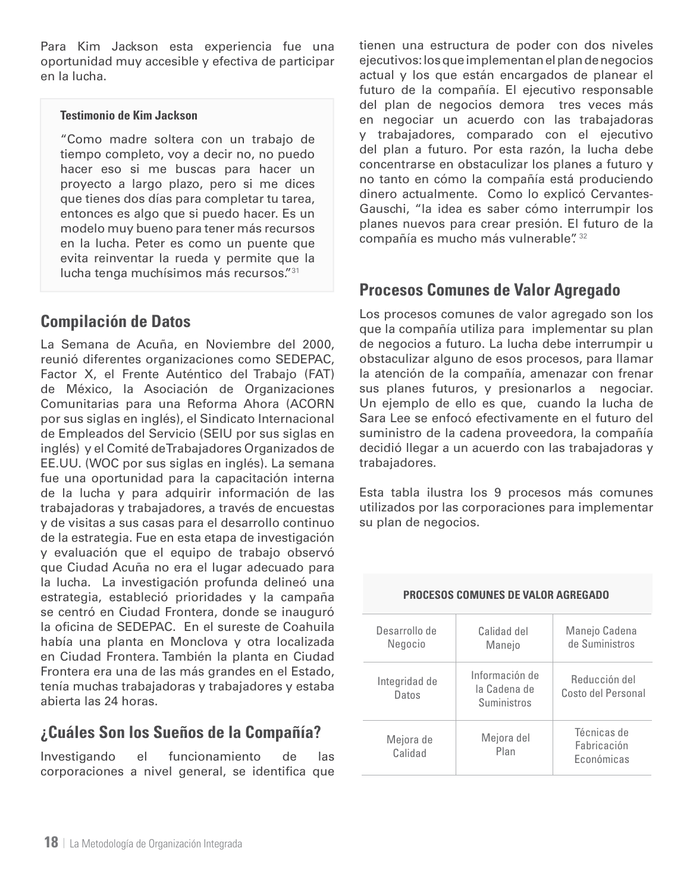Para Kim Jackson esta experiencia fue una oportunidad muy accesible y efectiva de participar en la lucha.

> **Testimonio de Kim Jackson**
>
> "Como madre soltera con un trabajo de tiempo completo, voy a decir no, no puedo hacer eso si me buscas para hacer un proyecto a largo plazo, pero si me dices que tienes dos días para completar tu tarea, entonces es algo que si puedo hacer. Es un modelo muy bueno para tener más recursos en la lucha. Peter es como un puente que evita reinventar la rueda y permite que la lucha tenga muchísimos más recursos."[31]

## Compilación de Datos

La Semana de Acuña, en Noviembre del 2000, reunió diferentes organizaciones como SEDEPAC, Factor X, el Frente Auténtico del Trabajo (FAT) de México, la Asociación de Organizaciones Comunitarias para una Reforma Ahora (ACORN por sus siglas en inglés), el Sindicato Internacional de Empleados del Servicio (SEIU por sus siglas en inglés) y el Comité deTrabajadores Organizados de EE.UU. (WOC por sus siglas en inglés). La semana fue una oportunidad para la capacitación interna de la lucha y para adquirir información de las trabajadoras y trabajadores, a través de encuestas y de visitas a sus casas para el desarrollo continuo de la estrategia. Fue en esta etapa de investigación y evaluación que el equipo de trabajo observó que Ciudad Acuña no era el lugar adecuado para la lucha. La investigación profunda delineó una estrategia, estableció prioridades y la campaña se centró en Ciudad Frontera, donde se inauguró la oficina de SEDEPAC. En el sureste de Coahuila había una planta en Monclova y otra localizada en Ciudad Frontera. También la planta en Ciudad Frontera era una de las más grandes en el Estado, tenía muchas trabajadoras y trabajadores y estaba abierta las 24 horas.

## ¿Cuáles Son los Sueños de la Compañía?

Investigando el funcionamiento de las corporaciones a nivel general, se identifica que tienen una estructura de poder con dos niveles ejecutivos: los que implementan el plan de negocios actual y los que están encargados de planear el futuro de la compañía. El ejecutivo responsable del plan de negocios demora tres veces más en negociar un acuerdo con las trabajadoras y trabajadores, comparado con el ejecutivo del plan a futuro. Por esta razón, la lucha debe concentrarse en obstaculizar los planes a futuro y no tanto en cómo la compañía está produciendo dinero actualmente. Como lo explicó Cervantes-Gauschi, "la idea es saber cómo interrumpir los planes nuevos para crear presión. El futuro de la compañía es mucho más vulnerable".[32]

## Procesos Comunes de Valor Agregado

Los procesos comunes de valor agregado son los que la compañía utiliza para implementar su plan de negocios a futuro. La lucha debe interrumpir u obstaculizar alguno de esos procesos, para llamar la atención de la compañía, amenazar con frenar sus planes futuros, y presionarlos a negociar. Un ejemplo de ello es que, cuando la lucha de Sara Lee se enfocó efectivamente en el futuro del suministro de la cadena proveedora, la compañía decidió llegar a un acuerdo con las trabajadoras y trabajadores.

Esta tabla ilustra los 9 procesos más comunes utilizados por las corporaciones para implementar su plan de negocios.

| PROCESOS COMUNES DE VALOR AGREGADO | | |
|---|---|---|
| Desarrollo de Negocio | Calidad del Manejo | Manejo Cadena de Suministros |
| Integridad de Datos | Información de la Cadena de Suministros | Reducción del Costo del Personal |
| Mejora de Calidad | Mejora del Plan | Técnicas de Fabricación Económicas |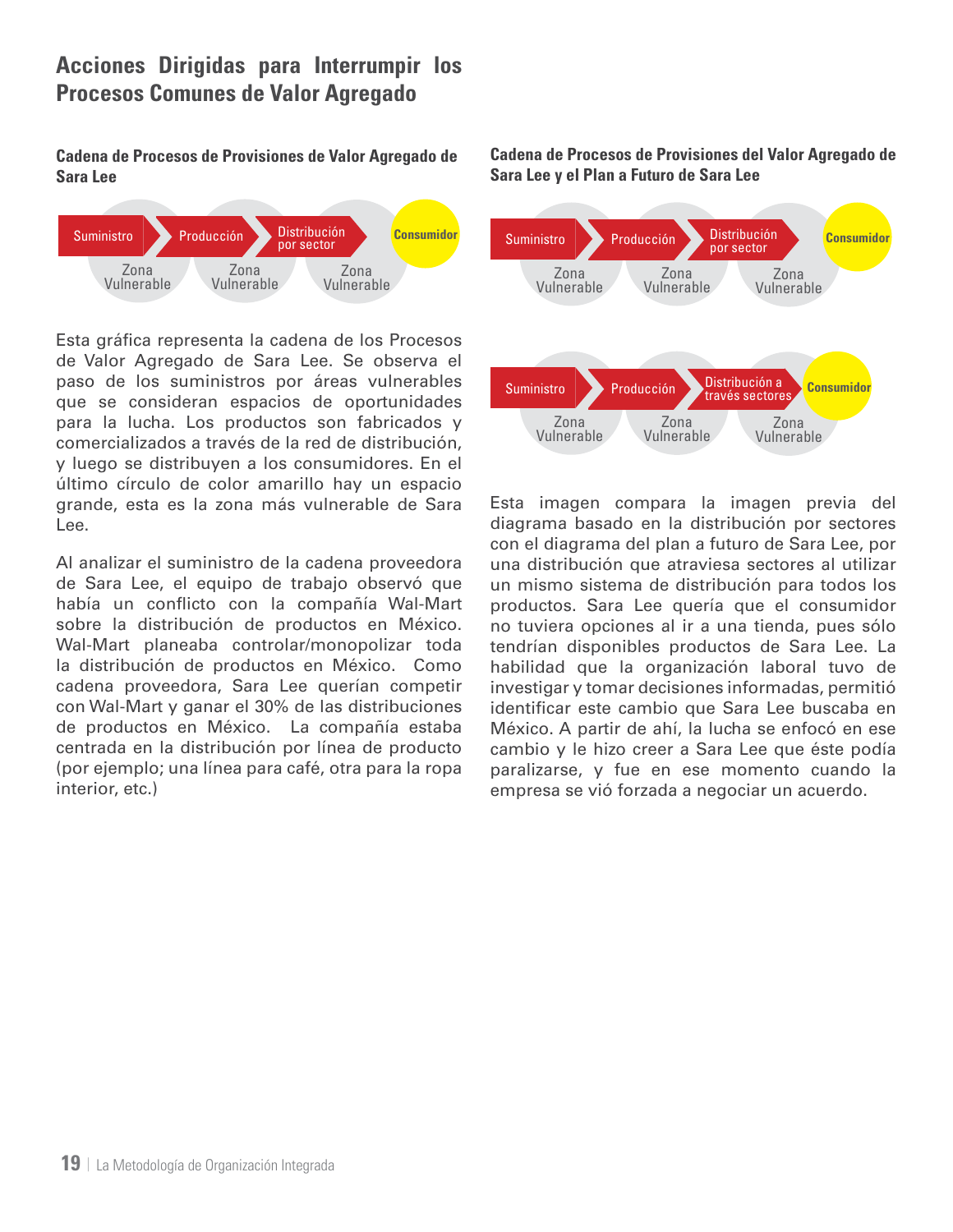## Acciones Dirigidas para Interrumpir los Procesos Comunes de Valor Agregado

**Cadena de Procesos de Provisiones de Valor Agregado de Sara Lee**

Suministro → Producción → Distribución por sector → Consumidor

Zona Vulnerable | Zona Vulnerable | Zona Vulnerable

Esta gráfica representa la cadena de los Procesos de Valor Agregado de Sara Lee. Se observa el paso de los suministros por áreas vulnerables que se consideran espacios de oportunidades para la lucha. Los productos son fabricados y comercializados a través de la red de distribución, y luego se distribuyen a los consumidores. En el último círculo de color amarillo hay un espacio grande, esta es la zona más vulnerable de Sara Lee.

Al analizar el suministro de la cadena proveedora de Sara Lee, el equipo de trabajo observó que había un conflicto con la compañía Wal-Mart sobre la distribución de productos en México. Wal-Mart planeaba controlar/monopolizar toda la distribución de productos en México. Como cadena proveedora, Sara Lee querían competir con Wal-Mart y ganar el 30% de las distribuciones de productos en México. La compañía estaba centrada en la distribución por línea de producto (por ejemplo; una línea para café, otra para la ropa interior, etc.)

**Cadena de Procesos de Provisiones del Valor Agregado de Sara Lee y el Plan a Futuro de Sara Lee**

Suministro → Producción → Distribución por sector → Consumidor

Zona Vulnerable | Zona Vulnerable | Zona Vulnerable

Suministro → Producción → Distribución a través sectores → Consumidor

Zona Vulnerable | Zona Vulnerable | Zona Vulnerable

Esta imagen compara la imagen previa del diagrama basado en la distribución por sectores con el diagrama del plan a futuro de Sara Lee, por una distribución que atraviesa sectores al utilizar un mismo sistema de distribución para todos los productos. Sara Lee quería que el consumidor no tuviera opciones al ir a una tienda, pues sólo tendrían disponibles productos de Sara Lee. La habilidad que la organización laboral tuvo de investigar y tomar decisiones informadas, permitió identificar este cambio que Sara Lee buscaba en México. A partir de ahí, la lucha se enfocó en ese cambio y le hizo creer a Sara Lee que éste podía paralizarse, y fue en ese momento cuando la empresa se vió forzada a negociar un acuerdo.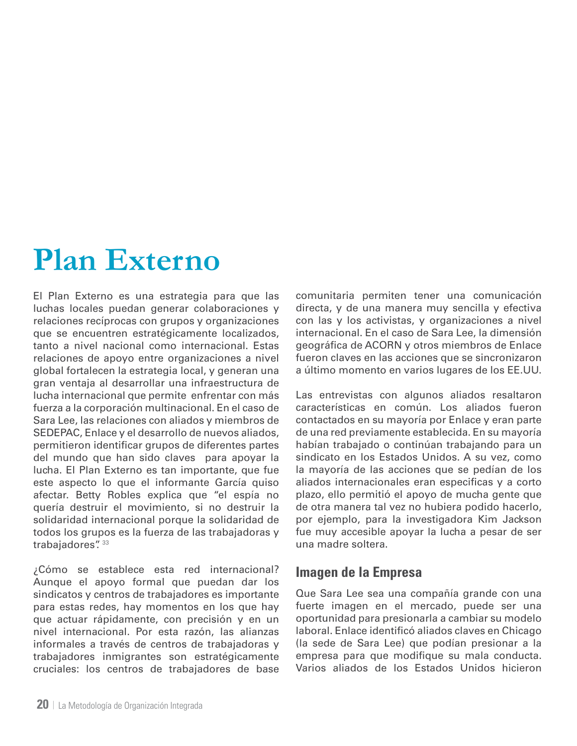# Plan Externo

El Plan Externo es una estrategia para que las luchas locales puedan generar colaboraciones y relaciones recíprocas con grupos y organizaciones que se encuentren estratégicamente localizados, tanto a nivel nacional como internacional. Estas relaciones de apoyo entre organizaciones a nivel global fortalecen la estrategia local, y generan una gran ventaja al desarrollar una infraestructura de lucha internacional que permite enfrentar con más fuerza a la corporación multinacional. En el caso de Sara Lee, las relaciones con aliados y miembros de SEDEPAC, Enlace y el desarrollo de nuevos aliados, permitieron identificar grupos de diferentes partes del mundo que han sido claves para apoyar la lucha. El Plan Externo es tan importante, que fue este aspecto lo que el informante García quiso afectar. Betty Robles explica que "el espía no quería destruir el movimiento, si no destruir la solidaridad internacional porque la solidaridad de todos los grupos es la fuerza de las trabajadoras y trabajadores".[33]

¿Cómo se establece esta red internacional? Aunque el apoyo formal que puedan dar los sindicatos y centros de trabajadores es importante para estas redes, hay momentos en los que hay que actuar rápidamente, con precisión y en un nivel internacional. Por esta razón, las alianzas informales a través de centros de trabajadoras y trabajadores inmigrantes son estratégicamente cruciales: los centros de trabajadores de base comunitaria permiten tener una comunicación directa, y de una manera muy sencilla y efectiva con las y los activistas, y organizaciones a nivel internacional. En el caso de Sara Lee, la dimensión geográfica de ACORN y otros miembros de Enlace fueron claves en las acciones que se sincronizaron a último momento en varios lugares de los EE.UU.

Las entrevistas con algunos aliados resaltaron características en común. Los aliados fueron contactados en su mayoría por Enlace y eran parte de una red previamente establecida. En su mayoría habían trabajado o continúan trabajando para un sindicato en los Estados Unidos. A su vez, como la mayoría de las acciones que se pedían de los aliados internacionales eran especificas y a corto plazo, ello permitió el apoyo de mucha gente que de otra manera tal vez no hubiera podido hacerlo, por ejemplo, para la investigadora Kim Jackson fue muy accesible apoyar la lucha a pesar de ser una madre soltera.

## Imagen de la Empresa

Que Sara Lee sea una compañía grande con una fuerte imagen en el mercado, puede ser una oportunidad para presionarla a cambiar su modelo laboral. Enlace identificó aliados claves en Chicago (la sede de Sara Lee) que podían presionar a la empresa para que modifique su mala conducta. Varios aliados de los Estados Unidos hicieron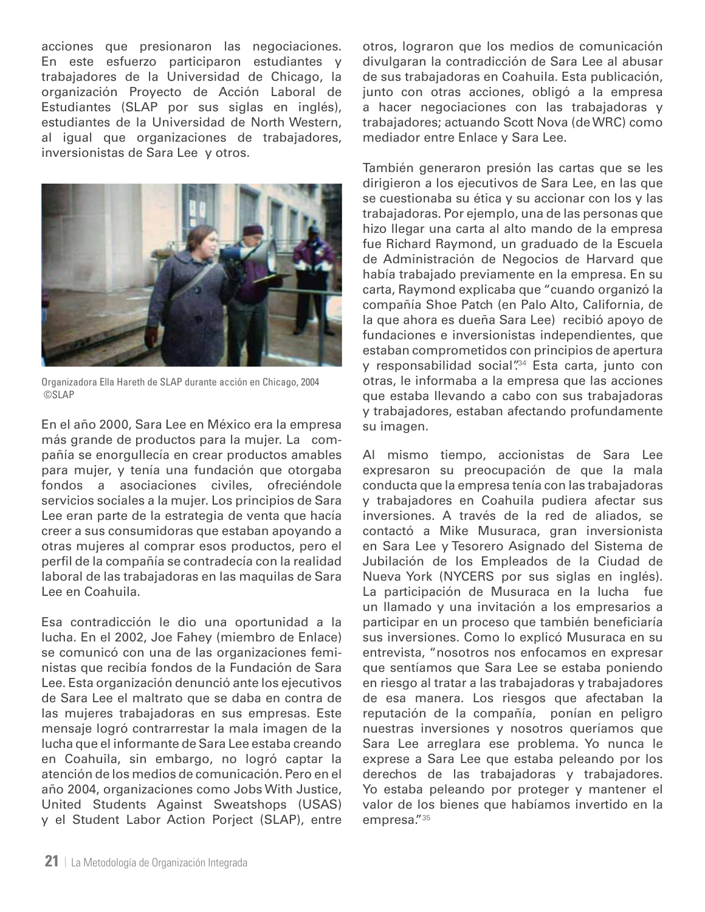acciones que presionaron las negociaciones. En este esfuerzo participaron estudiantes y trabajadores de la Universidad de Chicago, la organización Proyecto de Acción Laboral de Estudiantes (SLAP por sus siglas en inglés), estudiantes de la Universidad de North Western, al igual que organizaciones de trabajadores, inversionistas de Sara Lee y otros.

Organizadora Ella Hareth de SLAP durante acción en Chicago, 2004 ©SLAP

En el año 2000, Sara Lee en México era la empresa más grande de productos para la mujer. La compañía se enorgullecía en crear productos amables para mujer, y tenía una fundación que otorgaba fondos a asociaciones civiles, ofreciéndole servicios sociales a la mujer. Los principios de Sara Lee eran parte de la estrategia de venta que hacía creer a sus consumidoras que estaban apoyando a otras mujeres al comprar esos productos, pero el perfil de la compañía se contradecía con la realidad laboral de las trabajadoras en las maquilas de Sara Lee en Coahuila.

Esa contradicción le dio una oportunidad a la lucha. En el 2002, Joe Fahey (miembro de Enlace) se comunicó con una de las organizaciones feministas que recibía fondos de la Fundación de Sara Lee. Esta organización denunció ante los ejecutivos de Sara Lee el maltrato que se daba en contra de las mujeres trabajadoras en sus empresas. Este mensaje logró contrarrestar la mala imagen de la lucha que el informante de Sara Lee estaba creando en Coahuila, sin embargo, no logró captar la atención de los medios de comunicación. Pero en el año 2004, organizaciones como Jobs With Justice, United Students Against Sweatshops (USAS) y el Student Labor Action Porject (SLAP), entre otros, lograron que los medios de comunicación divulgaran la contradicción de Sara Lee al abusar de sus trabajadoras en Coahuila. Esta publicación, junto con otras acciones, obligó a la empresa a hacer negociaciones con las trabajadoras y trabajadores; actuando Scott Nova (de WRC) como mediador entre Enlace y Sara Lee.

También generaron presión las cartas que se les dirigieron a los ejecutivos de Sara Lee, en las que se cuestionaba su ética y su accionar con los y las trabajadoras. Por ejemplo, una de las personas que hizo llegar una carta al alto mando de la empresa fue Richard Raymond, un graduado de la Escuela de Administración de Negocios de Harvard que había trabajado previamente en la empresa. En su carta, Raymond explicaba que "cuando organizó la compañía Shoe Patch (en Palo Alto, California, de la que ahora es dueña Sara Lee) recibió apoyo de fundaciones e inversionistas independientes, que estaban comprometidos con principios de apertura y responsabilidad social".[34] Esta carta, junto con otras, le informaba a la empresa que las acciones que estaba llevando a cabo con sus trabajadoras y trabajadores, estaban afectando profundamente su imagen.

Al mismo tiempo, accionistas de Sara Lee expresaron su preocupación de que la mala conducta que la empresa tenía con las trabajadoras y trabajadores en Coahuila pudiera afectar sus inversiones. A través de la red de aliados, se contactó a Mike Musuraca, gran inversionista en Sara Lee y Tesorero Asignado del Sistema de Jubilación de los Empleados de la Ciudad de Nueva York (NYCERS por sus siglas en inglés). La participación de Musuraca en la lucha fue un llamado y una invitación a los empresarios a participar en un proceso que también beneficiaría sus inversiones. Como lo explicó Musuraca en su entrevista, "nosotros nos enfocamos en expresar que sentíamos que Sara Lee se estaba poniendo en riesgo al tratar a las trabajadoras y trabajadores de esa manera. Los riesgos que afectaban la reputación de la compañía, ponían en peligro nuestras inversiones y nosotros queríamos que Sara Lee arreglara ese problema. Yo nunca le exprese a Sara Lee que estaba peleando por los derechos de las trabajadoras y trabajadores. Yo estaba peleando por proteger y mantener el valor de los bienes que habíamos invertido en la empresa."[35]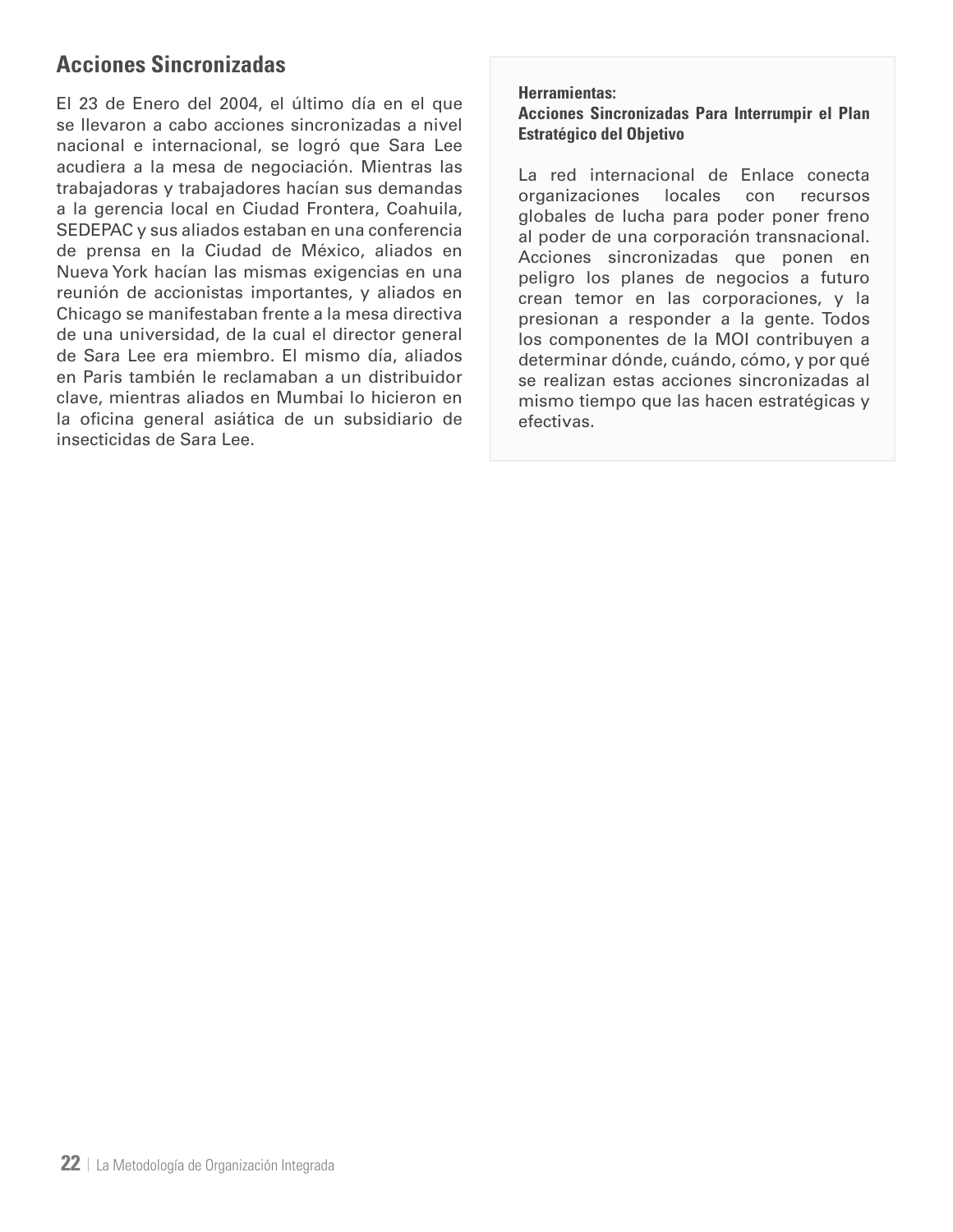## Acciones Sincronizadas

El 23 de Enero del 2004, el último día en el que se llevaron a cabo acciones sincronizadas a nivel nacional e internacional, se logró que Sara Lee acudiera a la mesa de negociación. Mientras las trabajadoras y trabajadores hacían sus demandas a la gerencia local en Ciudad Frontera, Coahuila, SEDEPAC y sus aliados estaban en una conferencia de prensa en la Ciudad de México, aliados en Nueva York hacían las mismas exigencias en una reunión de accionistas importantes, y aliados en Chicago se manifestaban frente a la mesa directiva de una universidad, de la cual el director general de Sara Lee era miembro. El mismo día, aliados en Paris también le reclamaban a un distribuidor clave, mientras aliados en Mumbai lo hicieron en la oficina general asiática de un subsidiario de insecticidas de Sara Lee.

**Herramientas:**
**Acciones Sincronizadas Para Interrumpir el Plan Estratégico del Objetivo**

La red internacional de Enlace conecta organizaciones locales con recursos globales de lucha para poder poner freno al poder de una corporación transnacional. Acciones sincronizadas que ponen en peligro los planes de negocios a futuro crean temor en las corporaciones, y la presionan a responder a la gente. Todos los componentes de la MOI contribuyen a determinar dónde, cuándo, cómo, y por qué se realizan estas acciones sincronizadas al mismo tiempo que las hacen estratégicas y efectivas.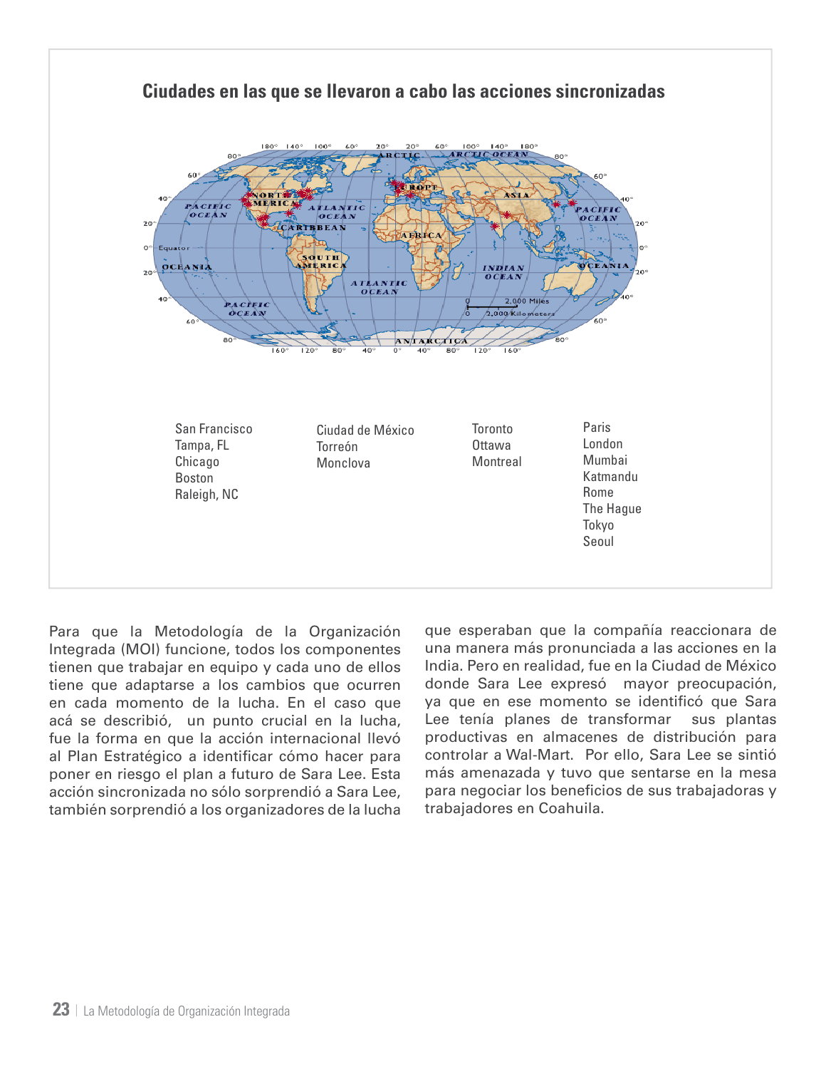## Ciudades en las que se llevaron a cabo las acciones sincronizadas

San Francisco
Tampa, FL
Chicago
Boston
Raleigh, NC

Ciudad de México
Torreón
Monclova

Toronto
Ottawa
Montreal

Paris
London
Mumbai
Katmandu
Rome
The Hague
Tokyo
Seoul

Para que la Metodología de la Organización Integrada (MOI) funcione, todos los componentes tienen que trabajar en equipo y cada uno de ellos tiene que adaptarse a los cambios que ocurren en cada momento de la lucha. En el caso que acá se describió, un punto crucial en la lucha, fue la forma en que la acción internacional llevó al Plan Estratégico a identificar cómo hacer para poner en riesgo el plan a futuro de Sara Lee. Esta acción sincronizada no sólo sorprendió a Sara Lee, también sorprendió a los organizadores de la lucha que esperaban que la compañía reaccionara de una manera más pronunciada a las acciones en la India. Pero en realidad, fue en la Ciudad de México donde Sara Lee expresó mayor preocupación, ya que en ese momento se identificó que Sara Lee tenía planes de transformar sus plantas productivas en almacenes de distribución para controlar a Wal-Mart. Por ello, Sara Lee se sintió más amenazada y tuvo que sentarse en la mesa para negociar los beneficios de sus trabajadoras y trabajadores en Coahuila.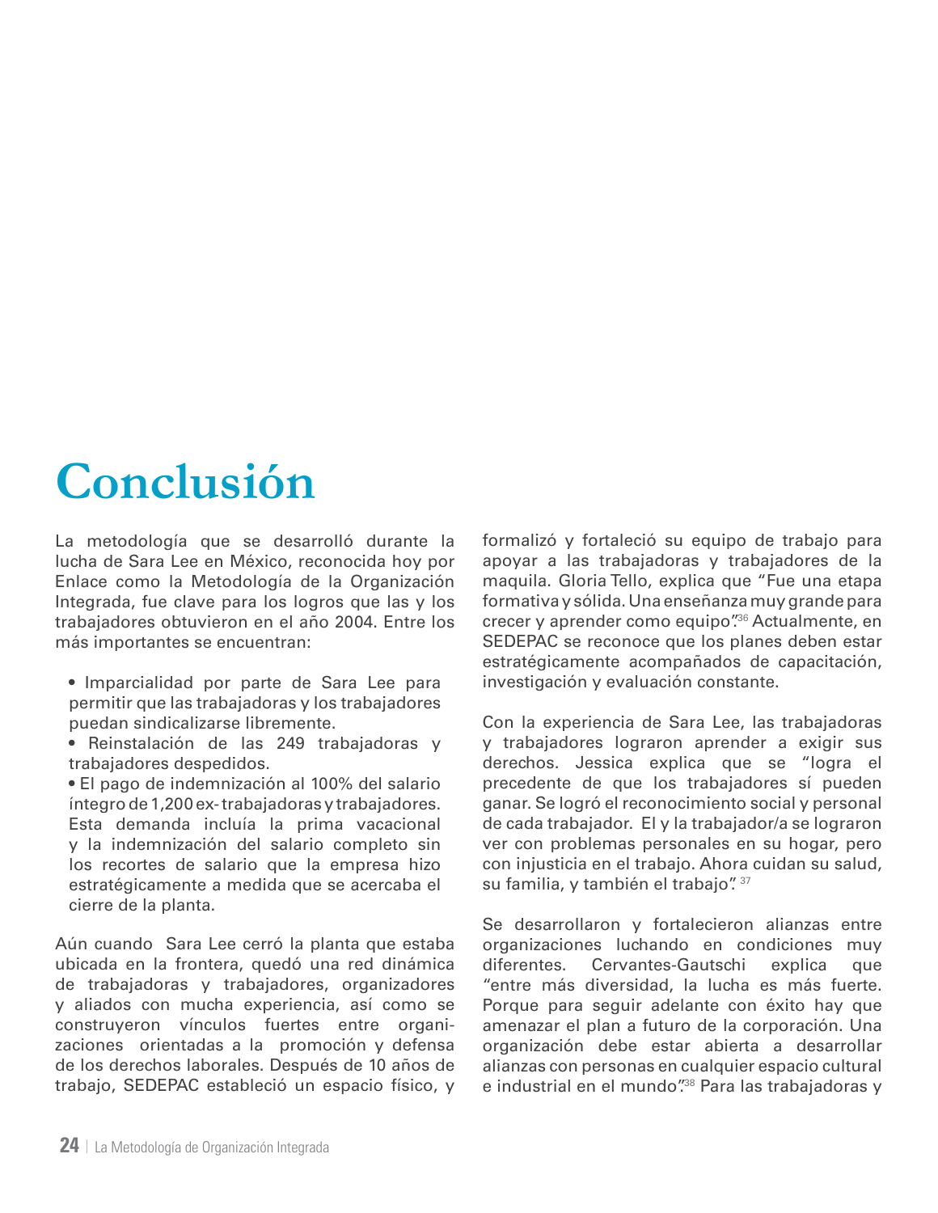# Conclusión

La metodología que se desarrolló durante la lucha de Sara Lee en México, reconocida hoy por Enlace como la Metodología de la Organización Integrada, fue clave para los logros que las y los trabajadores obtuvieron en el año 2004. Entre los más importantes se encuentran:

- Imparcialidad por parte de Sara Lee para permitir que las trabajadoras y los trabajadores puedan sindicalizarse libremente.
- Reinstalación de las 249 trabajadoras y trabajadores despedidos.
- El pago de indemnización al 100% del salario íntegro de 1,200 ex-trabajadoras y trabajadores. Esta demanda incluía la prima vacacional y la indemnización del salario completo sin los recortes de salario que la empresa hizo estratégicamente a medida que se acercaba el cierre de la planta.

Aún cuando Sara Lee cerró la planta que estaba ubicada en la frontera, quedó una red dinámica de trabajadoras y trabajadores, organizadores y aliados con mucha experiencia, así como se construyeron vínculos fuertes entre organizaciones orientadas a la promoción y defensa de los derechos laborales. Después de 10 años de trabajo, SEDEPAC estableció un espacio físico, y formalizó y fortaleció su equipo de trabajo para apoyar a las trabajadoras y trabajadores de la maquila. Gloria Tello, explica que "Fue una etapa formativa y sólida. Una enseñanza muy grande para crecer y aprender como equipo".[36] Actualmente, en SEDEPAC se reconoce que los planes deben estar estratégicamente acompañados de capacitación, investigación y evaluación constante.

Con la experiencia de Sara Lee, las trabajadoras y trabajadores lograron aprender a exigir sus derechos. Jessica explica que se "logra el precedente de que los trabajadores sí pueden ganar. Se logró el reconocimiento social y personal de cada trabajador. El y la trabajador/a se lograron ver con problemas personales en su hogar, pero con injusticia en el trabajo. Ahora cuidan su salud, su familia, y también el trabajo".[37]

Se desarrollaron y fortalecieron alianzas entre organizaciones luchando en condiciones muy diferentes. Cervantes-Gautschi explica que "entre más diversidad, la lucha es más fuerte. Porque para seguir adelante con éxito hay que amenazar el plan a futuro de la corporación. Una organización debe estar abierta a desarrollar alianzas con personas en cualquier espacio cultural e industrial en el mundo".[38] Para las trabajadoras y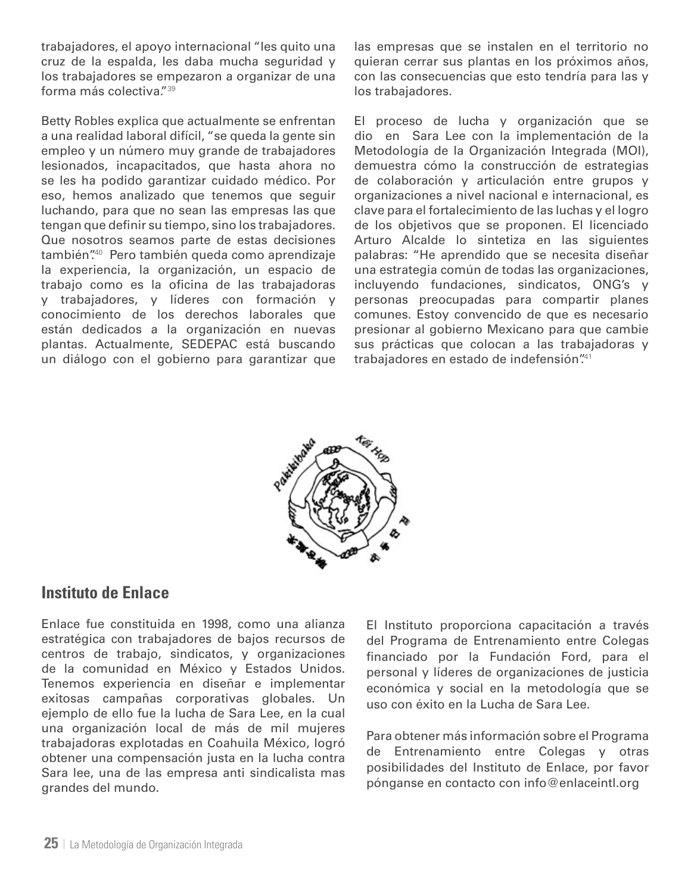trabajadores, el apoyo internacional "les quito una cruz de la espalda, les daba mucha seguridad y los trabajadores se empezaron a organizar de una forma más colectiva."[39]

Betty Robles explica que actualmente se enfrentan a una realidad laboral difícil, "se queda la gente sin empleo y un número muy grande de trabajadores lesionados, incapacitados, que hasta ahora no se les ha podido garantizar cuidado médico. Por eso, hemos analizado que tenemos que seguir luchando, para que no sean las empresas las que tengan que definir su tiempo, sino los trabajadores. Que nosotros seamos parte de estas decisiones también".[40] Pero también queda como aprendizaje la experiencia, la organización, un espacio de trabajo como es la oficina de las trabajadoras y trabajadores, y líderes con formación y conocimiento de los derechos laborales que están dedicados a la organización en nuevas plantas. Actualmente, SEDEPAC está buscando un diálogo con el gobierno para garantizar que las empresas que se instalen en el territorio no quieran cerrar sus plantas en los próximos años, con las consecuencias que esto tendría para las y los trabajadores.

El proceso de lucha y organización que se dio en Sara Lee con la implementación de la Metodología de la Organización Integrada (MOI), demuestra cómo la construcción de estrategias de colaboración y articulación entre grupos y organizaciones a nivel nacional e internacional, es clave para el fortalecimiento de las luchas y el logro de los objetivos que se proponen. El licenciado Arturo Alcalde lo sintetiza en las siguientes palabras: "He aprendido que se necesita diseñar una estrategia común de todas las organizaciones, incluyendo fundaciones, sindicatos, ONG's y personas preocupadas para compartir planes comunes. Estoy convencido de que es necesario presionar al gobierno Mexicano para que cambie sus prácticas que colocan a las trabajadoras y trabajadores en estado de indefensión".[41]

## Instituto de Enlace

Enlace fue constituida en 1998, como una alianza estratégica con trabajadores de bajos recursos de centros de trabajo, sindicatos, y organizaciones de la comunidad en México y Estados Unidos. Tenemos experiencia en diseñar e implementar exitosas campañas corporativas globales. Un ejemplo de ello fue la lucha de Sara Lee, en la cual una organización local de más de mil mujeres trabajadoras explotadas en Coahuila México, logró obtener una compensación justa en la lucha contra Sara lee, una de las empresa anti sindicalista mas grandes del mundo.

El Instituto proporciona capacitación a través del Programa de Entrenamiento entre Colegas financiado por la Fundación Ford, para el personal y líderes de organizaciones de justicia económica y social en la metodología que se uso con éxito en la Lucha de Sara Lee.

Para obtener más información sobre el Programa de Entrenamiento entre Colegas y otras posibilidades del Instituto de Enlace, por favor pónganse en contacto con info@enlaceintl.org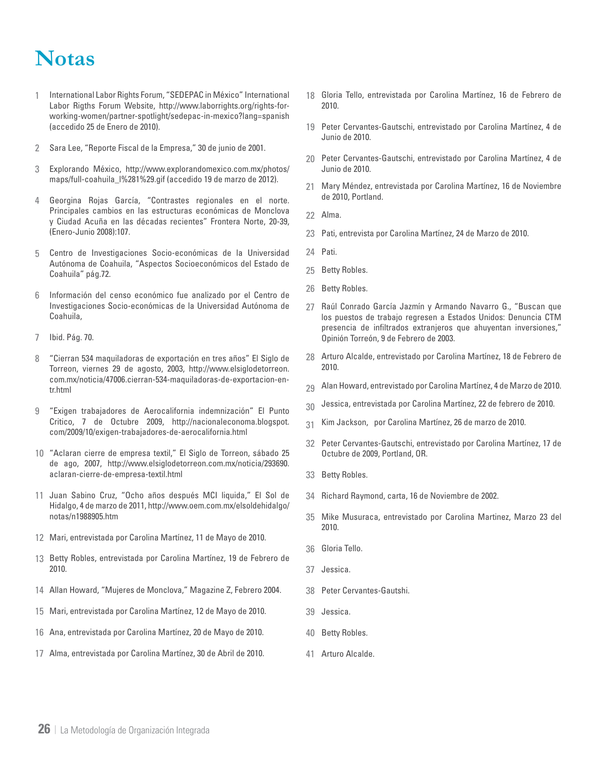# Notas

1. International Labor Rights Forum, "SEDEPAC in México" International Labor Rigths Forum Website, http://www.laborrights.org/rights-for-working-women/partner-spotlight/sedepac-in-mexico?lang=spanish (accedido 25 de Enero de 2010).
2. Sara Lee, "Reporte Fiscal de la Empresa," 30 de junio de 2001.
3. Explorando México, http://www.explorandomexico.com.mx/photos/maps/full-coahuila_l%281%29.gif (accedido 19 de marzo de 2012).
4. Georgina Rojas García, "Contrastes regionales en el norte. Principales cambios en las estructuras económicas de Monclova y Ciudad Acuña en las décadas recientes" Frontera Norte, 20-39, (Enero-Junio 2008):107.
5. Centro de Investigaciones Socio-económicas de la Universidad Autónoma de Coahuila, "Aspectos Socioeconómicos del Estado de Coahuila" pág.72.
6. Información del censo económico fue analizado por el Centro de Investigaciones Socio-económicas de la Universidad Autónoma de Coahuila,
7. Ibid. Pág. 70.
8. "Cierran 534 maquiladoras de exportación en tres años" El Siglo de Torreon, viernes 29 de agosto, 2003, http://www.elsiglodetorreon.com.mx/noticia/47006.cierran-534-maquiladoras-de-exportacion-en-tr.html
9. "Exigen trabajadores de Aerocalifornia indemnización" El Punto Critico, 7 de Octubre 2009, http://nacionaleconoma.blogspot.com/2009/10/exigen-trabajadores-de-aerocalifornia.html
10. "Aclaran cierre de empresa textil," El Siglo de Torreon, sábado 25 de ago, 2007, http://www.elsiglodetorreon.com.mx/noticia/293690.aclaran-cierre-de-empresa-textil.html
11. Juan Sabino Cruz, "Ocho años después MCI liquida," El Sol de Hidalgo, 4 de marzo de 2011, http://www.oem.com.mx/elsoldehidalgo/notas/n1988905.htm
12. Mari, entrevistada por Carolina Martínez, 11 de Mayo de 2010.
13. Betty Robles, entrevistada por Carolina Martínez, 19 de Febrero de 2010.
14. Allan Howard, "Mujeres de Monclova," Magazine Z, Febrero 2004.
15. Mari, entrevistada por Carolina Martínez, 12 de Mayo de 2010.
16. Ana, entrevistada por Carolina Martínez, 20 de Mayo de 2010.
17. Alma, entrevistada por Carolina Martínez, 30 de Abril de 2010.
18. Gloria Tello, entrevistada por Carolina Martínez, 16 de Febrero de 2010.
19. Peter Cervantes-Gautschi, entrevistado por Carolina Martínez, 4 de Junio de 2010.
20. Peter Cervantes-Gautschi, entrevistado por Carolina Martínez, 4 de Junio de 2010.
21. Mary Méndez, entrevistada por Carolina Martínez, 16 de Noviembre de 2010, Portland.
22. Alma.
23. Pati, entrevista por Carolina Martínez, 24 de Marzo de 2010.
24. Pati.
25. Betty Robles.
26. Betty Robles.
27. Raúl Conrado García Jazmín y Armando Navarro G., "Buscan que los puestos de trabajo regresen a Estados Unidos: Denuncia CTM presencia de infiltrados extranjeros que ahuyentan inversiones," Opinión Torreón, 9 de Febrero de 2003.
28. Arturo Alcalde, entrevistado por Carolina Martínez, 18 de Febrero de 2010.
29. Alan Howard, entrevistado por Carolina Martínez, 4 de Marzo de 2010.
30. Jessica, entrevistada por Carolina Martínez, 22 de febrero de 2010.
31. Kim Jackson, por Carolina Martínez, 26 de marzo de 2010.
32. Peter Cervantes-Gautschi, entrevistado por Carolina Martínez, 17 de Octubre de 2009, Portland, OR.
33. Betty Robles.
34. Richard Raymond, carta, 16 de Noviembre de 2002.
35. Mike Musuraca, entrevistado por Carolina Martinez, Marzo 23 del 2010.
36. Gloria Tello.
37. Jessica.
38. Peter Cervantes-Gautshi.
39. Jessica.
40. Betty Robles.
41. Arturo Alcalde.